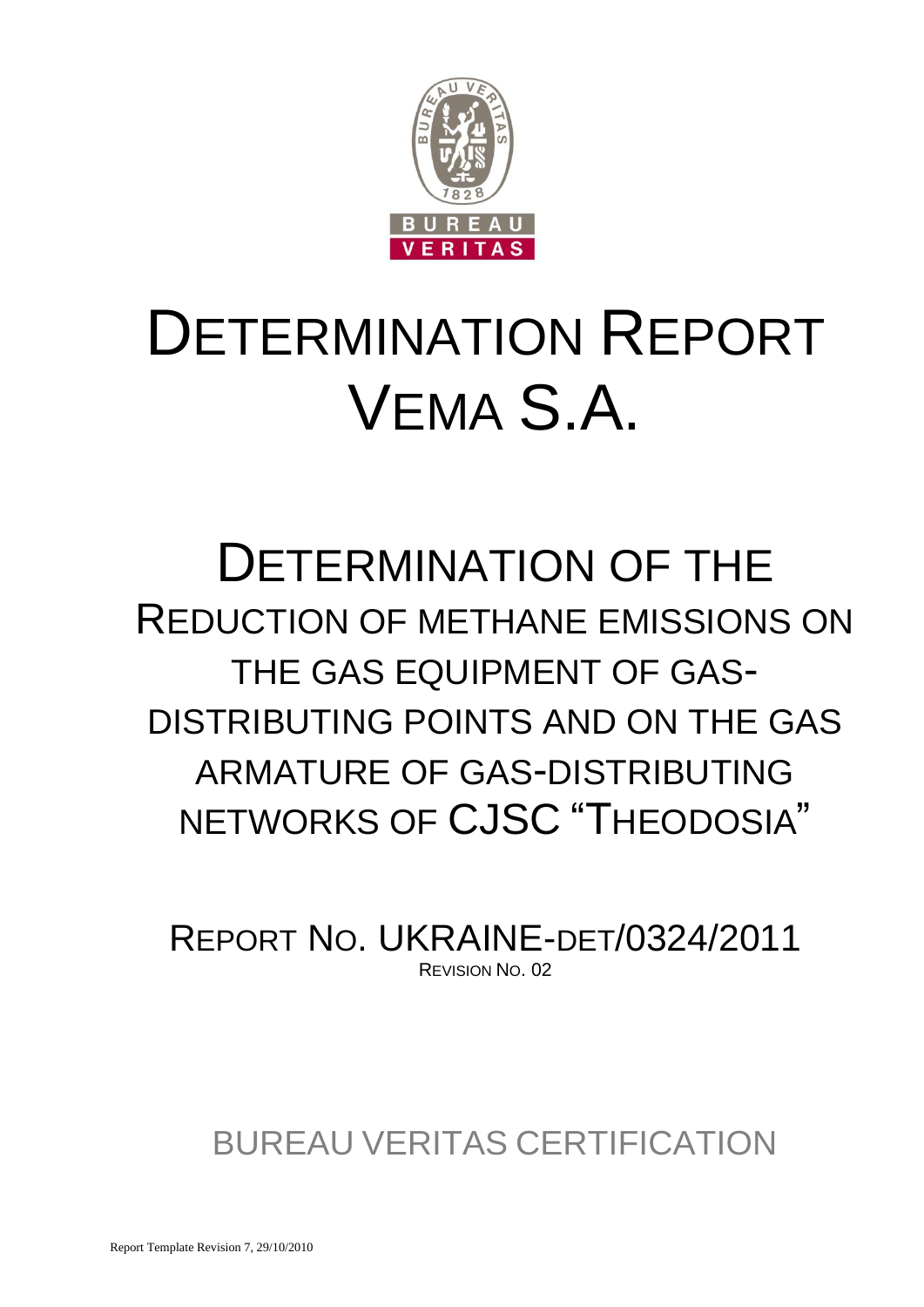# DETERMINATION REPORT VEMA S.A.

# DETERMINATION OF THE REDUCTION OF METHANE EMISSIONS ON THE GAS EQUIPMENT OF GAS-DISTRIBUTING POINTS AND ON THE GAS ARMATURE OF GAS-DISTRIBUTING NETWORKS OF CJSC "THEODOSIA"

REPORT NO. UKRAINE-DET/0324/2011

REVISION NO. 02

BUREAU VERITAS CERTIFICATION

Report Template Revision 7, 29/10/2010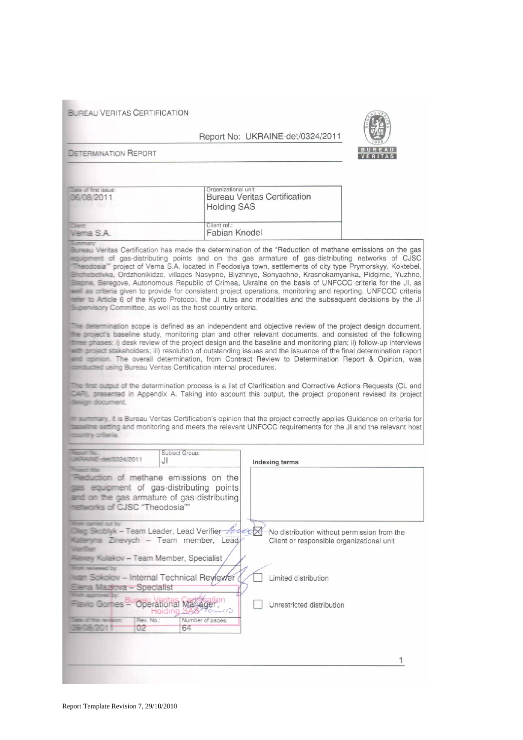BUREAU VERITAS CERTIFICATION

Report No: UKRAINE-det/0324/2011

DETERMINATION REPORT

| Date of first issue: 06/08/2011 | Organizational unit: Bureau Veritas Certification Holding SAS |
|---|---|
| Client: Vema S.A. | Client ref.: Fabian Knodel |

Summary:

Bureau Veritas Certification has made the determination of the "Reduction of methane emissions on the gas equipment of gas-distributing points and on the gas armature of gas-distributing networks of CJSC "Theodosia"" project of Vema S.A. located in Feodosiya town, settlements of city type Prymorskyy, Koktebel, Shchebetivka, Ordzhonikidze, villages Nasypne, Blyzhnye, Sonyachne, Krasnokamyanka, Pidgirne, Yuzhne, Stepne, Beregove, Autonomous Republic of Crimea, Ukraine on the basis of UNFCCC criteria for the JI, as well as criteria given to provide for consistent project operations, monitoring and reporting. UNFCCC criteria refer to Article 6 of the Kyoto Protocol, the JI rules and modalities and the subsequent decisions by the JI Supervisory Committee, as well as the host country criteria.

The determination scope is defined as an independent and objective review of the project design document, the project's baseline study, monitoring plan and other relevant documents, and consisted of the following three phases: i) desk review of the project design and the baseline and monitoring plan; ii) follow-up interviews with project stakeholders; iii) resolution of outstanding issues and the issuance of the final determination report and opinion. The overall determination, from Contract Review to Determination Report & Opinion, was conducted using Bureau Veritas Certification internal procedures.

The first output of the determination process is a list of Clarification and Corrective Actions Requests (CL and CAR), presented in Appendix A. Taking into account this output, the project proponent revised its project design document.

In summary, it is Bureau Veritas Certification's opinion that the project correctly applies Guidance on criteria for baseline setting and monitoring and meets the relevant UNFCCC requirements for the JI and the relevant host country criteria.

| Report No.: UKRAINE-det/0324/2011 | Subject Group: JI | Indexing terms |
|---|---|---|
| Project title: "Reduction of methane emissions on the gas equipment of gas-distributing points and on the gas armature of gas-distributing networks of CJSC "Theodosia"" | | |
| Work carried out by: Oleg Skoblyk – Team Leader, Lead Verifier; Kateryna Zinevych – Team member, Lead Verifier; Alexey Kulakov – Team Member, Specialist | | ☒ No distribution without permission from the Client or responsible organizational unit |
| Work reviewed by: Ivan Sokolov – Internal Technical Reviewer; Elena Mazlova – Specialist | | ☐ Limited distribution |
| Work approved by: Flavio Gomes – Operational Manager | | ☐ Unrestricted distribution |
| Date of this revision: 09/08/2011 | Rev. No.: 02 | Number of pages: 64 |

Report Template Revision 7, 29/10/2010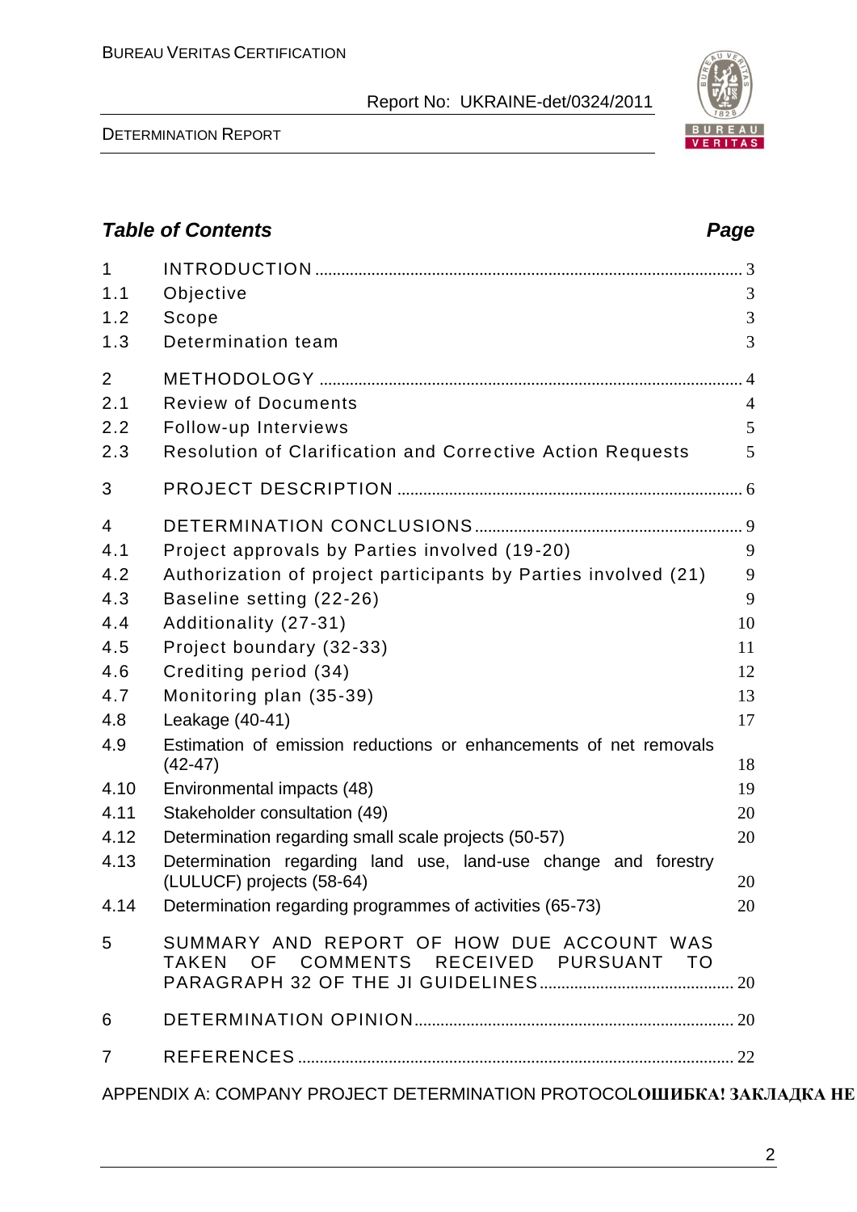## *Table of Contents* *Page*

| | | |
|---|---|---|
| 1 | INTRODUCTION | 3 |
| 1.1 | Objective | 3 |
| 1.2 | Scope | 3 |
| 1.3 | Determination team | 3 |
| 2 | METHODOLOGY | 4 |
| 2.1 | Review of Documents | 4 |
| 2.2 | Follow-up Interviews | 5 |
| 2.3 | Resolution of Clarification and Corrective Action Requests | 5 |
| 3 | PROJECT DESCRIPTION | 6 |
| 4 | DETERMINATION CONCLUSIONS | 9 |
| 4.1 | Project approvals by Parties involved (19-20) | 9 |
| 4.2 | Authorization of project participants by Parties involved (21) | 9 |
| 4.3 | Baseline setting (22-26) | 9 |
| 4.4 | Additionality (27-31) | 10 |
| 4.5 | Project boundary (32-33) | 11 |
| 4.6 | Crediting period (34) | 12 |
| 4.7 | Monitoring plan (35-39) | 13 |
| 4.8 | Leakage (40-41) | 17 |
| 4.9 | Estimation of emission reductions or enhancements of net removals (42-47) | 18 |
| 4.10 | Environmental impacts (48) | 19 |
| 4.11 | Stakeholder consultation (49) | 20 |
| 4.12 | Determination regarding small scale projects (50-57) | 20 |
| 4.13 | Determination regarding land use, land-use change and forestry (LULUCF) projects (58-64) | 20 |
| 4.14 | Determination regarding programmes of activities (65-73) | 20 |
| 5 | SUMMARY AND REPORT OF HOW DUE ACCOUNT WAS TAKEN OF COMMENTS RECEIVED PURSUANT TO PARAGRAPH 32 OF THE JI GUIDELINES | 20 |
| 6 | DETERMINATION OPINION | 20 |
| 7 | REFERENCES | 22 |

APPENDIX A: COMPANY PROJECT DETERMINATION PROTOCOL**ОШИБКА! ЗАКЛАДКА НЕ**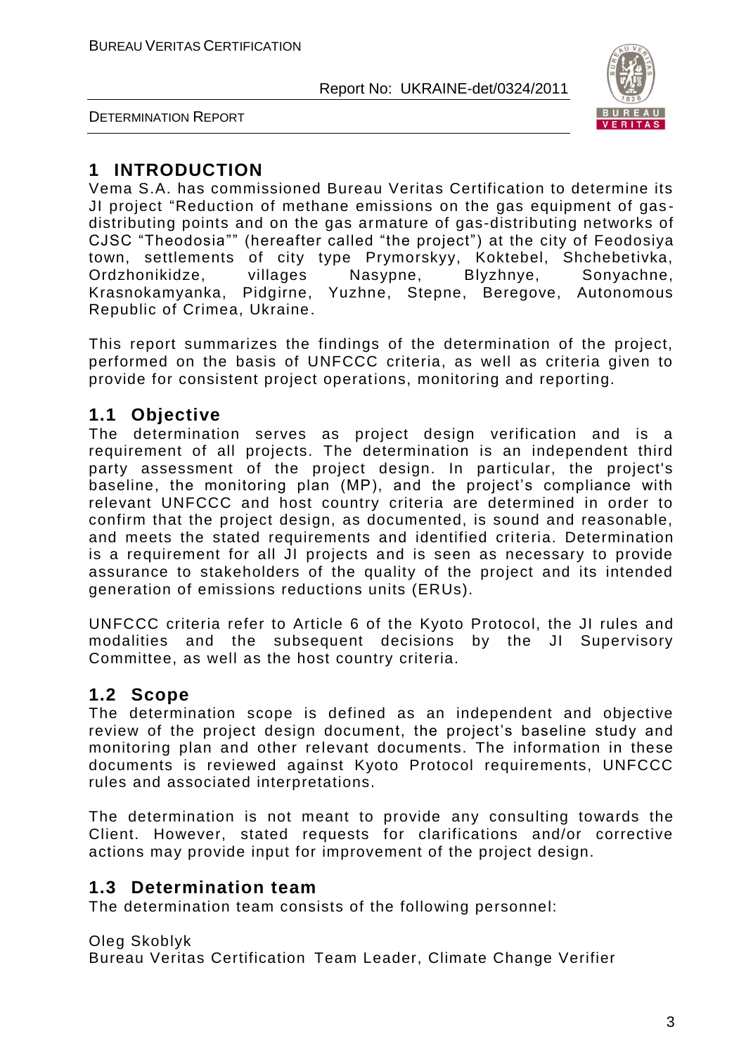# 1 INTRODUCTION

Vema S.A. has commissioned Bureau Veritas Certification to determine its JI project "Reduction of methane emissions on the gas equipment of gas-distributing points and on the gas armature of gas-distributing networks of CJSC "Theodosia"" (hereafter called "the project") at the city of Feodosiya town, settlements of city type Prymorskyy, Koktebel, Shchebetivka, Ordzhonikidze, villages Nasypne, Blyzhnye, Sonyachne, Krasnokamyanka, Pidgirne, Yuzhne, Stepne, Beregove, Autonomous Republic of Crimea, Ukraine.

This report summarizes the findings of the determination of the project, performed on the basis of UNFCCC criteria, as well as criteria given to provide for consistent project operations, monitoring and reporting.

## 1.1 Objective

The determination serves as project design verification and is a requirement of all projects. The determination is an independent third party assessment of the project design. In particular, the project's baseline, the monitoring plan (MP), and the project's compliance with relevant UNFCCC and host country criteria are determined in order to confirm that the project design, as documented, is sound and reasonable, and meets the stated requirements and identified criteria. Determination is a requirement for all JI projects and is seen as necessary to provide assurance to stakeholders of the quality of the project and its intended generation of emissions reductions units (ERUs).

UNFCCC criteria refer to Article 6 of the Kyoto Protocol, the JI rules and modalities and the subsequent decisions by the JI Supervisory Committee, as well as the host country criteria.

## 1.2 Scope

The determination scope is defined as an independent and objective review of the project design document, the project's baseline study and monitoring plan and other relevant documents. The information in these documents is reviewed against Kyoto Protocol requirements, UNFCCC rules and associated interpretations.

The determination is not meant to provide any consulting towards the Client. However, stated requests for clarifications and/or corrective actions may provide input for improvement of the project design.

## 1.3 Determination team

The determination team consists of the following personnel:

Oleg Skoblyk
Bureau Veritas Certification Team Leader, Climate Change Verifier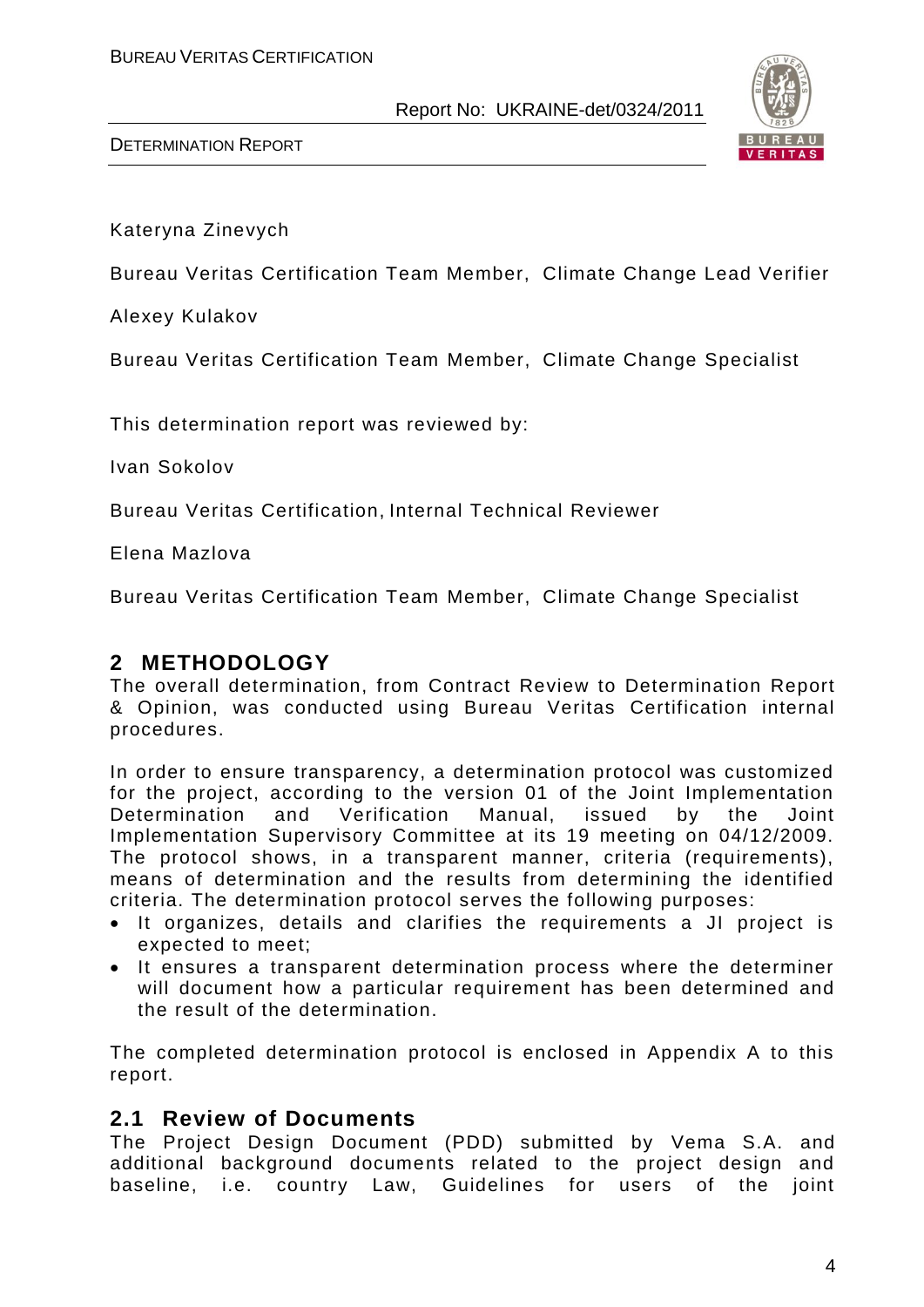Kateryna Zinevych

Bureau Veritas Certification Team Member, Climate Change Lead Verifier

Alexey Kulakov

Bureau Veritas Certification Team Member, Climate Change Specialist

This determination report was reviewed by:

Ivan Sokolov

Bureau Veritas Certification, Internal Technical Reviewer

Elena Mazlova

Bureau Veritas Certification Team Member, Climate Change Specialist

## 2 METHODOLOGY

The overall determination, from Contract Review to Determination Report & Opinion, was conducted using Bureau Veritas Certification internal procedures.

In order to ensure transparency, a determination protocol was customized for the project, according to the version 01 of the Joint Implementation Determination and Verification Manual, issued by the Joint Implementation Supervisory Committee at its 19 meeting on 04/12/2009. The protocol shows, in a transparent manner, criteria (requirements), means of determination and the results from determining the identified criteria. The determination protocol serves the following purposes:

- It organizes, details and clarifies the requirements a JI project is expected to meet;
- It ensures a transparent determination process where the determiner will document how a particular requirement has been determined and the result of the determination.

The completed determination protocol is enclosed in Appendix A to this report.

### 2.1 Review of Documents

The Project Design Document (PDD) submitted by Vema S.A. and additional background documents related to the project design and baseline, i.e. country Law, Guidelines for users of the joint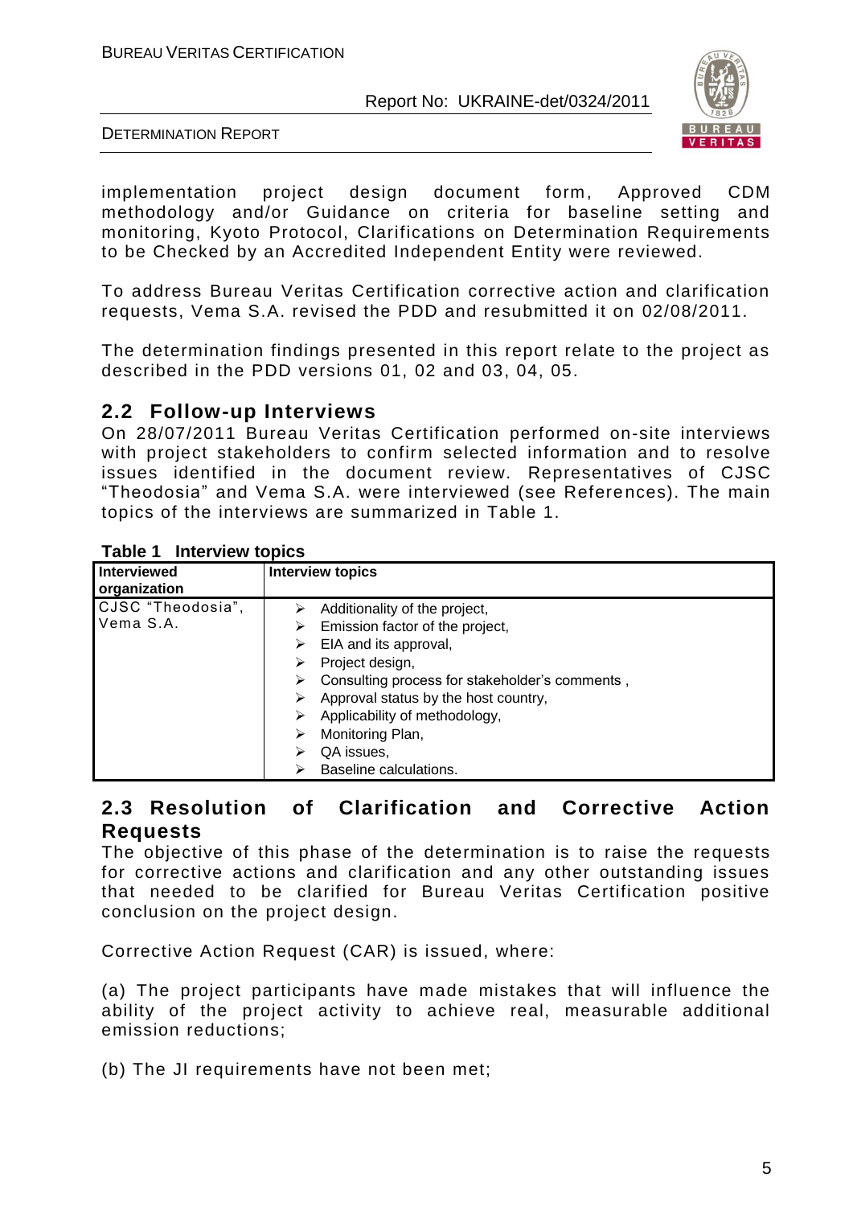implementation project design document form, Approved CDM methodology and/or Guidance on criteria for baseline setting and monitoring, Kyoto Protocol, Clarifications on Determination Requirements to be Checked by an Accredited Independent Entity were reviewed.

To address Bureau Veritas Certification corrective action and clarification requests, Vema S.A. revised the PDD and resubmitted it on 02/08/2011.

The determination findings presented in this report relate to the project as described in the PDD versions 01, 02 and 03, 04, 05.

## 2.2 Follow-up Interviews

On 28/07/2011 Bureau Veritas Certification performed on-site interviews with project stakeholders to confirm selected information and to resolve issues identified in the document review. Representatives of CJSC "Theodosia" and Vema S.A. were interviewed (see References). The main topics of the interviews are summarized in Table 1.

**Table 1 Interview topics**

| Interviewed organization | Interview topics |
|---|---|
| CJSC "Theodosia", Vema S.A. | ➢ Additionality of the project,<br>➢ Emission factor of the project,<br>➢ EIA and its approval,<br>➢ Project design,<br>➢ Consulting process for stakeholder's comments ,<br>➢ Approval status by the host country,<br>➢ Applicability of methodology,<br>➢ Monitoring Plan,<br>➢ QA issues,<br>➢ Baseline calculations. |

## 2.3 Resolution of Clarification and Corrective Action Requests

The objective of this phase of the determination is to raise the requests for corrective actions and clarification and any other outstanding issues that needed to be clarified for Bureau Veritas Certification positive conclusion on the project design.

Corrective Action Request (CAR) is issued, where:

(a) The project participants have made mistakes that will influence the ability of the project activity to achieve real, measurable additional emission reductions;

(b) The JI requirements have not been met;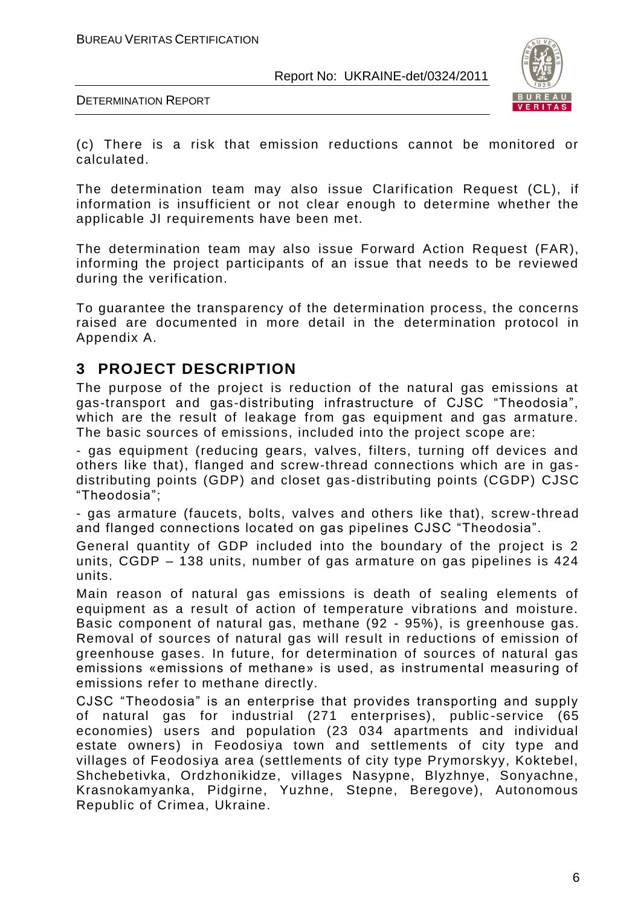(c) There is a risk that emission reductions cannot be monitored or calculated.

The determination team may also issue Clarification Request (CL), if information is insufficient or not clear enough to determine whether the applicable JI requirements have been met.

The determination team may also issue Forward Action Request (FAR), informing the project participants of an issue that needs to be reviewed during the verification.

To guarantee the transparency of the determination process, the concerns raised are documented in more detail in the determination protocol in Appendix A.

## 3 PROJECT DESCRIPTION

The purpose of the project is reduction of the natural gas emissions at gas-transport and gas-distributing infrastructure of CJSC "Theodosia", which are the result of leakage from gas equipment and gas armature. The basic sources of emissions, included into the project scope are:

- gas equipment (reducing gears, valves, filters, turning off devices and others like that), flanged and screw-thread connections which are in gas-distributing points (GDP) and closet gas-distributing points (CGDP) CJSC "Theodosia";

- gas armature (faucets, bolts, valves and others like that), screw-thread and flanged connections located on gas pipelines CJSC "Theodosia".

General quantity of GDP included into the boundary of the project is 2 units, CGDP – 138 units, number of gas armature on gas pipelines is 424 units.

Main reason of natural gas emissions is death of sealing elements of equipment as a result of action of temperature vibrations and moisture. Basic component of natural gas, methane (92 - 95%), is greenhouse gas. Removal of sources of natural gas will result in reductions of emission of greenhouse gases. In future, for determination of sources of natural gas emissions «emissions of methane» is used, as instrumental measuring of emissions refer to methane directly.

CJSC "Theodosia" is an enterprise that provides transporting and supply of natural gas for industrial (271 enterprises), public-service (65 economies) users and population (23 034 apartments and individual estate owners) in Feodosiya town and settlements of city type and villages of Feodosiya area (settlements of city type Prymorskyy, Koktebel, Shchebetivka, Ordzhonikidze, villages Nasypne, Blyzhnye, Sonyachne, Krasnokamyanka, Pidgirne, Yuzhne, Stepne, Beregove), Autonomous Republic of Crimea, Ukraine.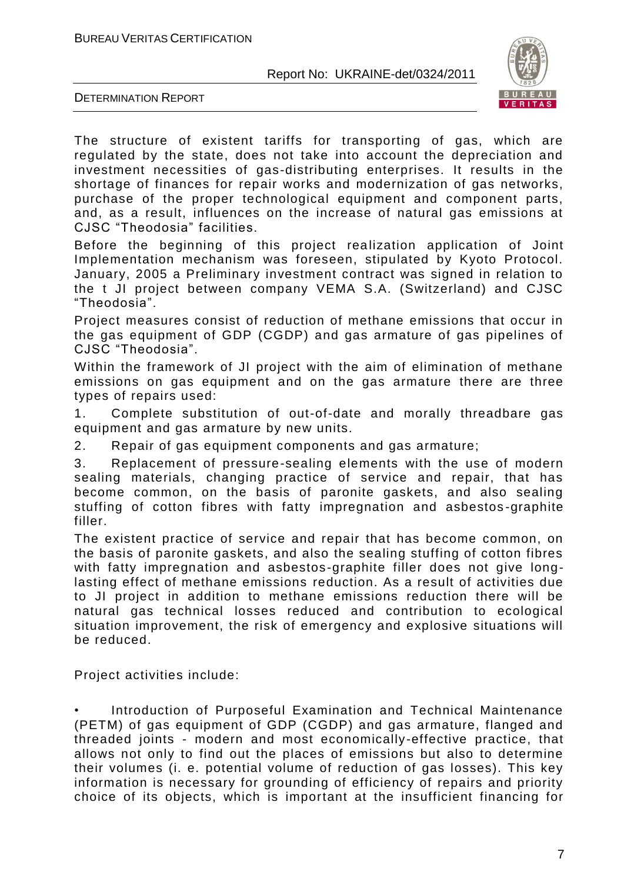The structure of existent tariffs for transporting of gas, which are regulated by the state, does not take into account the depreciation and investment necessities of gas-distributing enterprises. It results in the shortage of finances for repair works and modernization of gas networks, purchase of the proper technological equipment and component parts, and, as a result, influences on the increase of natural gas emissions at CJSC "Theodosia" facilities.

Before the beginning of this project realization application of Joint Implementation mechanism was foreseen, stipulated by Kyoto Protocol. January, 2005 a Preliminary investment contract was signed in relation to the t JI project between company VEMA S.A. (Switzerland) and CJSC "Theodosia".

Project measures consist of reduction of methane emissions that occur in the gas equipment of GDP (CGDP) and gas armature of gas pipelines of CJSC "Theodosia".

Within the framework of JI project with the aim of elimination of methane emissions on gas equipment and on the gas armature there are three types of repairs used:

1. Complete substitution of out-of-date and morally threadbare gas equipment and gas armature by new units.
2. Repair of gas equipment components and gas armature;
3. Replacement of pressure-sealing elements with the use of modern sealing materials, changing practice of service and repair, that has become common, on the basis of paronite gaskets, and also sealing stuffing of cotton fibres with fatty impregnation and asbestos-graphite filler.

The existent practice of service and repair that has become common, on the basis of paronite gaskets, and also the sealing stuffing of cotton fibres with fatty impregnation and asbestos-graphite filler does not give long-lasting effect of methane emissions reduction. As a result of activities due to JI project in addition to methane emissions reduction there will be natural gas technical losses reduced and contribution to ecological situation improvement, the risk of emergency and explosive situations will be reduced.

Project activities include:

- Introduction of Purposeful Examination and Technical Maintenance (PETM) of gas equipment of GDP (CGDP) and gas armature, flanged and threaded joints - modern and most economically-effective practice, that allows not only to find out the places of emissions but also to determine their volumes (i. e. potential volume of reduction of gas losses). This key information is necessary for grounding of efficiency of repairs and priority choice of its objects, which is important at the insufficient financing for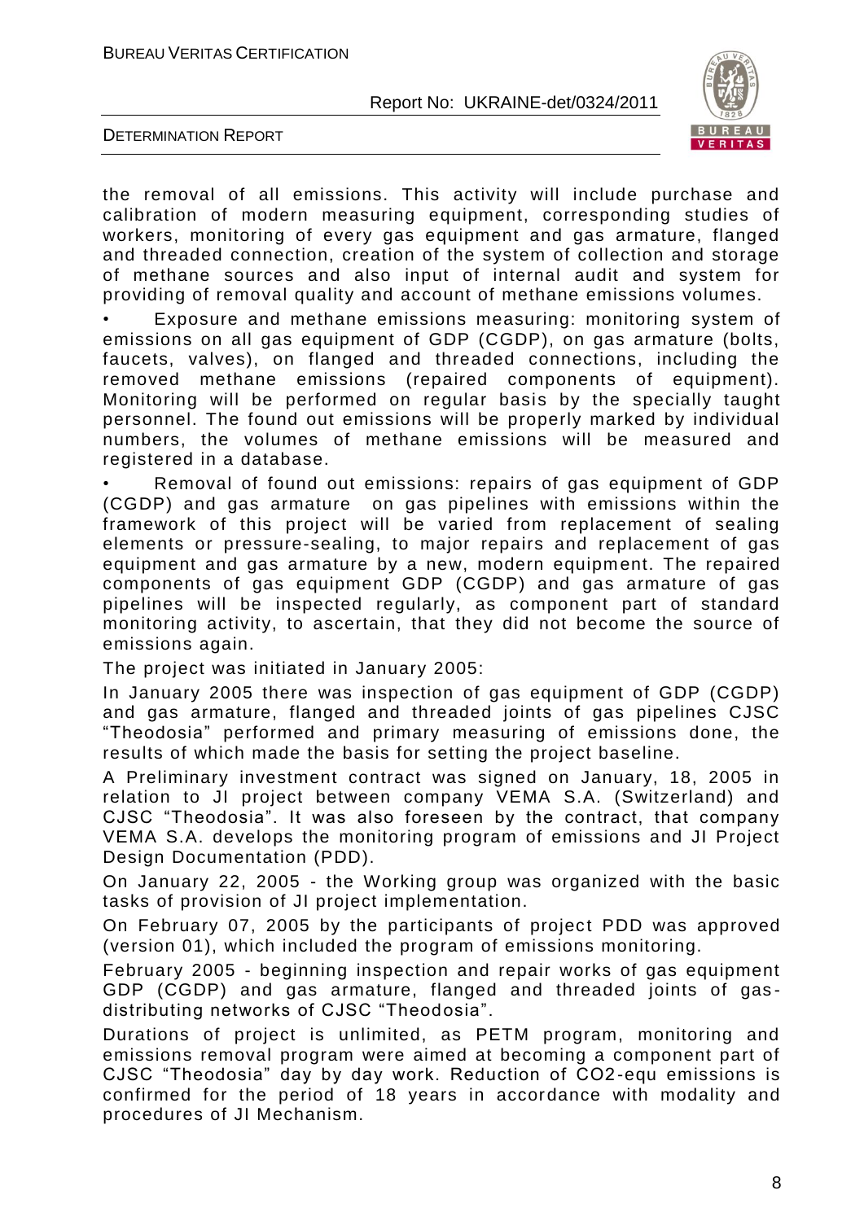the removal of all emissions. This activity will include purchase and calibration of modern measuring equipment, corresponding studies of workers, monitoring of every gas equipment and gas armature, flanged and threaded connection, creation of the system of collection and storage of methane sources and also input of internal audit and system for providing of removal quality and account of methane emissions volumes.

- Exposure and methane emissions measuring: monitoring system of emissions on all gas equipment of GDP (CGDP), on gas armature (bolts, faucets, valves), on flanged and threaded connections, including the removed methane emissions (repaired components of equipment). Monitoring will be performed on regular basis by the specially taught personnel. The found out emissions will be properly marked by individual numbers, the volumes of methane emissions will be measured and registered in a database.
- Removal of found out emissions: repairs of gas equipment of GDP (CGDP) and gas armature on gas pipelines with emissions within the framework of this project will be varied from replacement of sealing elements or pressure-sealing, to major repairs and replacement of gas equipment and gas armature by a new, modern equipment. The repaired components of gas equipment GDP (CGDP) and gas armature of gas pipelines will be inspected regularly, as component part of standard monitoring activity, to ascertain, that they did not become the source of emissions again.

The project was initiated in January 2005:

In January 2005 there was inspection of gas equipment of GDP (CGDP) and gas armature, flanged and threaded joints of gas pipelines CJSC "Theodosia" performed and primary measuring of emissions done, the results of which made the basis for setting the project baseline.

A Preliminary investment contract was signed on January, 18, 2005 in relation to JI project between company VEMA S.A. (Switzerland) and CJSC "Theodosia". It was also foreseen by the contract, that company VEMA S.A. develops the monitoring program of emissions and JI Project Design Documentation (PDD).

On January 22, 2005 - the Working group was organized with the basic tasks of provision of JI project implementation.

On February 07, 2005 by the participants of project PDD was approved (version 01), which included the program of emissions monitoring.

February 2005 - beginning inspection and repair works of gas equipment GDP (CGDP) and gas armature, flanged and threaded joints of gas-distributing networks of CJSC "Theodosia".

Durations of project is unlimited, as PETM program, monitoring and emissions removal program were aimed at becoming a component part of CJSC "Theodosia" day by day work. Reduction of $CO_2$-equ emissions is confirmed for the period of 18 years in accordance with modality and procedures of JI Mechanism.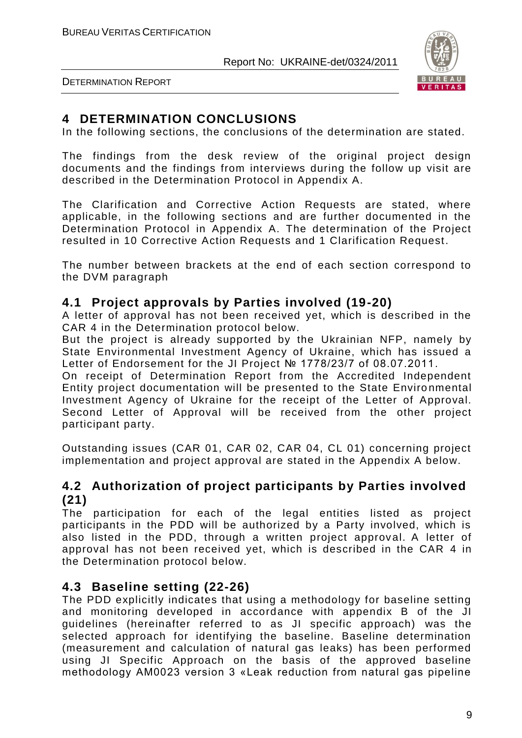# 4 DETERMINATION CONCLUSIONS

In the following sections, the conclusions of the determination are stated.

The findings from the desk review of the original project design documents and the findings from interviews during the follow up visit are described in the Determination Protocol in Appendix A.

The Clarification and Corrective Action Requests are stated, where applicable, in the following sections and are further documented in the Determination Protocol in Appendix A. The determination of the Project resulted in 10 Corrective Action Requests and 1 Clarification Request.

The number between brackets at the end of each section correspond to the DVM paragraph

## 4.1 Project approvals by Parties involved (19-20)

A letter of approval has not been received yet, which is described in the CAR 4 in the Determination protocol below.

But the project is already supported by the Ukrainian NFP, namely by State Environmental Investment Agency of Ukraine, which has issued a Letter of Endorsement for the JI Project № 1778/23/7 of 08.07.2011.

On receipt of Determination Report from the Accredited Independent Entity project documentation will be presented to the State Environmental Investment Agency of Ukraine for the receipt of the Letter of Approval. Second Letter of Approval will be received from the other project participant party.

Outstanding issues (CAR 01, CAR 02, CAR 04, CL 01) concerning project implementation and project approval are stated in the Appendix A below.

## 4.2 Authorization of project participants by Parties involved (21)

The participation for each of the legal entities listed as project participants in the PDD will be authorized by a Party involved, which is also listed in the PDD, through a written project approval. A letter of approval has not been received yet, which is described in the CAR 4 in the Determination protocol below.

## 4.3 Baseline setting (22-26)

The PDD explicitly indicates that using a methodology for baseline setting and monitoring developed in accordance with appendix B of the JI guidelines (hereinafter referred to as JI specific approach) was the selected approach for identifying the baseline. Baseline determination (measurement and calculation of natural gas leaks) has been performed using JI Specific Approach on the basis of the approved baseline methodology AM0023 version 3 «Leak reduction from natural gas pipeline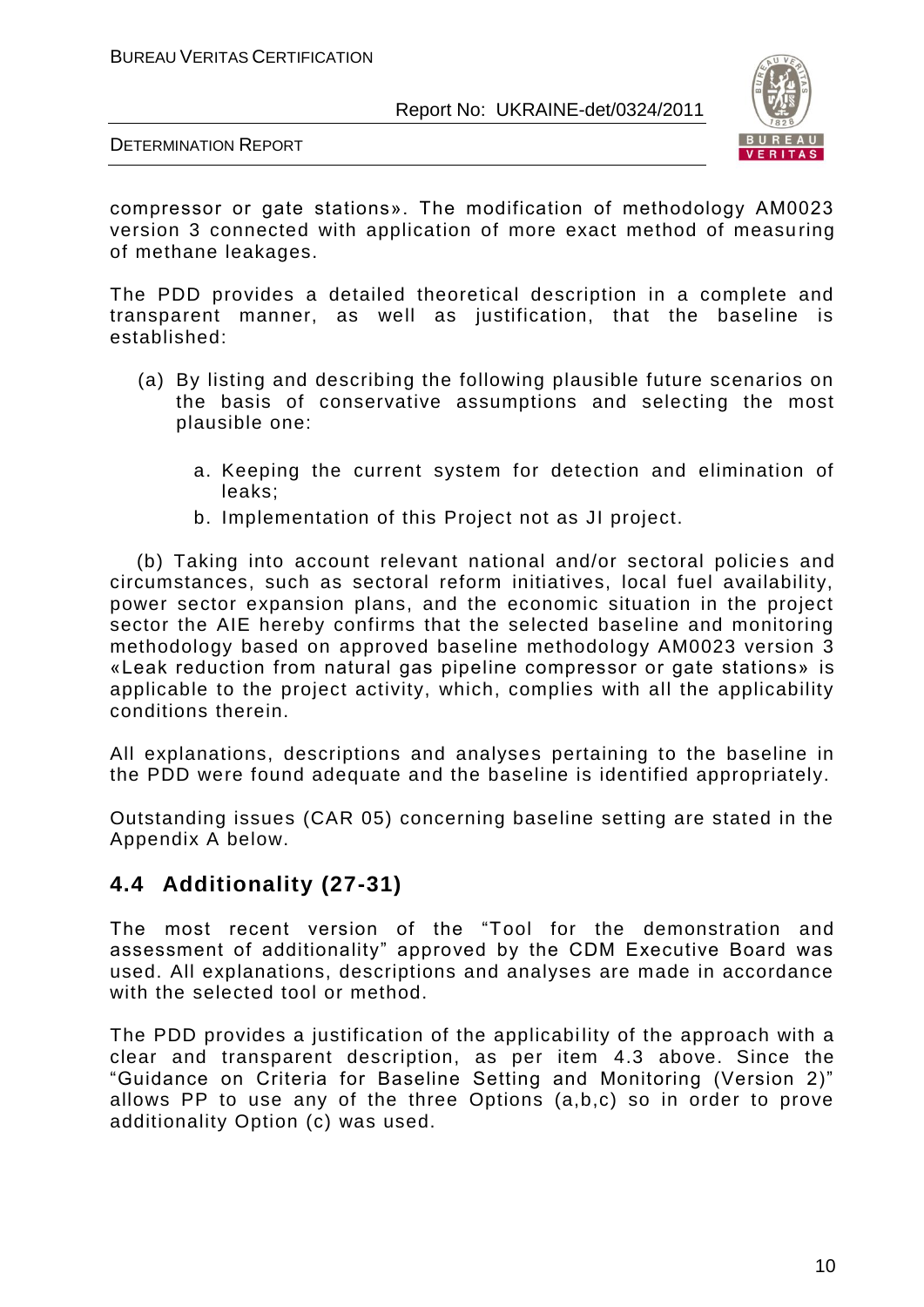compressor or gate stations». The modification of methodology AM0023 version 3 connected with application of more exact method of measuring of methane leakages.

The PDD provides a detailed theoretical description in a complete and transparent manner, as well as justification, that the baseline is established:

(a) By listing and describing the following plausible future scenarios on the basis of conservative assumptions and selecting the most plausible one:

   a. Keeping the current system for detection and elimination of leaks;
   b. Implementation of this Project not as JI project.

(b) Taking into account relevant national and/or sectoral policies and circumstances, such as sectoral reform initiatives, local fuel availability, power sector expansion plans, and the economic situation in the project sector the AIE hereby confirms that the selected baseline and monitoring methodology based on approved baseline methodology AM0023 version 3 «Leak reduction from natural gas pipeline compressor or gate stations» is applicable to the project activity, which, complies with all the applicability conditions therein.

All explanations, descriptions and analyses pertaining to the baseline in the PDD were found adequate and the baseline is identified appropriately.

Outstanding issues (CAR 05) concerning baseline setting are stated in the Appendix A below.

## 4.4 Additionality (27-31)

The most recent version of the "Tool for the demonstration and assessment of additionality" approved by the CDM Executive Board was used. All explanations, descriptions and analyses are made in accordance with the selected tool or method.

The PDD provides a justification of the applicability of the approach with a clear and transparent description, as per item 4.3 above. Since the "Guidance on Criteria for Baseline Setting and Monitoring (Version 2)" allows PP to use any of the three Options (a,b,c) so in order to prove additionality Option (c) was used.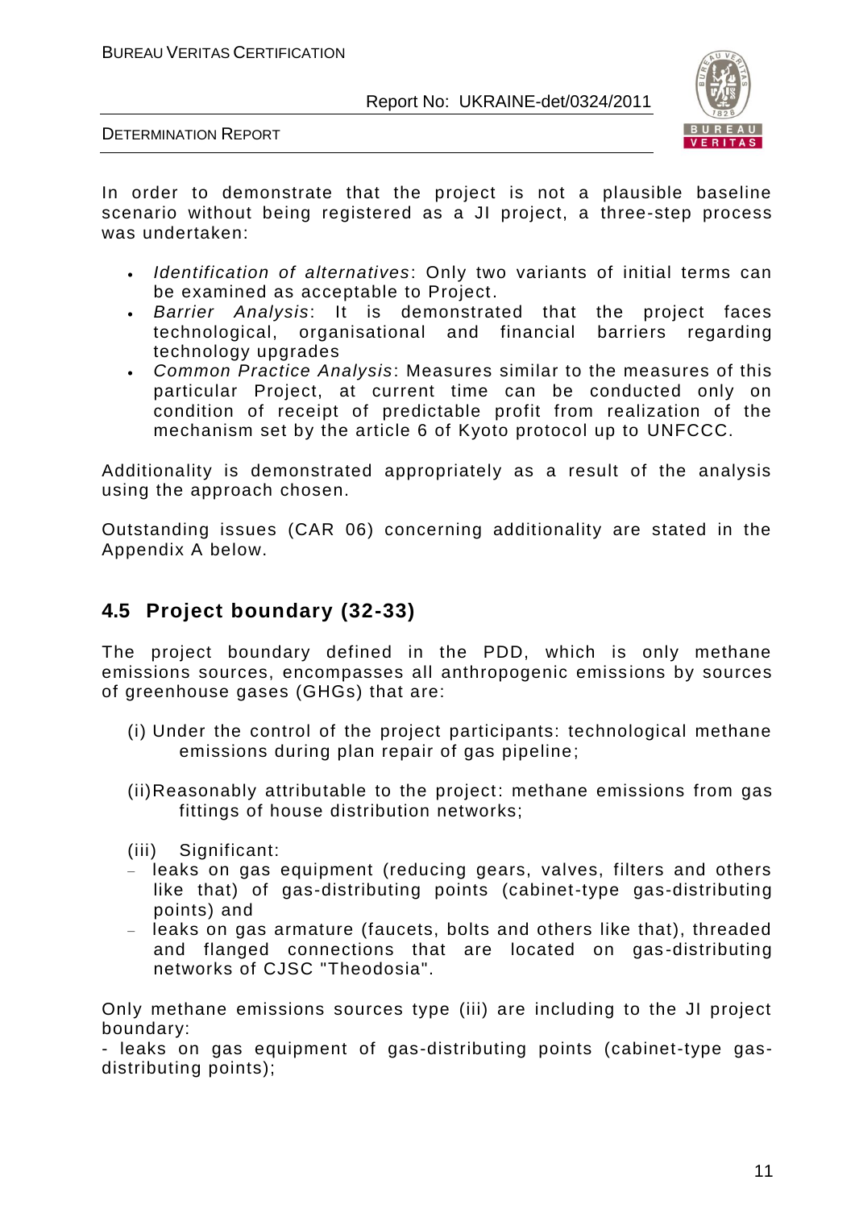In order to demonstrate that the project is not a plausible baseline scenario without being registered as a JI project, a three-step process was undertaken:

- *Identification of alternatives*: Only two variants of initial terms can be examined as acceptable to Project.
- *Barrier Analysis*: It is demonstrated that the project faces technological, organisational and financial barriers regarding technology upgrades
- *Common Practice Analysis*: Measures similar to the measures of this particular Project, at current time can be conducted only on condition of receipt of predictable profit from realization of the mechanism set by the article 6 of Kyoto protocol up to UNFCCC.

Additionality is demonstrated appropriately as a result of the analysis using the approach chosen.

Outstanding issues (CAR 06) concerning additionality are stated in the Appendix A below.

## 4.5 Project boundary (32-33)

The project boundary defined in the PDD, which is only methane emissions sources, encompasses all anthropogenic emissions by sources of greenhouse gases (GHGs) that are:

(i) Under the control of the project participants: technological methane emissions during plan repair of gas pipeline;

(ii) Reasonably attributable to the project: methane emissions from gas fittings of house distribution networks;

(iii) Significant:
- leaks on gas equipment (reducing gears, valves, filters and others like that) of gas-distributing points (cabinet-type gas-distributing points) and
- leaks on gas armature (faucets, bolts and others like that), threaded and flanged connections that are located on gas-distributing networks of CJSC "Theodosia".

Only methane emissions sources type (iii) are including to the JI project boundary:
- leaks on gas equipment of gas-distributing points (cabinet-type gas-distributing points);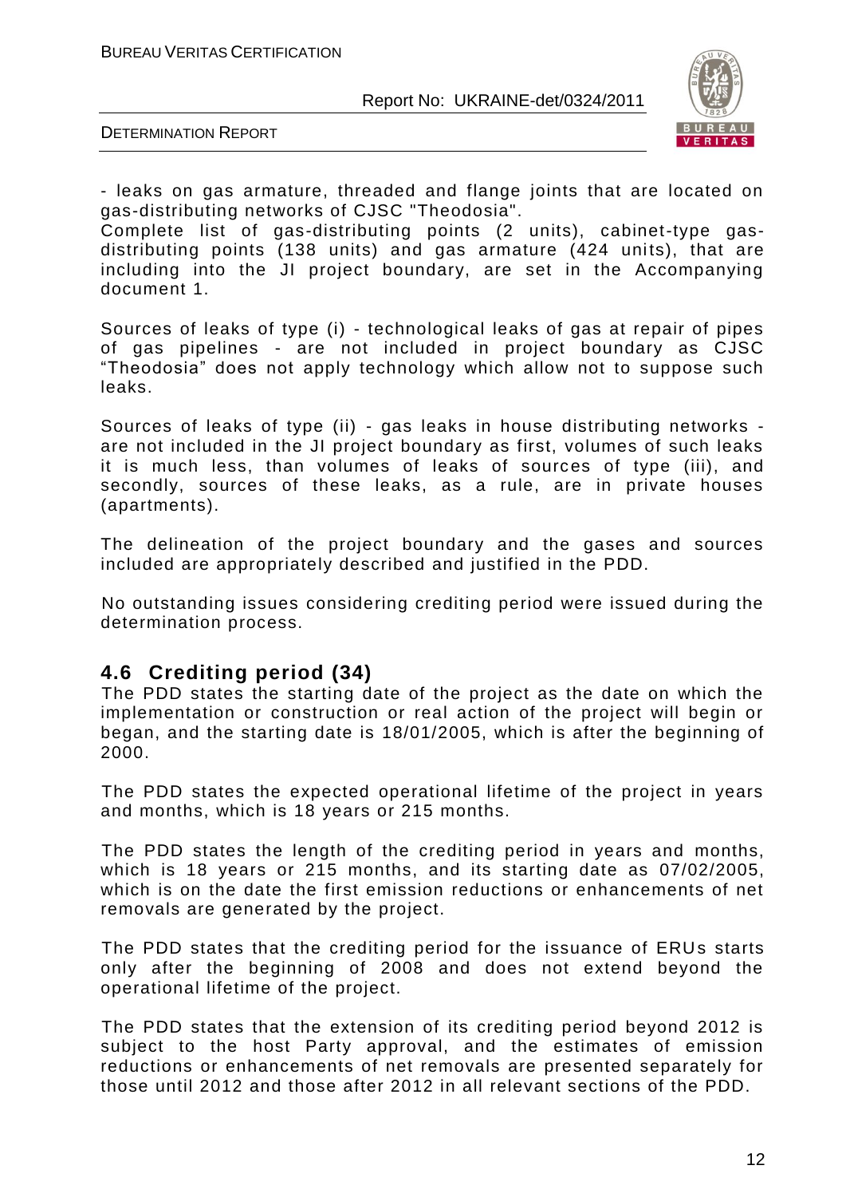- leaks on gas armature, threaded and flange joints that are located on gas-distributing networks of CJSC "Theodosia".

Complete list of gas-distributing points (2 units), cabinet-type gas-distributing points (138 units) and gas armature (424 units), that are including into the JI project boundary, are set in the Accompanying document 1.

Sources of leaks of type (i) - technological leaks of gas at repair of pipes of gas pipelines - are not included in project boundary as CJSC "Theodosia" does not apply technology which allow not to suppose such leaks.

Sources of leaks of type (ii) - gas leaks in house distributing networks - are not included in the JI project boundary as first, volumes of such leaks it is much less, than volumes of leaks of sources of type (iii), and secondly, sources of these leaks, as a rule, are in private houses (apartments).

The delineation of the project boundary and the gases and sources included are appropriately described and justified in the PDD.

No outstanding issues considering crediting period were issued during the determination process.

## 4.6 Crediting period (34)

The PDD states the starting date of the project as the date on which the implementation or construction or real action of the project will begin or began, and the starting date is 18/01/2005, which is after the beginning of 2000.

The PDD states the expected operational lifetime of the project in years and months, which is 18 years or 215 months.

The PDD states the length of the crediting period in years and months, which is 18 years or 215 months, and its starting date as 07/02/2005, which is on the date the first emission reductions or enhancements of net removals are generated by the project.

The PDD states that the crediting period for the issuance of ERUs starts only after the beginning of 2008 and does not extend beyond the operational lifetime of the project.

The PDD states that the extension of its crediting period beyond 2012 is subject to the host Party approval, and the estimates of emission reductions or enhancements of net removals are presented separately for those until 2012 and those after 2012 in all relevant sections of the PDD.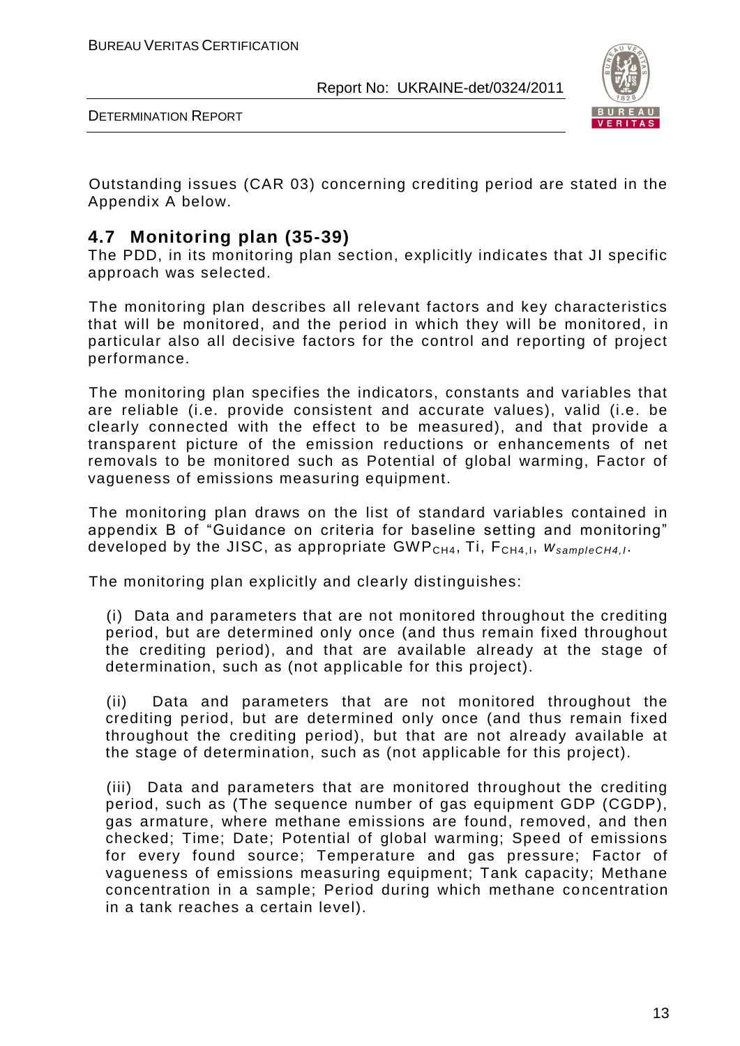Outstanding issues (CAR 03) concerning crediting period are stated in the Appendix A below.

## 4.7 Monitoring plan (35-39)

The PDD, in its monitoring plan section, explicitly indicates that JI specific approach was selected.

The monitoring plan describes all relevant factors and key characteristics that will be monitored, and the period in which they will be monitored, in particular also all decisive factors for the control and reporting of project performance.

The monitoring plan specifies the indicators, constants and variables that are reliable (i.e. provide consistent and accurate values), valid (i.e. be clearly connected with the effect to be measured), and that provide a transparent picture of the emission reductions or enhancements of net removals to be monitored such as Potential of global warming, Factor of vagueness of emissions measuring equipment.

The monitoring plan draws on the list of standard variables contained in appendix B of "Guidance on criteria for baseline setting and monitoring" developed by the JISC, as appropriate $GWP_{CH4}$, Ti, $F_{CH4,I}$, $w_{sampleCH4,I}$.

The monitoring plan explicitly and clearly distinguishes:

(i) Data and parameters that are not monitored throughout the crediting period, but are determined only once (and thus remain fixed throughout the crediting period), and that are available already at the stage of determination, such as (not applicable for this project).

(ii) Data and parameters that are not monitored throughout the crediting period, but are determined only once (and thus remain fixed throughout the crediting period), but that are not already available at the stage of determination, such as (not applicable for this project).

(iii) Data and parameters that are monitored throughout the crediting period, such as (The sequence number of gas equipment GDP (CGDP), gas armature, where methane emissions are found, removed, and then checked; Time; Date; Potential of global warming; Speed of emissions for every found source; Temperature and gas pressure; Factor of vagueness of emissions measuring equipment; Tank capacity; Methane concentration in a sample; Period during which methane concentration in a tank reaches a certain level).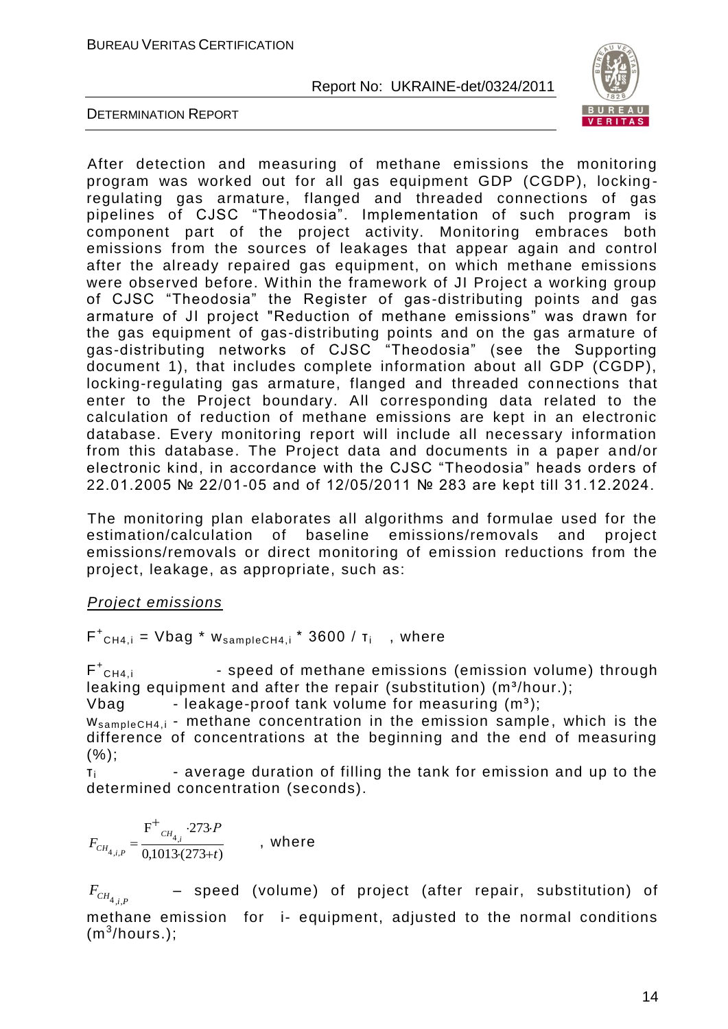After detection and measuring of methane emissions the monitoring program was worked out for all gas equipment GDP (CGDP), locking-regulating gas armature, flanged and threaded connections of gas pipelines of CJSC "Theodosia". Implementation of such program is component part of the project activity. Monitoring embraces both emissions from the sources of leakages that appear again and control after the already repaired gas equipment, on which methane emissions were observed before. Within the framework of JI Project a working group of CJSC "Theodosia" the Register of gas-distributing points and gas armature of JI project "Reduction of methane emissions" was drawn for the gas equipment of gas-distributing points and on the gas armature of gas-distributing networks of CJSC "Theodosia" (see the Supporting document 1), that includes complete information about all GDP (CGDP), locking-regulating gas armature, flanged and threaded connections that enter to the Project boundary. All corresponding data related to the calculation of reduction of methane emissions are kept in an electronic database. Every monitoring report will include all necessary information from this database. The Project data and documents in a paper and/or electronic kind, in accordance with the CJSC "Theodosia" heads orders of 22.01.2005 № 22/01-05 and of 12/05/2011 № 283 are kept till 31.12.2024.

The monitoring plan elaborates all algorithms and formulae used for the estimation/calculation of baseline emissions/removals and project emissions/removals or direct monitoring of emission reductions from the project, leakage, as appropriate, such as:

*Project emissions*

$F^{+}_{CH4,i} = Vbag * w_{sampleCH4,i} * 3600 / \tau_i$ , where

$F^{+}_{CH4,i}$ - speed of methane emissions (emission volume) through leaking equipment and after the repair (substitution) (m³/hour.);

Vbag - leakage-proof tank volume for measuring (m³);

$w_{sampleCH4,i}$ - methane concentration in the emission sample, which is the difference of concentrations at the beginning and the end of measuring (%);

$\tau_i$ - average duration of filling the tank for emission and up to the determined concentration (seconds).

$$F_{CH_{4,i,P}} = \frac{F^{+}_{CH_{4,i}} \cdot 273 \cdot P}{0{,}1013 \cdot (273+t)}$$ , where

$F_{CH_{4,i,P}}$ – speed (volume) of project (after repair, substitution) of methane emission for i- equipment, adjusted to the normal conditions (m$^3$/hours.);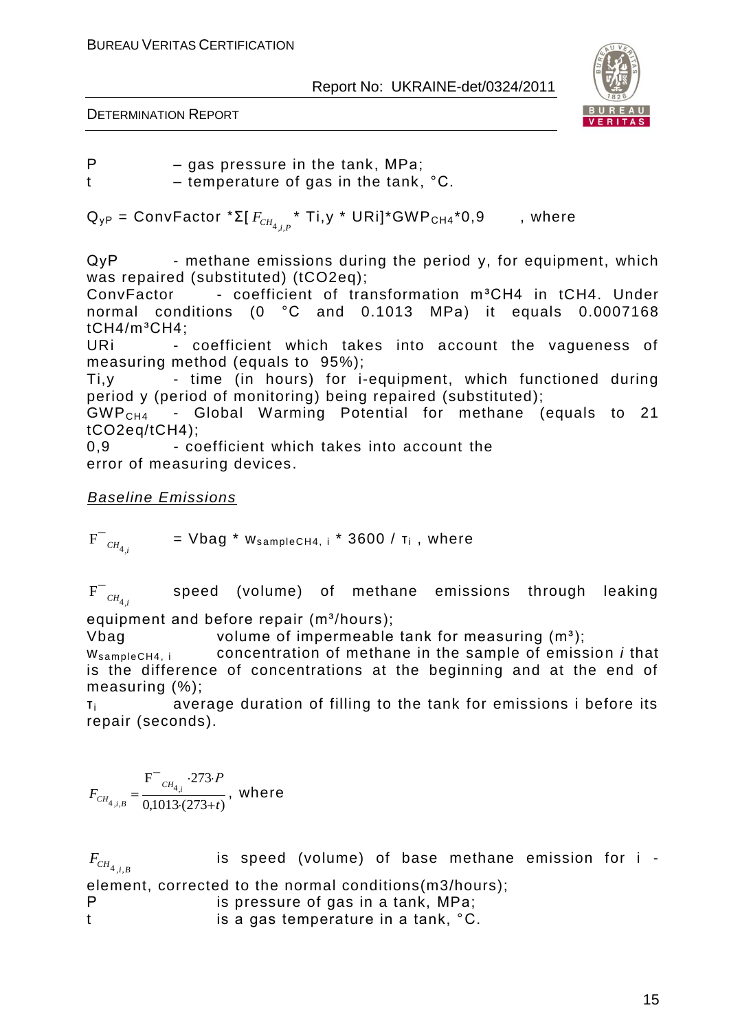P – gas pressure in the tank, MPa;
t – temperature of gas in the tank, °C.

$Q_{yP}$ = ConvFactor $*\Sigma[F_{CH_{4,i,P}}$ * Ti,y * URi]*$GWP_{CH4}$*0,9 , where

QyP - methane emissions during the period y, for equipment, which was repaired (substituted) (tCO2eq);
ConvFactor - coefficient of transformation m³CH4 in tCH4. Under normal conditions (0 °C and 0.1013 MPa) it equals 0.0007168 tCH4/m³CH4;
URi - coefficient which takes into account the vagueness of measuring method (equals to 95%);
Ti,y - time (in hours) for i-equipment, which functioned during period y (period of monitoring) being repaired (substituted);
$GWP_{CH4}$ - Global Warming Potential for methane (equals to 21 tCO2eq/tCH4);
0,9 - coefficient which takes into account the error of measuring devices.

## *Baseline Emissions*

$$\overline{F}_{CH_{4,i}} = Vbag * w_{sampleCH4,\,i} * 3600 / \tau_i \text{ , where}$$

$\overline{F}_{CH_{4,i}}$ speed (volume) of methane emissions through leaking equipment and before repair (m³/hours);
Vbag volume of impermeable tank for measuring (m³);
$w_{sampleCH4,\,i}$ concentration of methane in the sample of emission *i* that is the difference of concentrations at the beginning and at the end of measuring (%);
$\tau_i$ average duration of filling to the tank for emissions i before its repair (seconds).

$$F_{CH_{4,i,B}} = \frac{\overline{F}_{CH_{4,i}} \cdot 273 \cdot P}{0{,}1013 \cdot (273+t)}, \text{ where}$$

$F_{CH_{4,i,B}}$ is speed (volume) of base methane emission for i - element, corrected to the normal conditions(m3/hours);
P is pressure of gas in a tank, MPa;
t is a gas temperature in a tank, °C.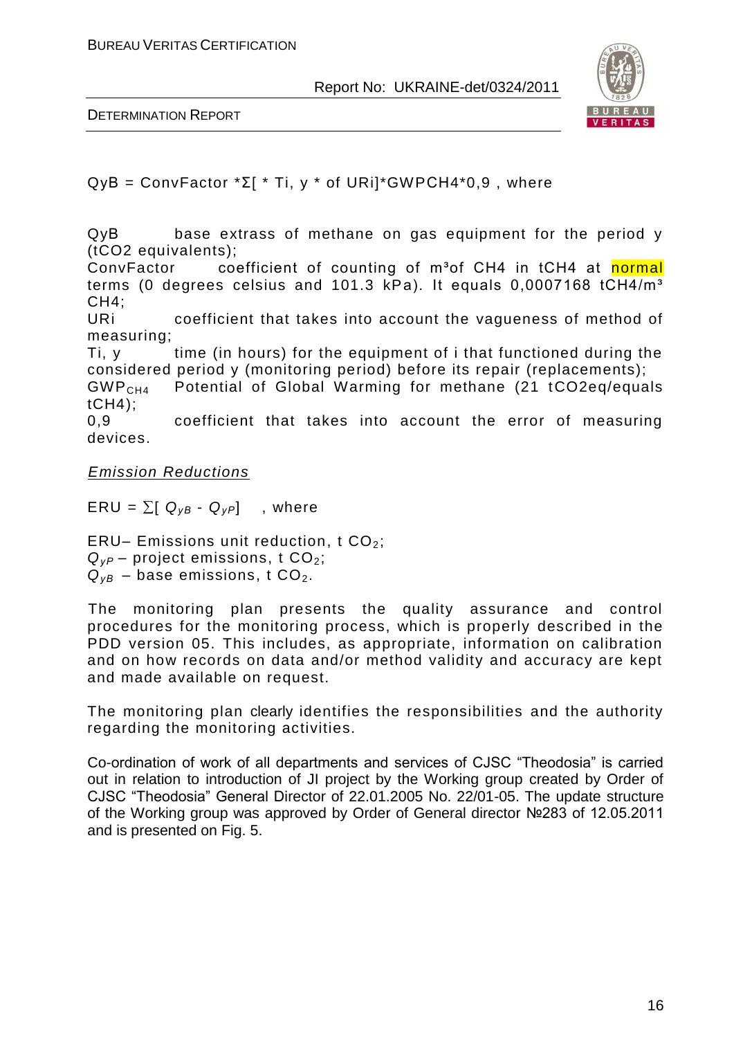$QyB = ConvFactor *\Sigma[ * Ti, y * of URi]*GWPCH4*0,9$ , where

QyB base extrass of methane on gas equipment for the period y (tCO2 equivalents);
ConvFactor coefficient of counting of m³of CH4 in tCH4 at normal terms (0 degrees celsius and 101.3 kPa). It equals 0,0007168 tCH4/m³ CH4;
URi coefficient that takes into account the vagueness of method of measuring;
Ti, y time (in hours) for the equipment of i that functioned during the considered period y (monitoring period) before its repair (replacements);
$GWP_{CH4}$ Potential of Global Warming for methane (21 tCO2eq/equals tCH4);
0,9 coefficient that takes into account the error of measuring devices.

*Emission Reductions*

$ERU = \sum[ Q_{yB} - Q_{yP}]$ , where

ERU– Emissions unit reduction, t $CO_2$;
$Q_{yP}$ – project emissions, t $CO_2$;
$Q_{yB}$ – base emissions, t $CO_2$.

The monitoring plan presents the quality assurance and control procedures for the monitoring process, which is properly described in the PDD version 05. This includes, as appropriate, information on calibration and on how records on data and/or method validity and accuracy are kept and made available on request.

The monitoring plan clearly identifies the responsibilities and the authority regarding the monitoring activities.

Co-ordination of work of all departments and services of CJSC “Theodosia” is carried out in relation to introduction of JI project by the Working group created by Order of CJSC “Theodosia” General Director of 22.01.2005 No. 22/01-05. The update structure of the Working group was approved by Order of General director №283 of 12.05.2011 and is presented on Fig. 5.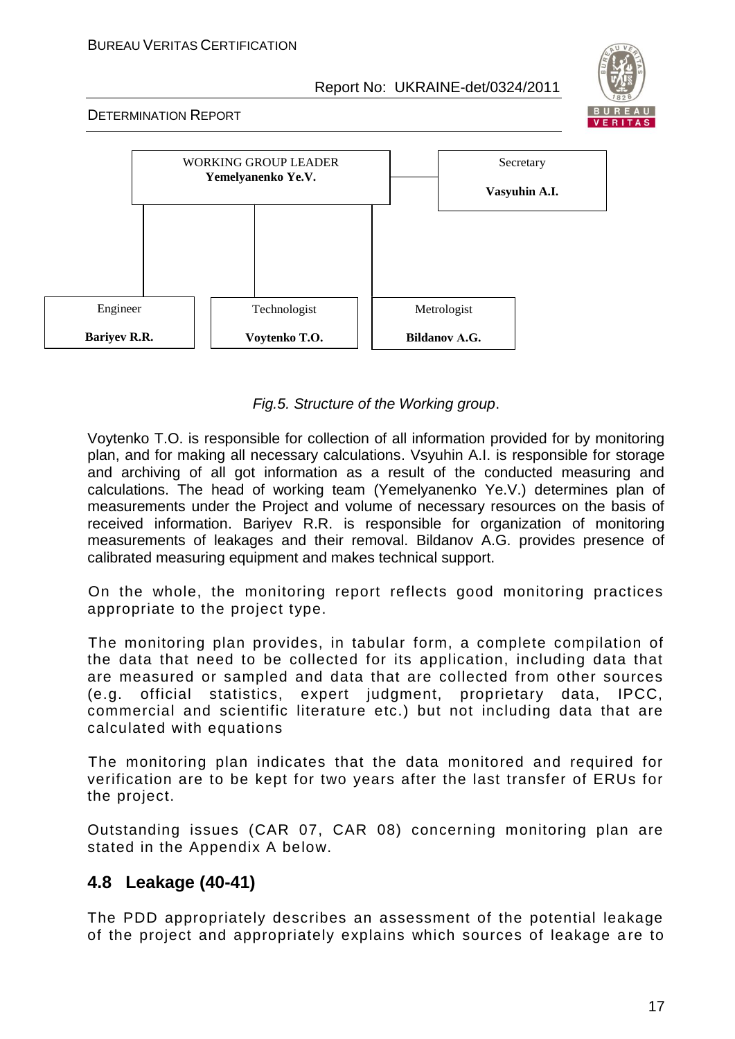| WORKING GROUP LEADER<br>**Yemelyanenko Ye.V.** | Secretary<br>**Vasyuhin A.I.** |
|---|---|

| Engineer | Technologist | Metrologist |
|---|---|---|
| **Bariyev R.R.** | **Voytenko T.O.** | **Bildanov A.G.** |

*Fig.5. Structure of the Working group*.

Voytenko T.O. is responsible for collection of all information provided for by monitoring plan, and for making all necessary calculations. Vsyuhin A.I. is responsible for storage and archiving of all got information as a result of the conducted measuring and calculations. The head of working team (Yemelyanenko Ye.V.) determines plan of measurements under the Project and volume of necessary resources on the basis of received information. Bariyev R.R. is responsible for organization of monitoring measurements of leakages and their removal. Bildanov A.G. provides presence of calibrated measuring equipment and makes technical support.

On the whole, the monitoring report reflects good monitoring practices appropriate to the project type.

The monitoring plan provides, in tabular form, a complete compilation of the data that need to be collected for its application, including data that are measured or sampled and data that are collected from other sources (e.g. official statistics, expert judgment, proprietary data, IPCC, commercial and scientific literature etc.) but not including data that are calculated with equations

The monitoring plan indicates that the data monitored and required for verification are to be kept for two years after the last transfer of ERUs for the project.

Outstanding issues (CAR 07, CAR 08) concerning monitoring plan are stated in the Appendix A below.

## 4.8 Leakage (40-41)

The PDD appropriately describes an assessment of the potential leakage of the project and appropriately explains which sources of leakage are to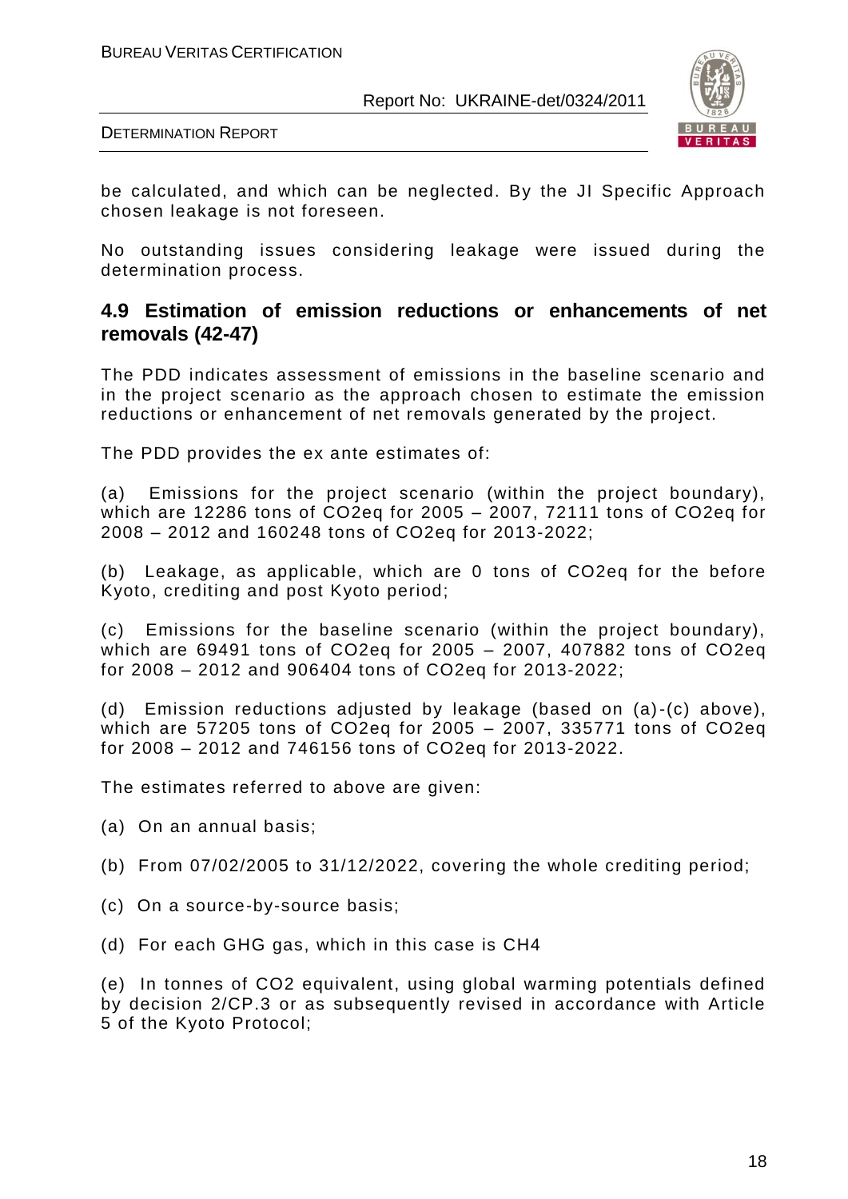be calculated, and which can be neglected. By the JI Specific Approach chosen leakage is not foreseen.

No outstanding issues considering leakage were issued during the determination process.

## 4.9 Estimation of emission reductions or enhancements of net removals (42-47)

The PDD indicates assessment of emissions in the baseline scenario and in the project scenario as the approach chosen to estimate the emission reductions or enhancement of net removals generated by the project.

The PDD provides the ex ante estimates of:

(a) Emissions for the project scenario (within the project boundary), which are 12286 tons of $CO_2eq$ for 2005 – 2007, 72111 tons of $CO_2eq$ for 2008 – 2012 and 160248 tons of $CO_2eq$ for 2013-2022;

(b) Leakage, as applicable, which are 0 tons of $CO_2eq$ for the before Kyoto, crediting and post Kyoto period;

(c) Emissions for the baseline scenario (within the project boundary), which are 69491 tons of $CO_2eq$ for 2005 – 2007, 407882 tons of $CO_2eq$ for 2008 – 2012 and 906404 tons of $CO_2eq$ for 2013-2022;

(d) Emission reductions adjusted by leakage (based on (a)-(c) above), which are 57205 tons of $CO_2eq$ for 2005 – 2007, 335771 tons of $CO_2eq$ for 2008 – 2012 and 746156 tons of $CO_2eq$ for 2013-2022.

The estimates referred to above are given:

(a) On an annual basis;

(b) From 07/02/2005 to 31/12/2022, covering the whole crediting period;

(c) On a source-by-source basis;

(d) For each GHG gas, which in this case is $CH_4$

(e) In tonnes of $CO_2$ equivalent, using global warming potentials defined by decision 2/CP.3 or as subsequently revised in accordance with Article 5 of the Kyoto Protocol;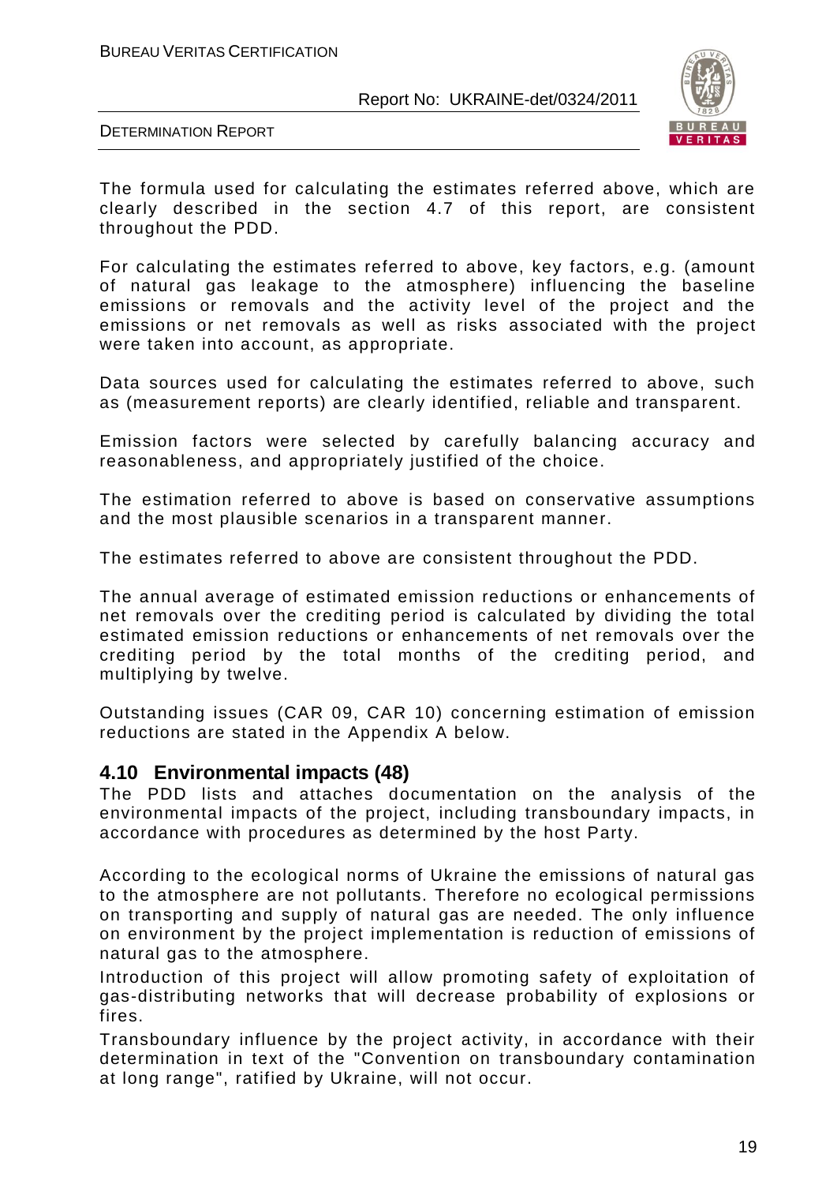The formula used for calculating the estimates referred above, which are clearly described in the section 4.7 of this report, are consistent throughout the PDD.

For calculating the estimates referred to above, key factors, e.g. (amount of natural gas leakage to the atmosphere) influencing the baseline emissions or removals and the activity level of the project and the emissions or net removals as well as risks associated with the project were taken into account, as appropriate.

Data sources used for calculating the estimates referred to above, such as (measurement reports) are clearly identified, reliable and transparent.

Emission factors were selected by carefully balancing accuracy and reasonableness, and appropriately justified of the choice.

The estimation referred to above is based on conservative assumptions and the most plausible scenarios in a transparent manner.

The estimates referred to above are consistent throughout the PDD.

The annual average of estimated emission reductions or enhancements of net removals over the crediting period is calculated by dividing the total estimated emission reductions or enhancements of net removals over the crediting period by the total months of the crediting period, and multiplying by twelve.

Outstanding issues (CAR 09, CAR 10) concerning estimation of emission reductions are stated in the Appendix A below.

## 4.10 Environmental impacts (48)

The PDD lists and attaches documentation on the analysis of the environmental impacts of the project, including transboundary impacts, in accordance with procedures as determined by the host Party.

According to the ecological norms of Ukraine the emissions of natural gas to the atmosphere are not pollutants. Therefore no ecological permissions on transporting and supply of natural gas are needed. The only influence on environment by the project implementation is reduction of emissions of natural gas to the atmosphere.

Introduction of this project will allow promoting safety of exploitation of gas-distributing networks that will decrease probability of explosions or fires.

Transboundary influence by the project activity, in accordance with their determination in text of the "Convention on transboundary contamination at long range", ratified by Ukraine, will not occur.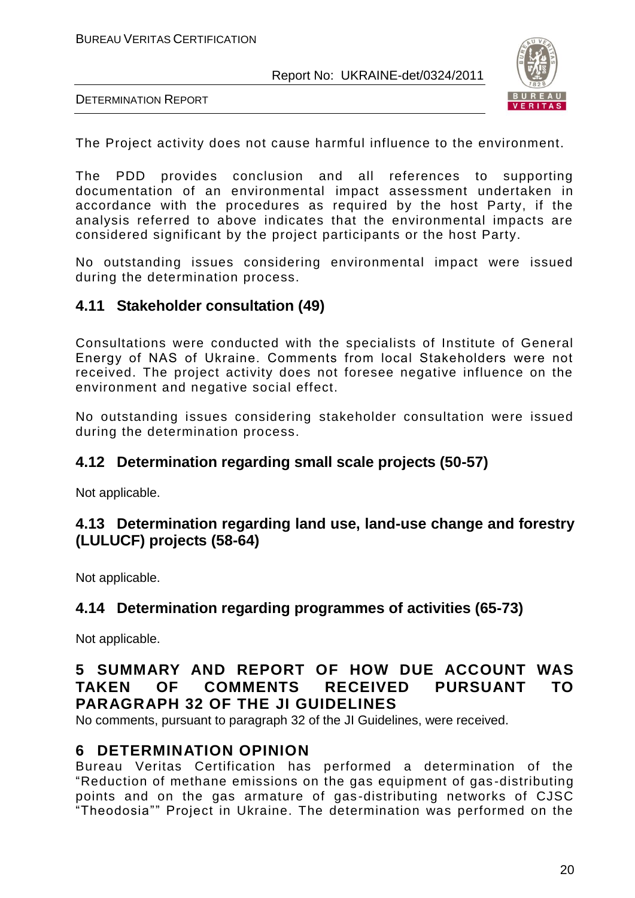The Project activity does not cause harmful influence to the environment.

The PDD provides conclusion and all references to supporting documentation of an environmental impact assessment undertaken in accordance with the procedures as required by the host Party, if the analysis referred to above indicates that the environmental impacts are considered significant by the project participants or the host Party.

No outstanding issues considering environmental impact were issued during the determination process.

## 4.11 Stakeholder consultation (49)

Consultations were conducted with the specialists of Institute of General Energy of NAS of Ukraine. Comments from local Stakeholders were not received. The project activity does not foresee negative influence on the environment and negative social effect.

No outstanding issues considering stakeholder consultation were issued during the determination process.

## 4.12 Determination regarding small scale projects (50-57)

Not applicable.

## 4.13 Determination regarding land use, land-use change and forestry (LULUCF) projects (58-64)

Not applicable.

## 4.14 Determination regarding programmes of activities (65-73)

Not applicable.

# 5 SUMMARY AND REPORT OF HOW DUE ACCOUNT WAS TAKEN OF COMMENTS RECEIVED PURSUANT TO PARAGRAPH 32 OF THE JI GUIDELINES

No comments, pursuant to paragraph 32 of the JI Guidelines, were received.

# 6 DETERMINATION OPINION

Bureau Veritas Certification has performed a determination of the "Reduction of methane emissions on the gas equipment of gas-distributing points and on the gas armature of gas-distributing networks of CJSC "Theodosia"" Project in Ukraine. The determination was performed on the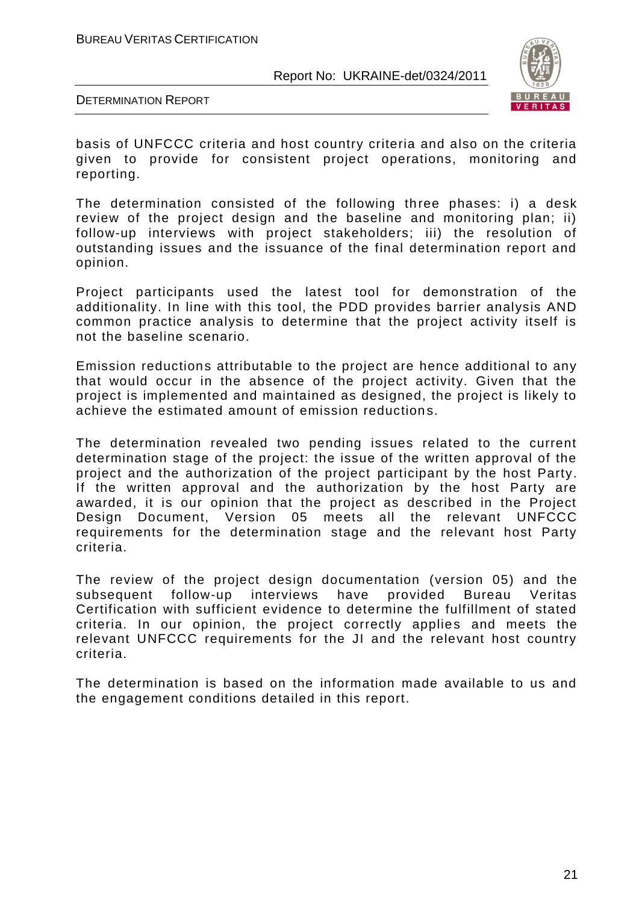basis of UNFCCC criteria and host country criteria and also on the criteria given to provide for consistent project operations, monitoring and reporting.

The determination consisted of the following three phases: i) a desk review of the project design and the baseline and monitoring plan; ii) follow-up interviews with project stakeholders; iii) the resolution of outstanding issues and the issuance of the final determination report and opinion.

Project participants used the latest tool for demonstration of the additionality. In line with this tool, the PDD provides barrier analysis AND common practice analysis to determine that the project activity itself is not the baseline scenario.

Emission reductions attributable to the project are hence additional to any that would occur in the absence of the project activity. Given that the project is implemented and maintained as designed, the project is likely to achieve the estimated amount of emission reductions.

The determination revealed two pending issues related to the current determination stage of the project: the issue of the written approval of the project and the authorization of the project participant by the host Party. If the written approval and the authorization by the host Party are awarded, it is our opinion that the project as described in the Project Design Document, Version 05 meets all the relevant UNFCCC requirements for the determination stage and the relevant host Party criteria.

The review of the project design documentation (version 05) and the subsequent follow-up interviews have provided Bureau Veritas Certification with sufficient evidence to determine the fulfillment of stated criteria. In our opinion, the project correctly applies and meets the relevant UNFCCC requirements for the JI and the relevant host country criteria.

The determination is based on the information made available to us and the engagement conditions detailed in this report.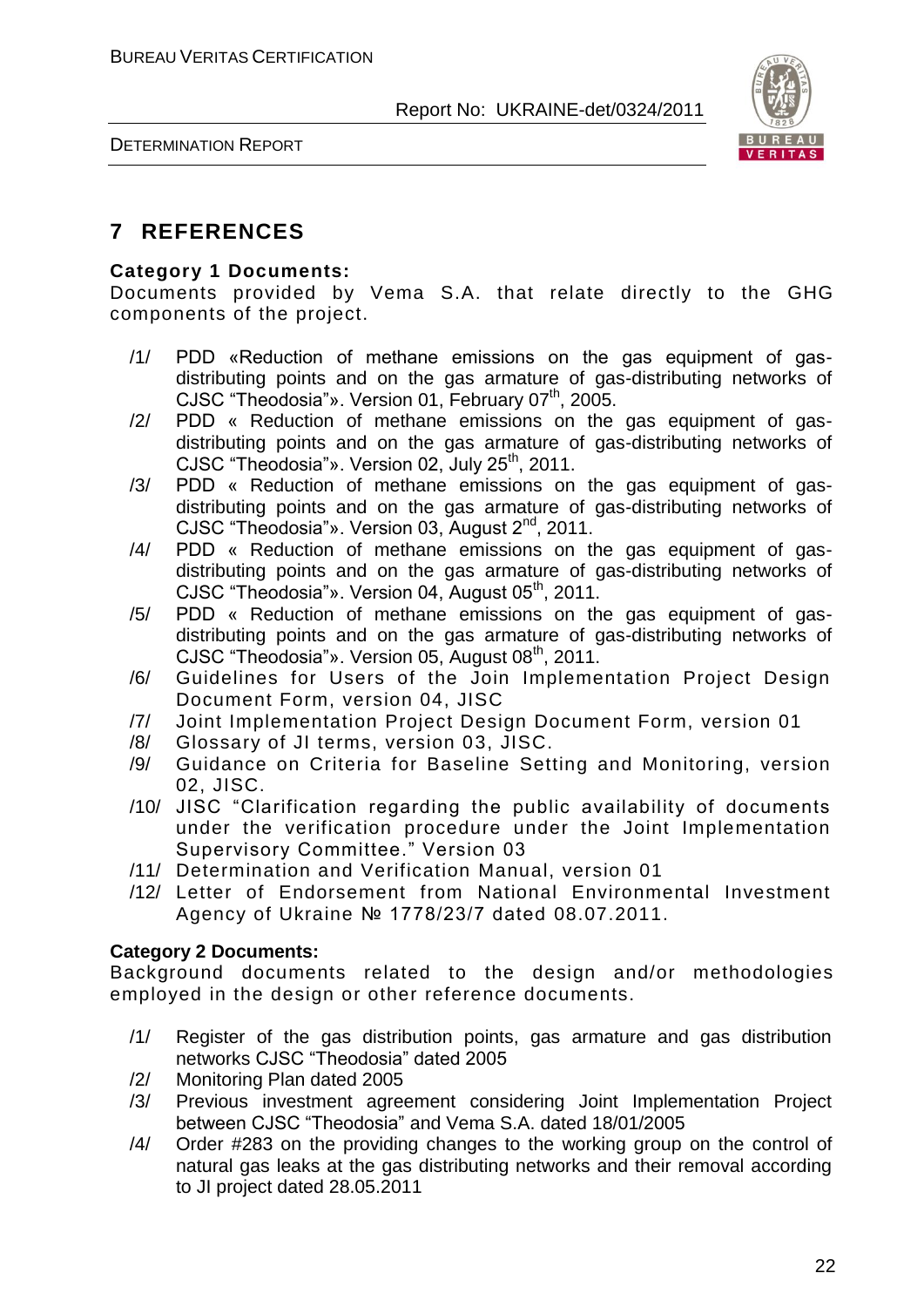# 7 REFERENCES

**Category 1 Documents:**

Documents provided by Vema S.A. that relate directly to the GHG components of the project.

/1/ PDD «Reduction of methane emissions on the gas equipment of gas-distributing points and on the gas armature of gas-distributing networks of CJSC "Theodosia"». Version 01, February 07th, 2005.

/2/ PDD « Reduction of methane emissions on the gas equipment of gas-distributing points and on the gas armature of gas-distributing networks of CJSC "Theodosia"». Version 02, July 25th, 2011.

/3/ PDD « Reduction of methane emissions on the gas equipment of gas-distributing points and on the gas armature of gas-distributing networks of CJSC "Theodosia"». Version 03, August 2nd, 2011.

/4/ PDD « Reduction of methane emissions on the gas equipment of gas-distributing points and on the gas armature of gas-distributing networks of CJSC "Theodosia"». Version 04, August 05th, 2011.

/5/ PDD « Reduction of methane emissions on the gas equipment of gas-distributing points and on the gas armature of gas-distributing networks of CJSC "Theodosia"». Version 05, August 08th, 2011.

/6/ Guidelines for Users of the Join Implementation Project Design Document Form, version 04, JISC

/7/ Joint Implementation Project Design Document Form, version 01

/8/ Glossary of JI terms, version 03, JISC.

/9/ Guidance on Criteria for Baseline Setting and Monitoring, version 02, JISC.

/10/ JISC "Clarification regarding the public availability of documents under the verification procedure under the Joint Implementation Supervisory Committee." Version 03

/11/ Determination and Verification Manual, version 01

/12/ Letter of Endorsement from National Environmental Investment Agency of Ukraine № 1778/23/7 dated 08.07.2011.

**Category 2 Documents:**

Background documents related to the design and/or methodologies employed in the design or other reference documents.

/1/ Register of the gas distribution points, gas armature and gas distribution networks CJSC "Theodosia" dated 2005

/2/ Monitoring Plan dated 2005

/3/ Previous investment agreement considering Joint Implementation Project between CJSC "Theodosia" and Vema S.A. dated 18/01/2005

/4/ Order #283 on the providing changes to the working group on the control of natural gas leaks at the gas distributing networks and their removal according to JI project dated 28.05.2011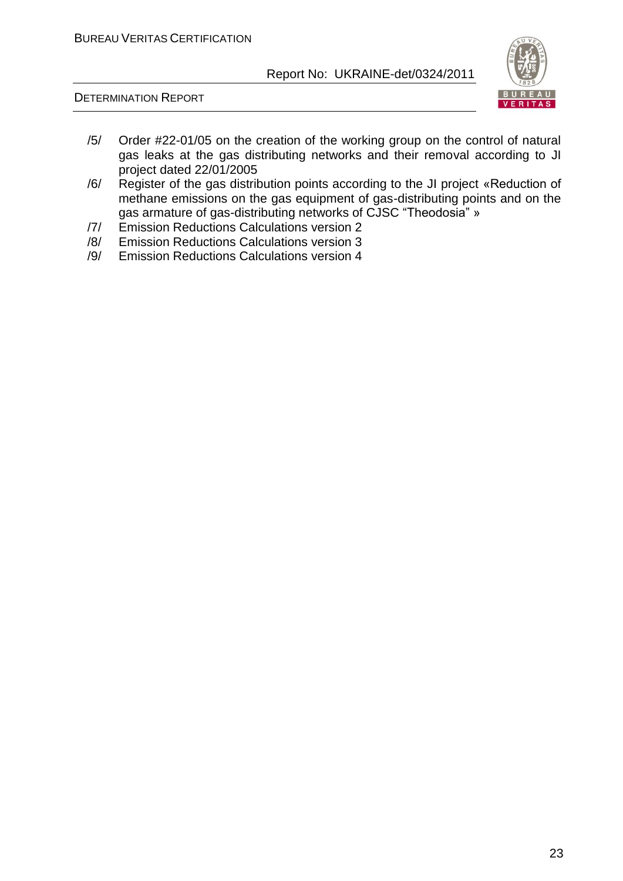/5/ Order #22-01/05 on the creation of the working group on the control of natural gas leaks at the gas distributing networks and their removal according to JI project dated 22/01/2005

/6/ Register of the gas distribution points according to the JI project «Reduction of methane emissions on the gas equipment of gas-distributing points and on the gas armature of gas-distributing networks of CJSC "Theodosia" »

/7/ Emission Reductions Calculations version 2

/8/ Emission Reductions Calculations version 3

/9/ Emission Reductions Calculations version 4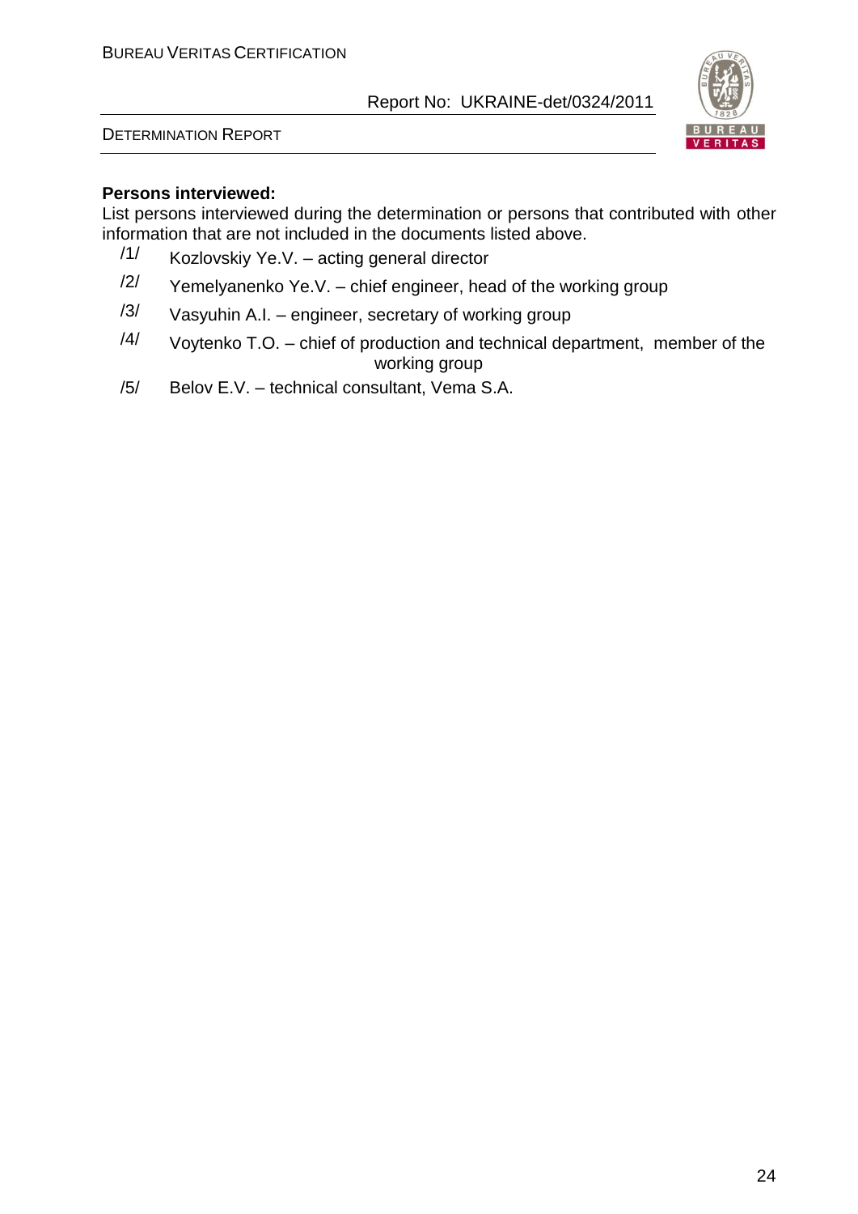**Persons interviewed:**

List persons interviewed during the determination or persons that contributed with other information that are not included in the documents listed above.

/1/ Kozlovskiy Ye.V. – acting general director

/2/ Yemelyanenko Ye.V. – chief engineer, head of the working group

/3/ Vasyuhin A.I. – engineer, secretary of working group

/4/ Voytenko T.O. – chief of production and technical department, member of the working group

/5/ Belov E.V. – technical consultant, Vema S.A.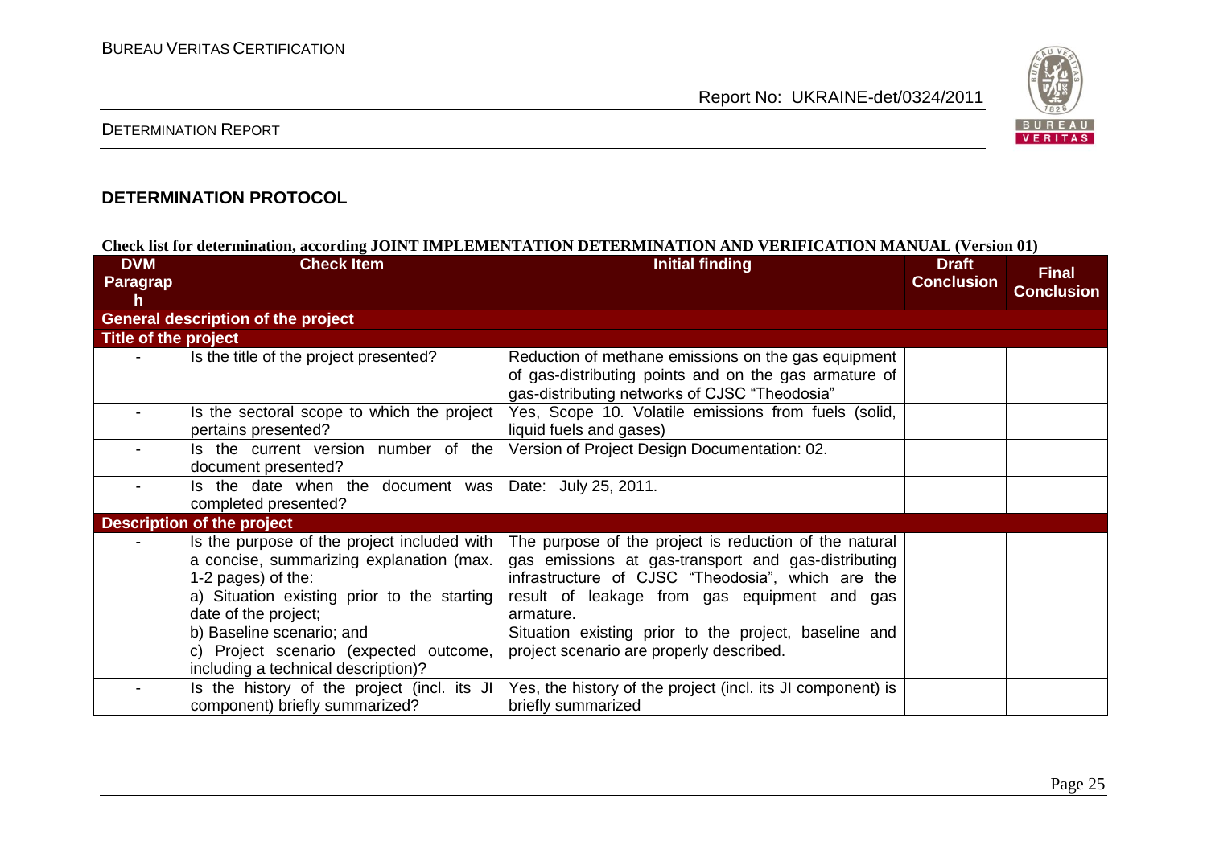## DETERMINATION PROTOCOL

**Check list for determination, according JOINT IMPLEMENTATION DETERMINATION AND VERIFICATION MANUAL (Version 01)**

| DVM Paragraph | Check Item | Initial finding | Draft Conclusion | Final Conclusion |
|---|---|---|---|---|
| **General description of the project** | | | | |
| **Title of the project** | | | | |
| - | Is the title of the project presented? | Reduction of methane emissions on the gas equipment of gas-distributing points and on the gas armature of gas-distributing networks of CJSC "Theodosia" | | |
| - | Is the sectoral scope to which the project pertains presented? | Yes, Scope 10. Volatile emissions from fuels (solid, liquid fuels and gases) | | |
| - | Is the current version number of the document presented? | Version of Project Design Documentation: 02. | | |
| - | Is the date when the document was completed presented? | Date: July 25, 2011. | | |
| **Description of the project** | | | | |
| - | Is the purpose of the project included with a concise, summarizing explanation (max. 1-2 pages) of the:<br>a) Situation existing prior to the starting date of the project;<br>b) Baseline scenario; and<br>c) Project scenario (expected outcome, including a technical description)? | The purpose of the project is reduction of the natural gas emissions at gas-transport and gas-distributing infrastructure of CJSC "Theodosia", which are the result of leakage from gas equipment and gas armature.<br>Situation existing prior to the project, baseline and project scenario are properly described. | | |
| - | Is the history of the project (incl. its JI component) briefly summarized? | Yes, the history of the project (incl. its JI component) is briefly summarized | | |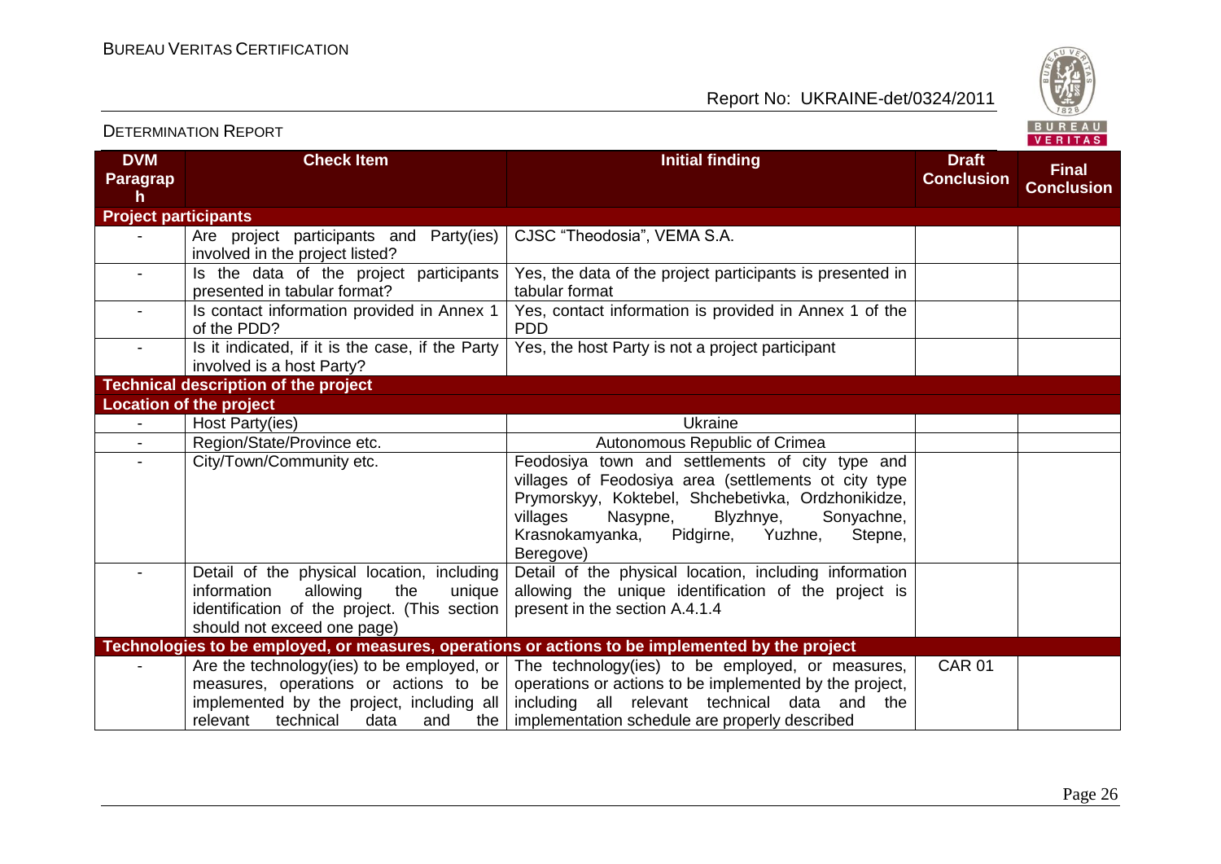| DVM Paragraph | Check Item | Initial finding | Draft Conclusion | Final Conclusion |
|---|---|---|---|---|
| **Project participants** | | | | |
| - | Are project participants and Party(ies) involved in the project listed? | CJSC "Theodosia", VEMA S.A. | | |
| - | Is the data of the project participants presented in tabular format? | Yes, the data of the project participants is presented in tabular format | | |
| - | Is contact information provided in Annex 1 of the PDD? | Yes, contact information is provided in Annex 1 of the PDD | | |
| - | Is it indicated, if it is the case, if the Party involved is a host Party? | Yes, the host Party is not a project participant | | |
| **Technical description of the project** | | | | |
| **Location of the project** | | | | |
| - | Host Party(ies) | Ukraine | | |
| - | Region/State/Province etc. | Autonomous Republic of Crimea | | |
| - | City/Town/Community etc. | Feodosiya town and settlements of city type and villages of Feodosiya area (settlements ot city type Prymorskyy, Koktebel, Shchebetivka, Ordzhonikidze, villages Nasypne, Blyzhnye, Sonyachne, Krasnokamyanka, Pidgirne, Yuzhne, Stepne, Beregove) | | |
| - | Detail of the physical location, including information allowing the unique identification of the project. (This section should not exceed one page) | Detail of the physical location, including information allowing the unique identification of the project is present in the section A.4.1.4 | | |
| **Technologies to be employed, or measures, operations or actions to be implemented by the project** | | | | |
| - | Are the technology(ies) to be employed, or measures, operations or actions to be implemented by the project, including all relevant technical data and the | The technology(ies) to be employed, or measures, operations or actions to be implemented by the project, including all relevant technical data and the implementation schedule are properly described | CAR 01 | |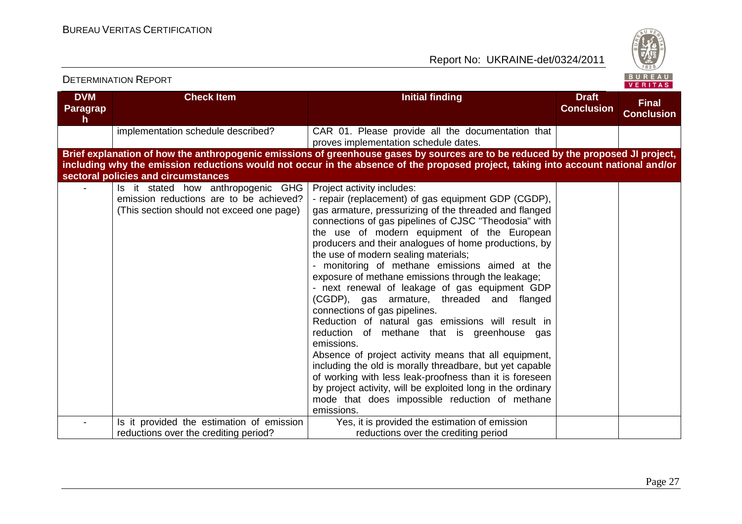| DVM Paragraph | Check Item | Initial finding | Draft Conclusion | Final Conclusion |
|---|---|---|---|---|
| | implementation schedule described? | CAR 01. Please provide all the documentation that proves implementation schedule dates. | | |
| **Brief explanation of how the anthropogenic emissions of greenhouse gases by sources are to be reduced by the proposed JI project, including why the emission reductions would not occur in the absence of the proposed project, taking into account national and/or sectoral policies and circumstances** | | | | |
| - | Is it stated how anthropogenic GHG emission reductions are to be achieved? (This section should not exceed one page) | Project activity includes:<br>- repair (replacement) of gas equipment GDP (CGDP), gas armature, pressurizing of the threaded and flanged connections of gas pipelines of CJSC "Theodosia" with the use of modern equipment of the European producers and their analogues of home productions, by the use of modern sealing materials;<br>- monitoring of methane emissions aimed at the exposure of methane emissions through the leakage;<br>- next renewal of leakage of gas equipment GDP (CGDP), gas armature, threaded and flanged connections of gas pipelines.<br>Reduction of natural gas emissions will result in reduction of methane that is greenhouse gas emissions.<br>Absence of project activity means that all equipment, including the old is morally threadbare, but yet capable of working with less leak-proofness than it is foreseen by project activity, will be exploited long in the ordinary mode that does impossible reduction of methane emissions. | | |
| - | Is it provided the estimation of emission reductions over the crediting period? | Yes, it is provided the estimation of emission reductions over the crediting period | | |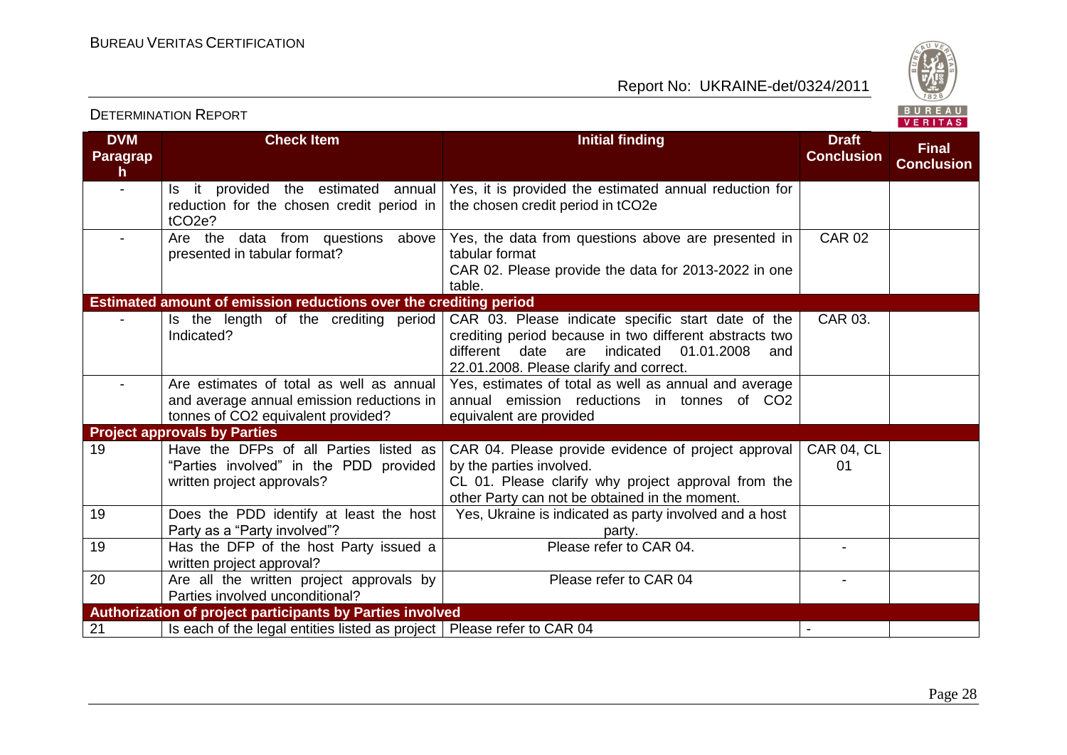| DVM Paragraph | Check Item | Initial finding | Draft Conclusion | Final Conclusion |
|---|---|---|---|---|
| - | Is it provided the estimated annual reduction for the chosen credit period in $tCO_2e$? | Yes, it is provided the estimated annual reduction for the chosen credit period in $tCO_2e$ | | |
| - | Are the data from questions above presented in tabular format? | Yes, the data from questions above are presented in tabular format<br>CAR 02. Please provide the data for 2013-2022 in one table. | CAR 02 | |
| **Estimated amount of emission reductions over the crediting period** | | | | |
| - | Is the length of the crediting period Indicated? | CAR 03. Please indicate specific start date of the crediting period because in two different abstracts two different date are indicated 01.01.2008 and 22.01.2008. Please clarify and correct. | CAR 03. | |
| - | Are estimates of total as well as annual and average annual emission reductions in tonnes of $CO_2$ equivalent provided? | Yes, estimates of total as well as annual and average annual emission reductions in tonnes of $CO_2$ equivalent are provided | | |
| **Project approvals by Parties** | | | | |
| 19 | Have the DFPs of all Parties listed as "Parties involved" in the PDD provided written project approvals? | CAR 04. Please provide evidence of project approval by the parties involved.<br>CL 01. Please clarify why project approval from the other Party can not be obtained in the moment. | CAR 04, CL 01 | |
| 19 | Does the PDD identify at least the host Party as a "Party involved"? | Yes, Ukraine is indicated as party involved and a host party. | | |
| 19 | Has the DFP of the host Party issued a written project approval? | Please refer to CAR 04. | - | |
| 20 | Are all the written project approvals by Parties involved unconditional? | Please refer to CAR 04 | - | |
| **Authorization of project participants by Parties involved** | | | | |
| 21 | Is each of the legal entities listed as project | Please refer to CAR 04 | - | |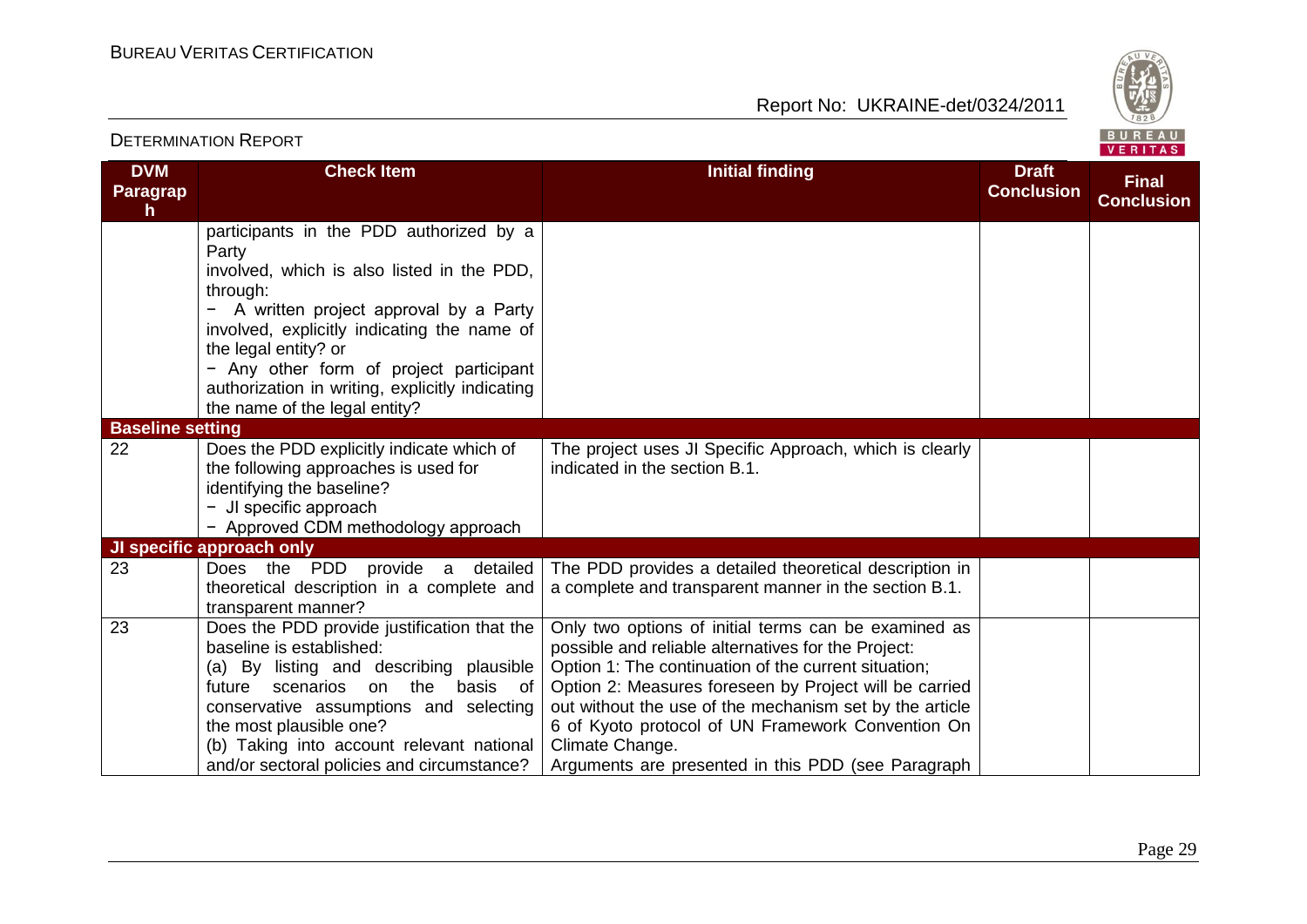| DVM Paragraph | Check Item | Initial finding | Draft Conclusion | Final Conclusion |
|---|---|---|---|---|
| | participants in the PDD authorized by a Party involved, which is also listed in the PDD, through:<br>− A written project approval by a Party involved, explicitly indicating the name of the legal entity? or<br>− Any other form of project participant authorization in writing, explicitly indicating the name of the legal entity? | | | |
| **Baseline setting** | | | | |
| 22 | Does the PDD explicitly indicate which of the following approaches is used for identifying the baseline?<br>− JI specific approach<br>− Approved CDM methodology approach | The project uses JI Specific Approach, which is clearly indicated in the section B.1. | | |
| **JI specific approach only** | | | | |
| 23 | Does the PDD provide a detailed theoretical description in a complete and transparent manner? | The PDD provides a detailed theoretical description in a complete and transparent manner in the section B.1. | | |
| 23 | Does the PDD provide justification that the baseline is established:<br>(a) By listing and describing plausible future scenarios on the basis of conservative assumptions and selecting the most plausible one?<br>(b) Taking into account relevant national and/or sectoral policies and circumstance? | Only two options of initial terms can be examined as possible and reliable alternatives for the Project:<br>Option 1: The continuation of the current situation;<br>Option 2: Measures foreseen by Project will be carried out without the use of the mechanism set by the article 6 of Kyoto protocol of UN Framework Convention On Climate Change.<br>Arguments are presented in this PDD (see Paragraph | | |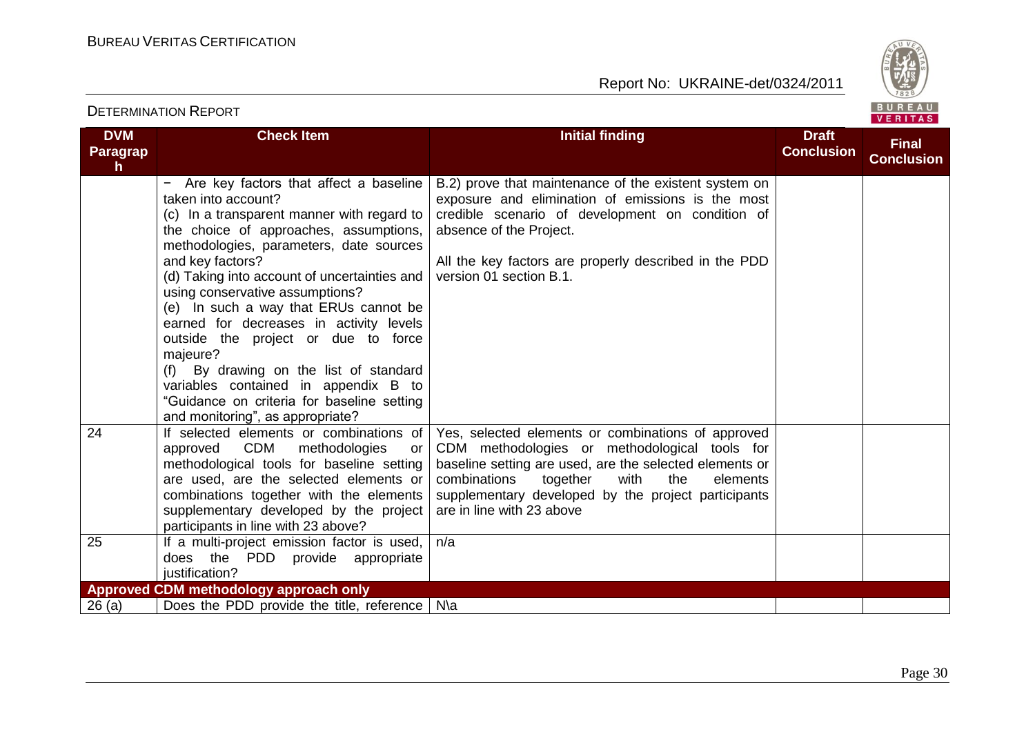| DVM Paragraph | Check Item | Initial finding | Draft Conclusion | Final Conclusion |
|---|---|---|---|---|
| | − Are key factors that affect a baseline taken into account?<br>(c) In a transparent manner with regard to the choice of approaches, assumptions, methodologies, parameters, date sources and key factors?<br>(d) Taking into account of uncertainties and using conservative assumptions?<br>(e) In such a way that ERUs cannot be earned for decreases in activity levels outside the project or due to force majeure?<br>(f) By drawing on the list of standard variables contained in appendix B to "Guidance on criteria for baseline setting and monitoring", as appropriate? | B.2) prove that maintenance of the existent system on exposure and elimination of emissions is the most credible scenario of development on condition of absence of the Project.<br><br>All the key factors are properly described in the PDD version 01 section B.1. | | |
| 24 | If selected elements or combinations of approved CDM methodologies or methodological tools for baseline setting are used, are the selected elements or combinations together with the elements supplementary developed by the project participants in line with 23 above? | Yes, selected elements or combinations of approved CDM methodologies or methodological tools for baseline setting are used, are the selected elements or combinations together with the elements supplementary developed by the project participants are in line with 23 above | | |
| 25 | If a multi-project emission factor is used, does the PDD provide appropriate justification? | n/a | | |
| **Approved CDM methodology approach only** | | | | |
| 26 (a) | Does the PDD provide the title, reference | N\a | | |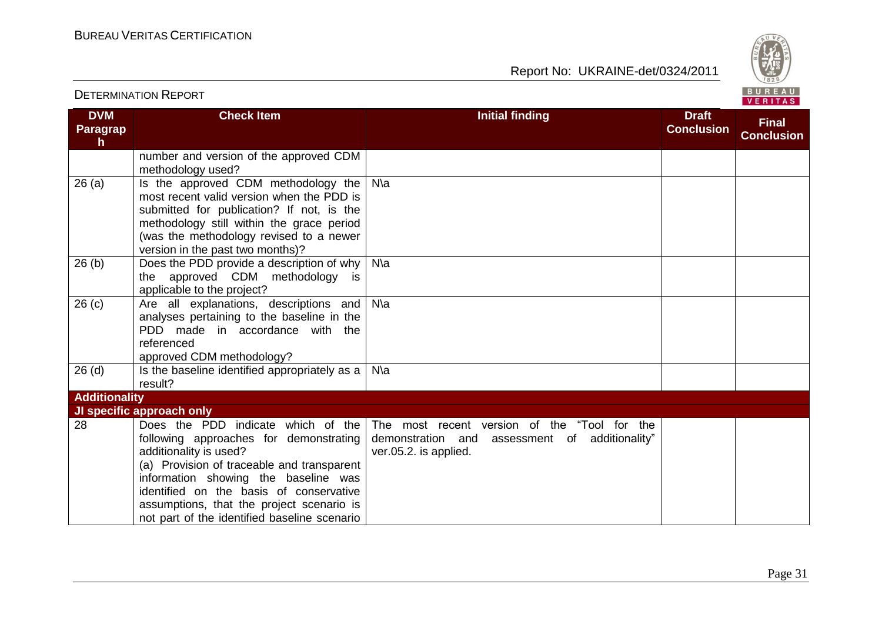| DVM Paragraph | Check Item | Initial finding | Draft Conclusion | Final Conclusion |
|---|---|---|---|---|
| | number and version of the approved CDM methodology used? | | | |
| 26 (a) | Is the approved CDM methodology the most recent valid version when the PDD is submitted for publication? If not, is the methodology still within the grace period (was the methodology revised to a newer version in the past two months)? | N\a | | |
| 26 (b) | Does the PDD provide a description of why the approved CDM methodology is applicable to the project? | N\a | | |
| 26 (c) | Are all explanations, descriptions and analyses pertaining to the baseline in the PDD made in accordance with the referenced approved CDM methodology? | N\a | | |
| 26 (d) | Is the baseline identified appropriately as a result? | N\a | | |
| **Additionality** | | | | |
| **JI specific approach only** | | | | |
| 28 | Does the PDD indicate which of the following approaches for demonstrating additionality is used?<br>(a) Provision of traceable and transparent information showing the baseline was identified on the basis of conservative assumptions, that the project scenario is not part of the identified baseline scenario | The most recent version of the "Tool for the demonstration and assessment of additionality" ver.05.2. is applied. | | |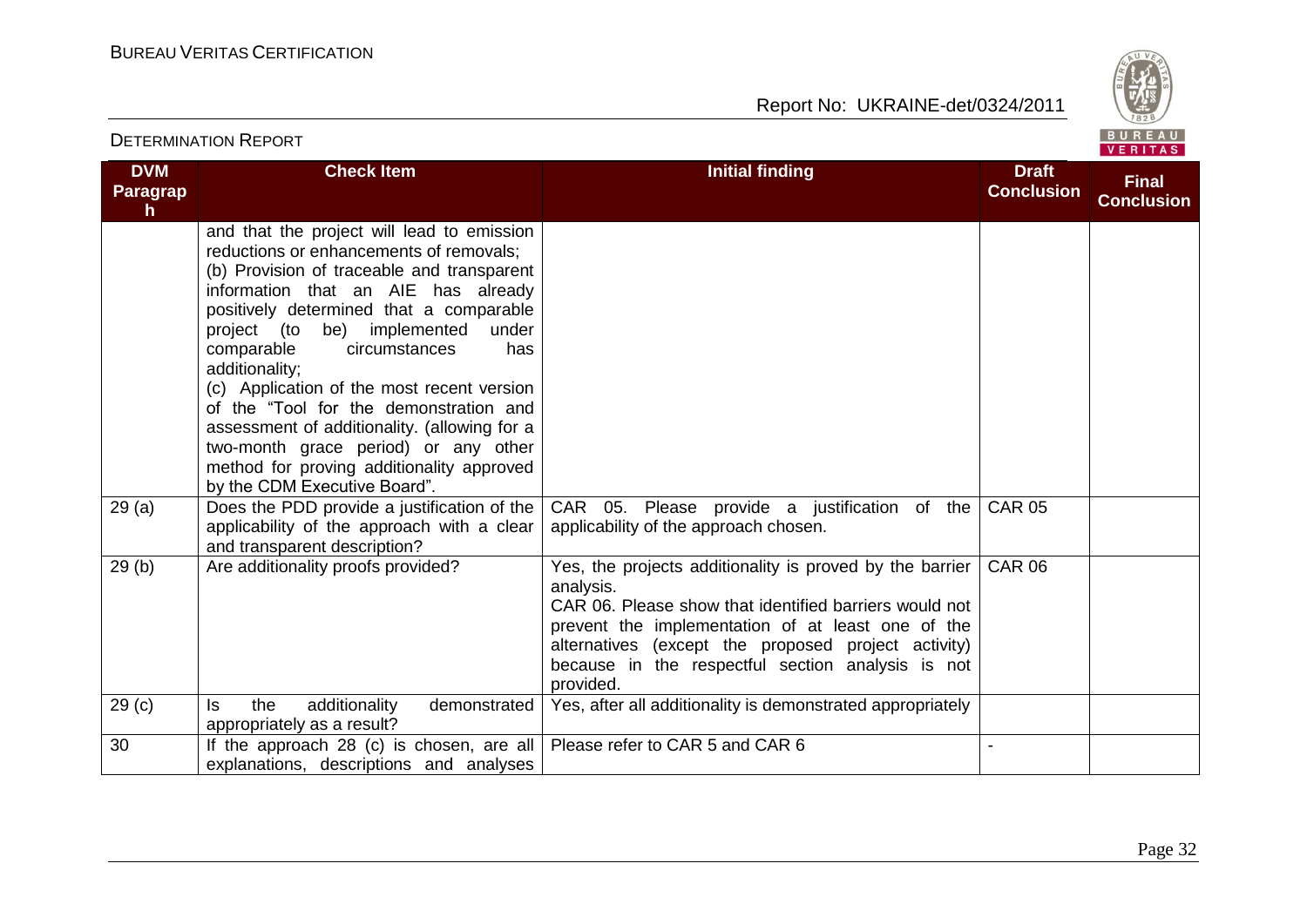| DVM Paragraph | Check Item | Initial finding | Draft Conclusion | Final Conclusion |
|---|---|---|---|---|
| | and that the project will lead to emission reductions or enhancements of removals;<br>(b) Provision of traceable and transparent information that an AIE has already positively determined that a comparable project (to be) implemented under comparable circumstances has additionality;<br>(c) Application of the most recent version of the "Tool for the demonstration and assessment of additionality. (allowing for a two-month grace period) or any other method for proving additionality approved by the CDM Executive Board". | | | |
| 29 (a) | Does the PDD provide a justification of the applicability of the approach with a clear and transparent description? | CAR 05. Please provide a justification of the applicability of the approach chosen. | CAR 05 | |
| 29 (b) | Are additionality proofs provided? | Yes, the projects additionality is proved by the barrier analysis.<br>CAR 06. Please show that identified barriers would not prevent the implementation of at least one of the alternatives (except the proposed project activity) because in the respectful section analysis is not provided. | CAR 06 | |
| 29 (c) | Is the additionality demonstrated appropriately as a result? | Yes, after all additionality is demonstrated appropriately | | |
| 30 | If the approach 28 (c) is chosen, are all explanations, descriptions and analyses | Please refer to CAR 5 and CAR 6 | - | |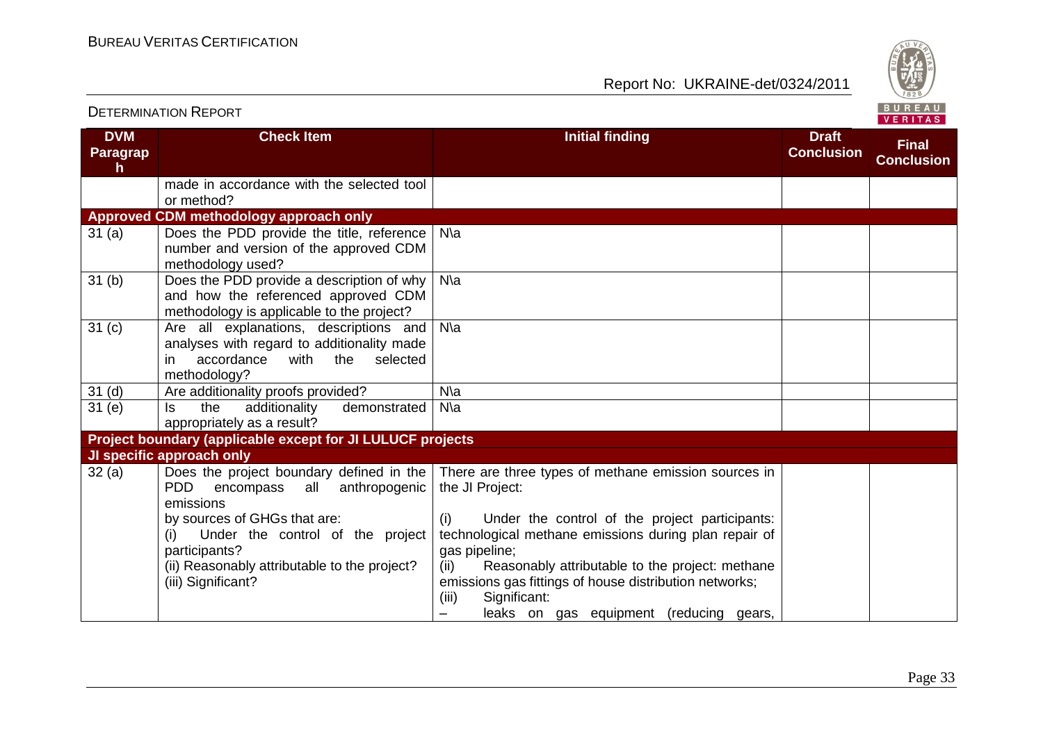| DVM Paragraph | Check Item | Initial finding | Draft Conclusion | Final Conclusion |
|---|---|---|---|---|
| | made in accordance with the selected tool or method? | | | |
| **Approved CDM methodology approach only** | | | | |
| 31 (a) | Does the PDD provide the title, reference number and version of the approved CDM methodology used? | N\a | | |
| 31 (b) | Does the PDD provide a description of why and how the referenced approved CDM methodology is applicable to the project? | N\a | | |
| 31 (c) | Are all explanations, descriptions and analyses with regard to additionality made in accordance with the selected methodology? | N\a | | |
| 31 (d) | Are additionality proofs provided? | N\a | | |
| 31 (e) | Is the additionality demonstrated appropriately as a result? | N\a | | |
| **Project boundary (applicable except for JI LULUCF projects** | | | | |
| **JI specific approach only** | | | | |
| 32 (a) | Does the project boundary defined in the PDD encompass all anthropogenic emissions by sources of GHGs that are:<br>(i) Under the control of the project participants?<br>(ii) Reasonably attributable to the project?<br>(iii) Significant? | There are three types of methane emission sources in the JI Project:<br>(i) Under the control of the project participants: technological methane emissions during plan repair of gas pipeline;<br>(ii) Reasonably attributable to the project: methane emissions gas fittings of house distribution networks;<br>(iii) Significant:<br>– leaks on gas equipment (reducing gears, | | |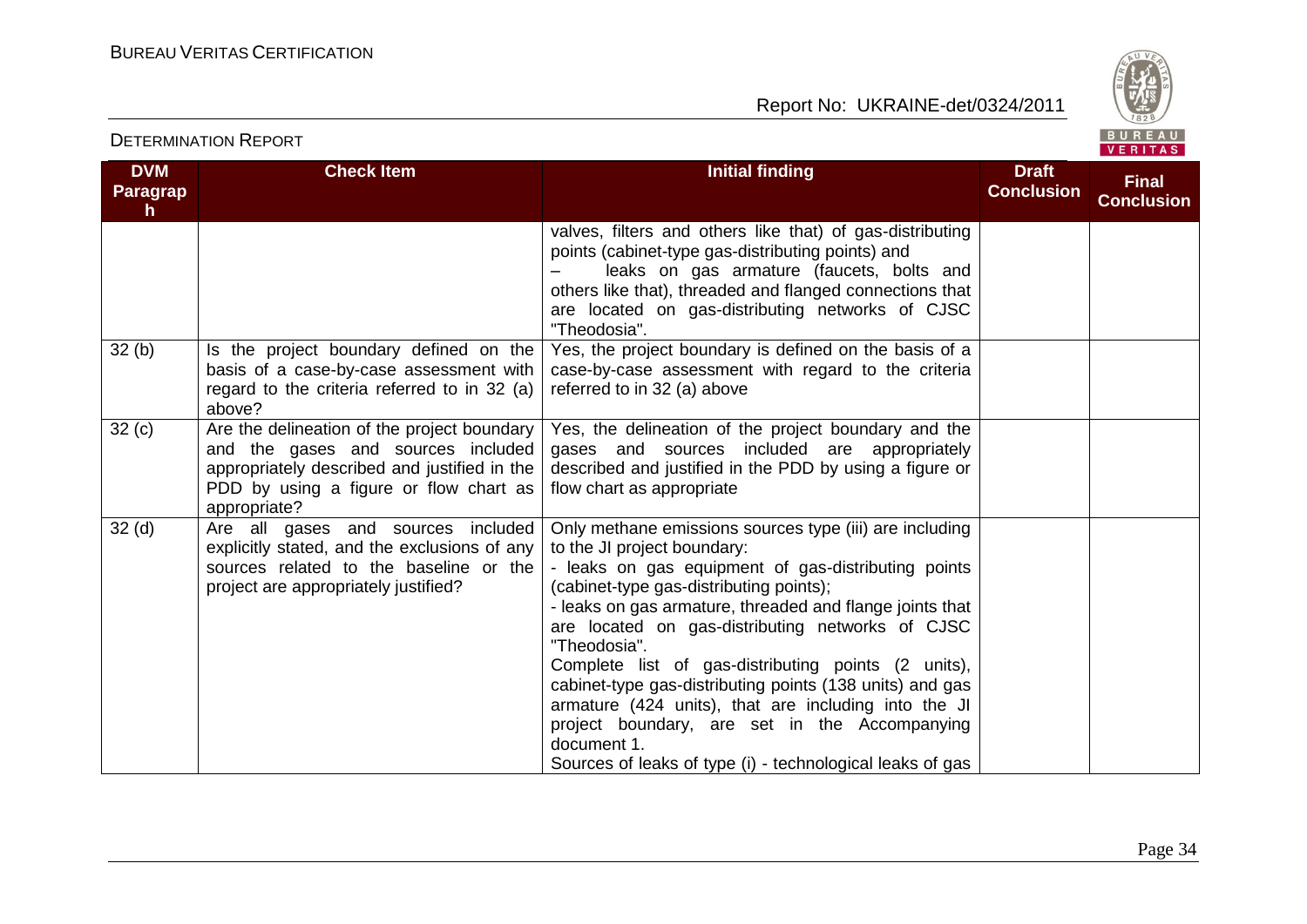| DVM Paragraph | Check Item | Initial finding | Draft Conclusion | Final Conclusion |
|---|---|---|---|---|
| | | valves, filters and others like that) of gas-distributing points (cabinet-type gas-distributing points) and<br>– leaks on gas armature (faucets, bolts and others like that), threaded and flanged connections that are located on gas-distributing networks of CJSC "Theodosia". | | |
| 32 (b) | Is the project boundary defined on the basis of a case-by-case assessment with regard to the criteria referred to in 32 (a) above? | Yes, the project boundary is defined on the basis of a case-by-case assessment with regard to the criteria referred to in 32 (a) above | | |
| 32 (c) | Are the delineation of the project boundary and the gases and sources included appropriately described and justified in the PDD by using a figure or flow chart as appropriate? | Yes, the delineation of the project boundary and the gases and sources included are appropriately described and justified in the PDD by using a figure or flow chart as appropriate | | |
| 32 (d) | Are all gases and sources included explicitly stated, and the exclusions of any sources related to the baseline or the project are appropriately justified? | Only methane emissions sources type (iii) are including to the JI project boundary:<br>- leaks on gas equipment of gas-distributing points (cabinet-type gas-distributing points);<br>- leaks on gas armature, threaded and flange joints that are located on gas-distributing networks of CJSC "Theodosia".<br>Complete list of gas-distributing points (2 units), cabinet-type gas-distributing points (138 units) and gas armature (424 units), that are including into the JI project boundary, are set in the Accompanying document 1.<br>Sources of leaks of type (i) - technological leaks of gas | | |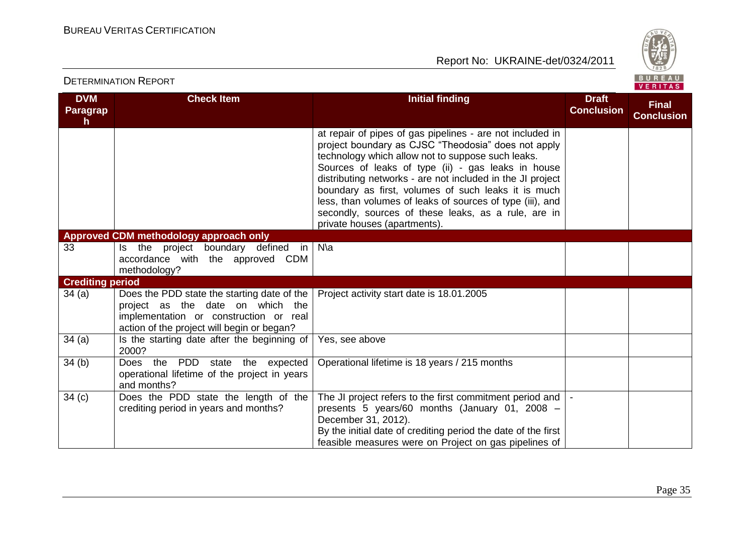| DVM Paragraph | Check Item | Initial finding | Draft Conclusion | Final Conclusion |
|---|---|---|---|---|
| | | at repair of pipes of gas pipelines - are not included in project boundary as CJSC "Theodosia" does not apply technology which allow not to suppose such leaks. Sources of leaks of type (ii) - gas leaks in house distributing networks - are not included in the JI project boundary as first, volumes of such leaks it is much less, than volumes of leaks of sources of type (iii), and secondly, sources of these leaks, as a rule, are in private houses (apartments). | | |
| **Approved CDM methodology approach only** | | | | |
| 33 | Is the project boundary defined in accordance with the approved CDM methodology? | N\a | | |
| **Crediting period** | | | | |
| 34 (a) | Does the PDD state the starting date of the project as the date on which the implementation or construction or real action of the project will begin or began? | Project activity start date is 18.01.2005 | | |
| 34 (a) | Is the starting date after the beginning of 2000? | Yes, see above | | |
| 34 (b) | Does the PDD state the expected operational lifetime of the project in years and months? | Operational lifetime is 18 years / 215 months | | |
| 34 (c) | Does the PDD state the length of the crediting period in years and months? | The JI project refers to the first commitment period and presents 5 years/60 months (January 01, 2008 – December 31, 2012).<br>By the initial date of crediting period the date of the first feasible measures were on Project on gas pipelines of | - | |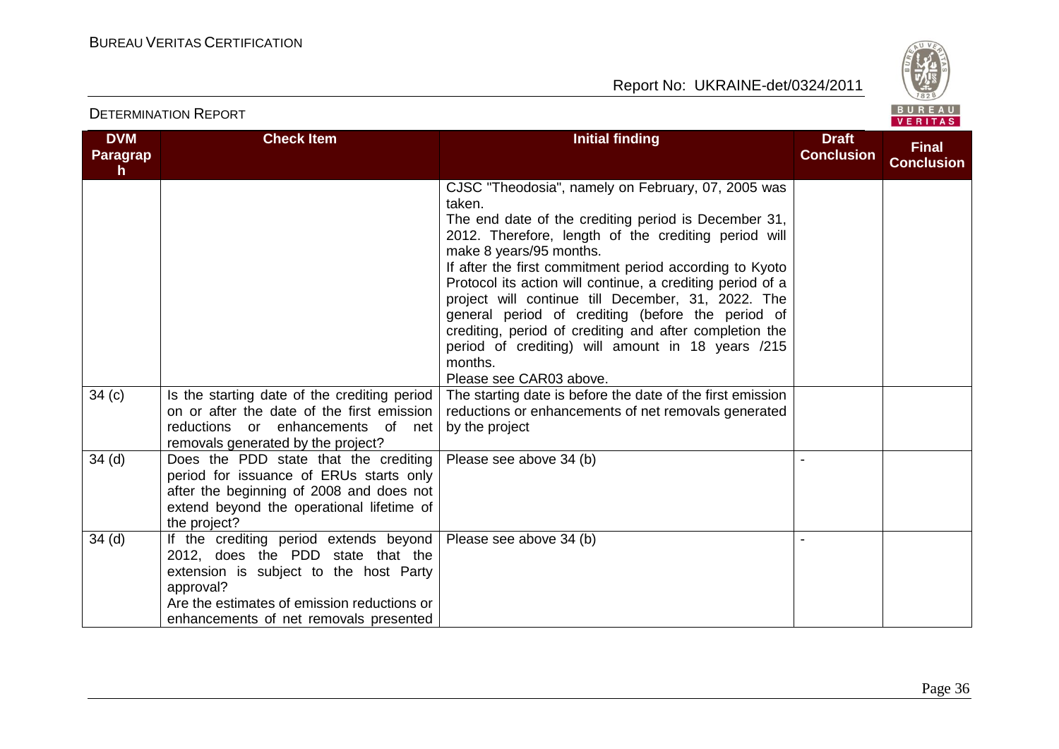| DVM Paragraph | Check Item | Initial finding | Draft Conclusion | Final Conclusion |
|---|---|---|---|---|
| | | CJSC "Theodosia", namely on February, 07, 2005 was taken.<br>The end date of the crediting period is December 31, 2012. Therefore, length of the crediting period will make 8 years/95 months.<br>If after the first commitment period according to Kyoto Protocol its action will continue, a crediting period of a project will continue till December, 31, 2022. The general period of crediting (before the period of crediting, period of crediting and after completion the period of crediting) will amount in 18 years /215 months.<br>Please see CAR03 above. | | |
| 34 (c) | Is the starting date of the crediting period on or after the date of the first emission reductions or enhancements of net removals generated by the project? | The starting date is before the date of the first emission reductions or enhancements of net removals generated by the project | | |
| 34 (d) | Does the PDD state that the crediting period for issuance of ERUs starts only after the beginning of 2008 and does not extend beyond the operational lifetime of the project? | Please see above 34 (b) | - | |
| 34 (d) | If the crediting period extends beyond 2012, does the PDD state that the extension is subject to the host Party approval?<br>Are the estimates of emission reductions or enhancements of net removals presented | Please see above 34 (b) | - | |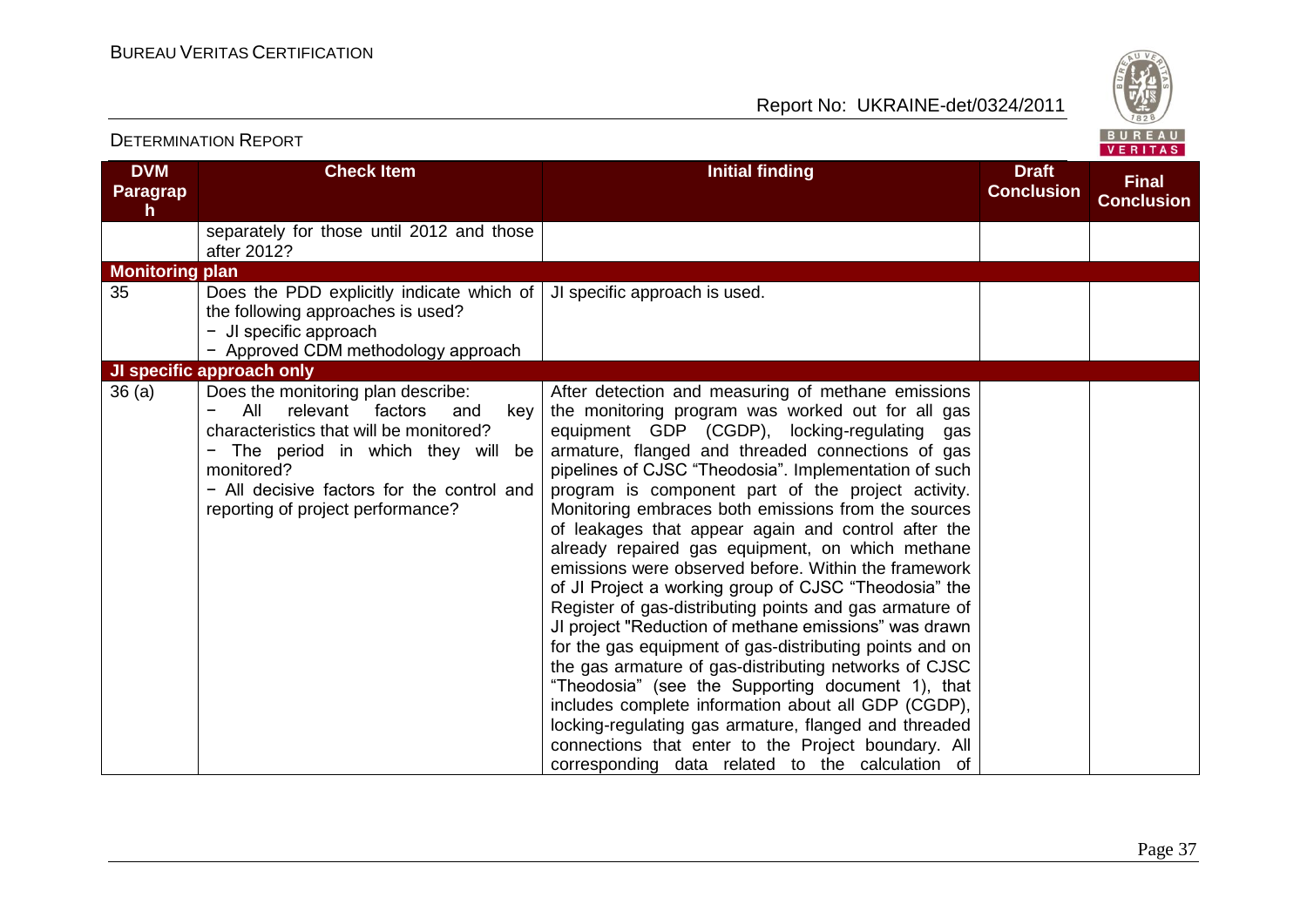| DVM Paragraph | Check Item | Initial finding | Draft Conclusion | Final Conclusion |
|---|---|---|---|---|
| | separately for those until 2012 and those after 2012? | | | |
| **Monitoring plan** | | | | |
| 35 | Does the PDD explicitly indicate which of the following approaches is used?<br>− JI specific approach<br>− Approved CDM methodology approach | JI specific approach is used. | | |
| **JI specific approach only** | | | | |
| 36 (a) | Does the monitoring plan describe:<br>− All relevant factors and key characteristics that will be monitored?<br>− The period in which they will be monitored?<br>− All decisive factors for the control and reporting of project performance? | After detection and measuring of methane emissions the monitoring program was worked out for all gas equipment GDP (CGDP), locking-regulating gas armature, flanged and threaded connections of gas pipelines of CJSC "Theodosia". Implementation of such program is component part of the project activity. Monitoring embraces both emissions from the sources of leakages that appear again and control after the already repaired gas equipment, on which methane emissions were observed before. Within the framework of JI Project a working group of CJSC "Theodosia" the Register of gas-distributing points and gas armature of JI project "Reduction of methane emissions" was drawn for the gas equipment of gas-distributing points and on the gas armature of gas-distributing networks of CJSC "Theodosia" (see the Supporting document 1), that includes complete information about all GDP (CGDP), locking-regulating gas armature, flanged and threaded connections that enter to the Project boundary. All corresponding data related to the calculation of | | |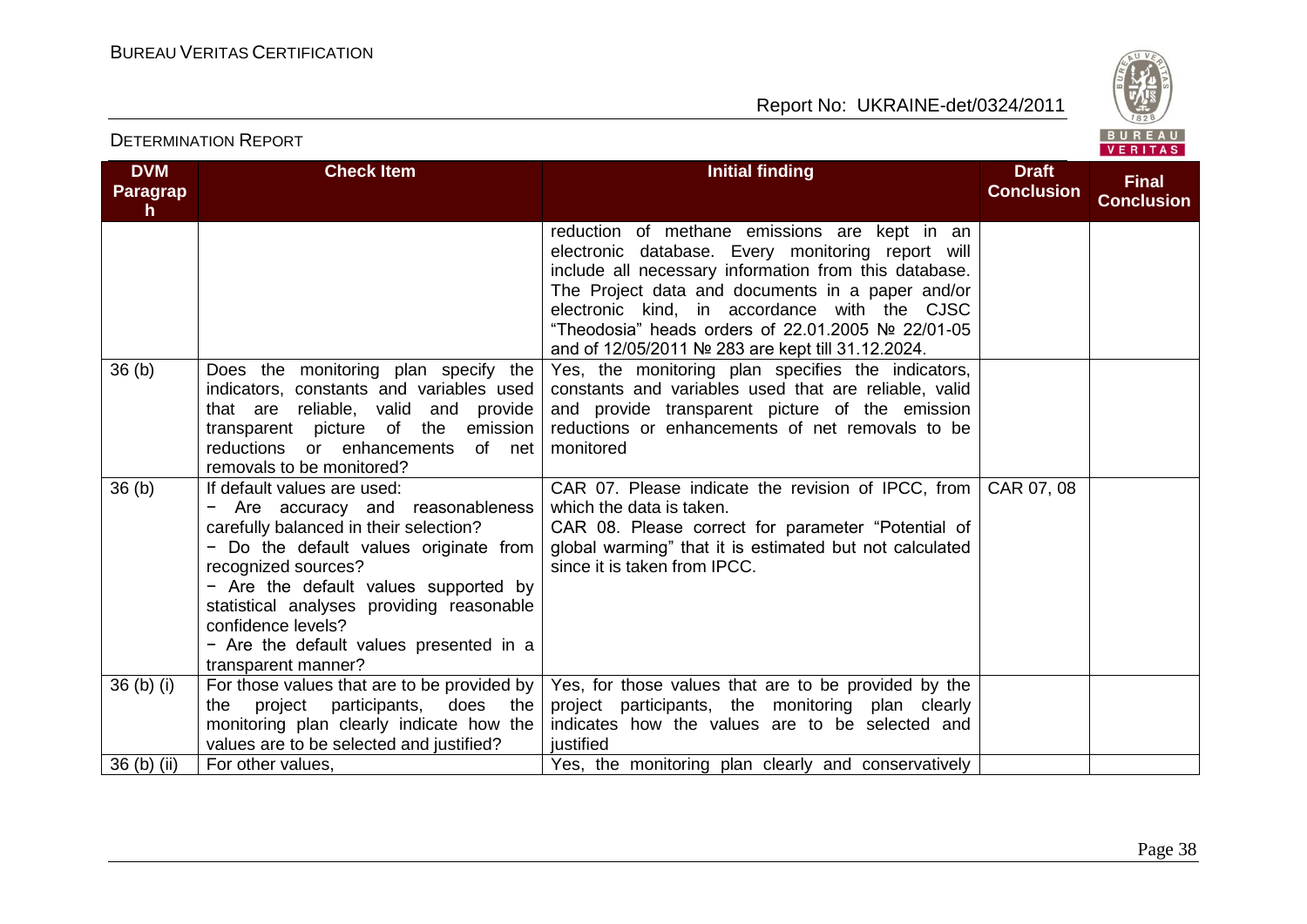| DVM Paragraph | Check Item | Initial finding | Draft Conclusion | Final Conclusion |
|---|---|---|---|---|
| | | reduction of methane emissions are kept in an electronic database. Every monitoring report will include all necessary information from this database. The Project data and documents in a paper and/or electronic kind, in accordance with the CJSC "Theodosia" heads orders of 22.01.2005 № 22/01-05 and of 12/05/2011 № 283 are kept till 31.12.2024. | | |
| 36 (b) | Does the monitoring plan specify the indicators, constants and variables used that are reliable, valid and provide transparent picture of the emission reductions or enhancements of net removals to be monitored? | Yes, the monitoring plan specifies the indicators, constants and variables used that are reliable, valid and provide transparent picture of the emission reductions or enhancements of net removals to be monitored | | |
| 36 (b) | If default values are used:<br>− Are accuracy and reasonableness carefully balanced in their selection?<br>− Do the default values originate from recognized sources?<br>− Are the default values supported by statistical analyses providing reasonable confidence levels?<br>− Are the default values presented in a transparent manner? | CAR 07. Please indicate the revision of IPCC, from which the data is taken.<br>CAR 08. Please correct for parameter "Potential of global warming" that it is estimated but not calculated since it is taken from IPCC. | CAR 07, 08 | |
| 36 (b) (i) | For those values that are to be provided by the project participants, does the monitoring plan clearly indicate how the values are to be selected and justified? | Yes, for those values that are to be provided by the project participants, the monitoring plan clearly indicates how the values are to be selected and justified | | |
| 36 (b) (ii) | For other values, | Yes, the monitoring plan clearly and conservatively | | |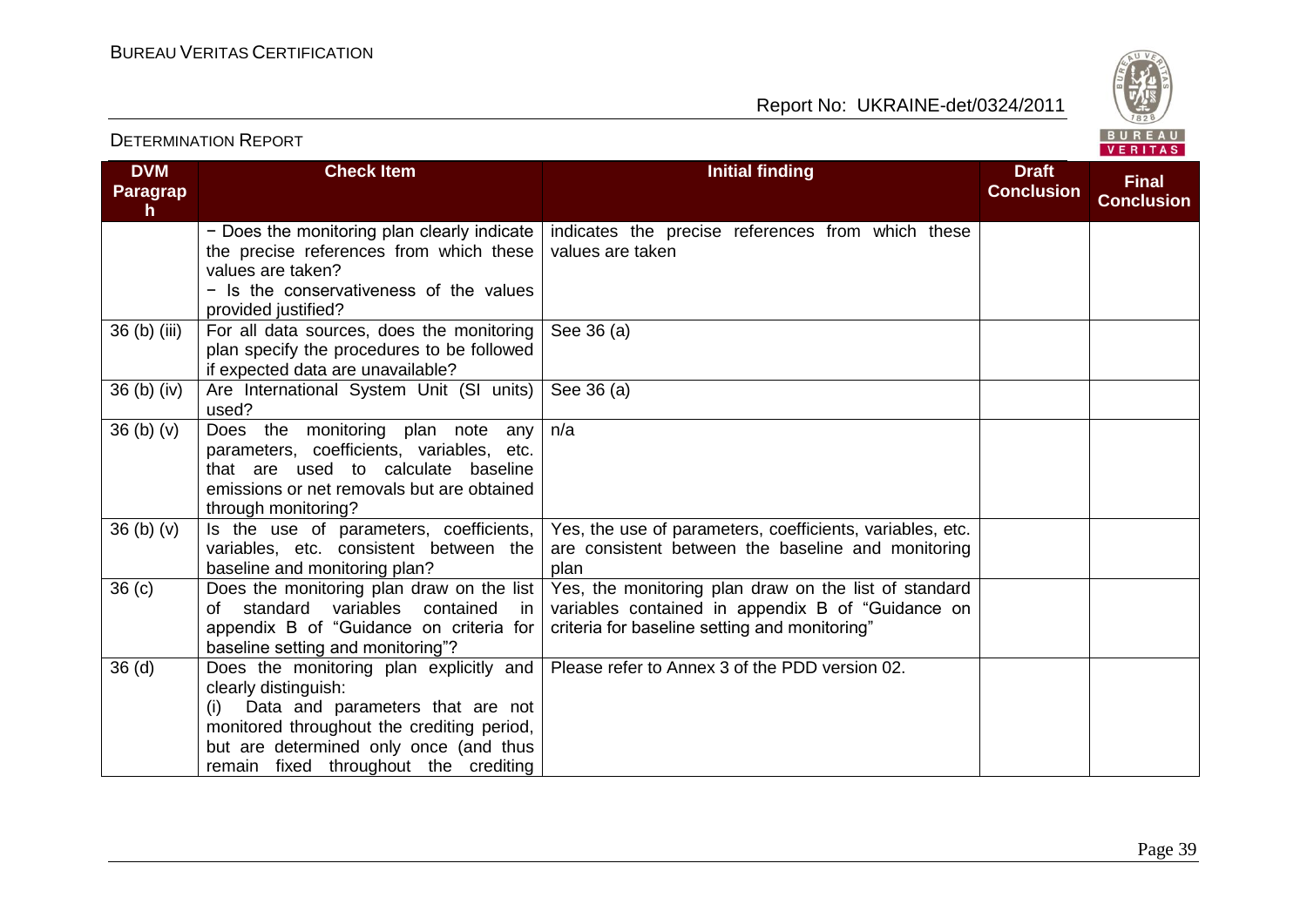| DVM Paragraph | Check Item | Initial finding | Draft Conclusion | Final Conclusion |
|---|---|---|---|---|
| | − Does the monitoring plan clearly indicate the precise references from which these values are taken?<br>− Is the conservativeness of the values provided justified? | indicates the precise references from which these values are taken | | |
| 36 (b) (iii) | For all data sources, does the monitoring plan specify the procedures to be followed if expected data are unavailable? | See 36 (a) | | |
| 36 (b) (iv) | Are International System Unit (SI units) used? | See 36 (a) | | |
| 36 (b) (v) | Does the monitoring plan note any parameters, coefficients, variables, etc. that are used to calculate baseline emissions or net removals but are obtained through monitoring? | n/a | | |
| 36 (b) (v) | Is the use of parameters, coefficients, variables, etc. consistent between the baseline and monitoring plan? | Yes, the use of parameters, coefficients, variables, etc. are consistent between the baseline and monitoring plan | | |
| 36 (c) | Does the monitoring plan draw on the list of standard variables contained in appendix B of "Guidance on criteria for baseline setting and monitoring"? | Yes, the monitoring plan draw on the list of standard variables contained in appendix B of "Guidance on criteria for baseline setting and monitoring" | | |
| 36 (d) | Does the monitoring plan explicitly and clearly distinguish:<br>(i) Data and parameters that are not monitored throughout the crediting period, but are determined only once (and thus remain fixed throughout the crediting | Please refer to Annex 3 of the PDD version 02. | | |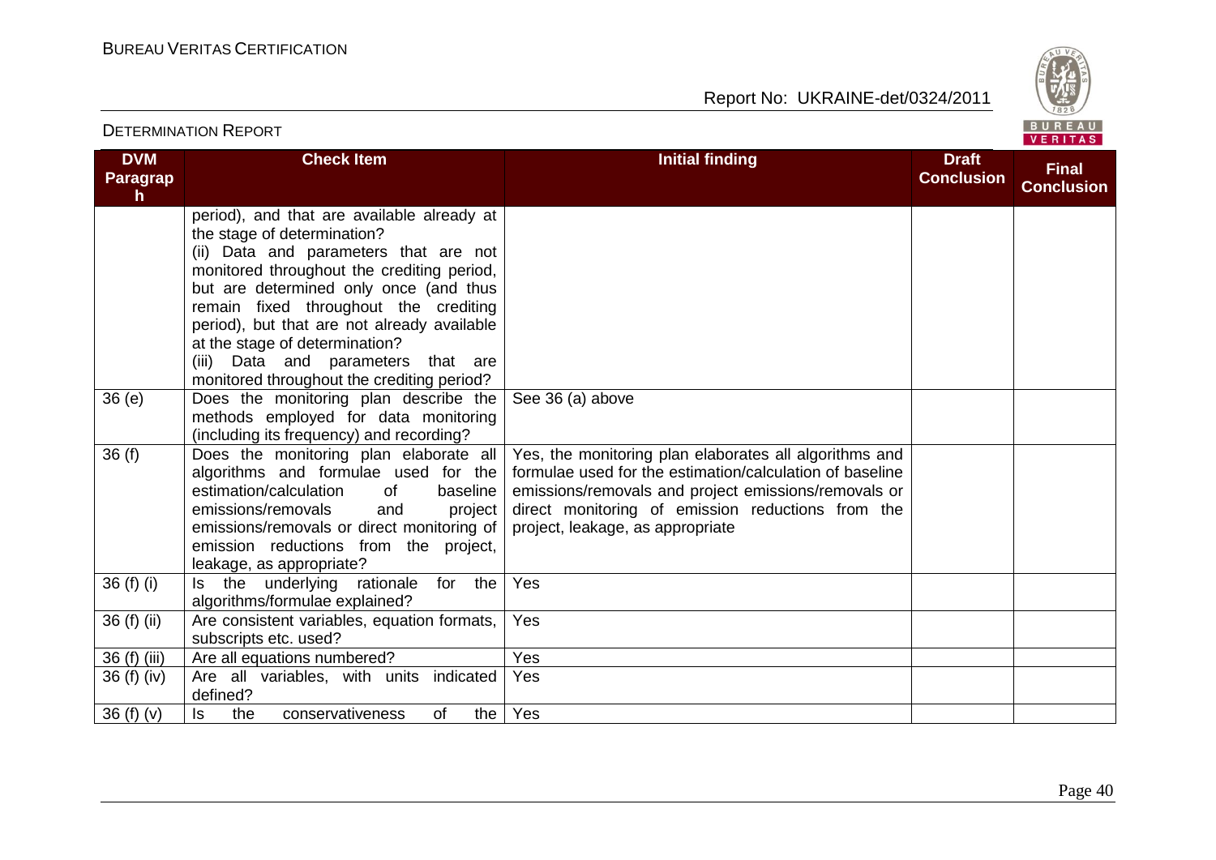| DVM Paragraph | Check Item | Initial finding | Draft Conclusion | Final Conclusion |
|---|---|---|---|---|
| | period), and that are available already at the stage of determination?<br>(ii) Data and parameters that are not monitored throughout the crediting period, but are determined only once (and thus remain fixed throughout the crediting period), but that are not already available at the stage of determination?<br>(iii) Data and parameters that are monitored throughout the crediting period? | | | |
| 36 (e) | Does the monitoring plan describe the methods employed for data monitoring (including its frequency) and recording? | See 36 (a) above | | |
| 36 (f) | Does the monitoring plan elaborate all algorithms and formulae used for the estimation/calculation of baseline emissions/removals and project emissions/removals or direct monitoring of emission reductions from the project, leakage, as appropriate? | Yes, the monitoring plan elaborates all algorithms and formulae used for the estimation/calculation of baseline emissions/removals and project emissions/removals or direct monitoring of emission reductions from the project, leakage, as appropriate | | |
| 36 (f) (i) | Is the underlying rationale for the algorithms/formulae explained? | Yes | | |
| 36 (f) (ii) | Are consistent variables, equation formats, subscripts etc. used? | Yes | | |
| 36 (f) (iii) | Are all equations numbered? | Yes | | |
| 36 (f) (iv) | Are all variables, with units indicated defined? | Yes | | |
| 36 (f) (v) | Is the conservativeness of the | Yes | | |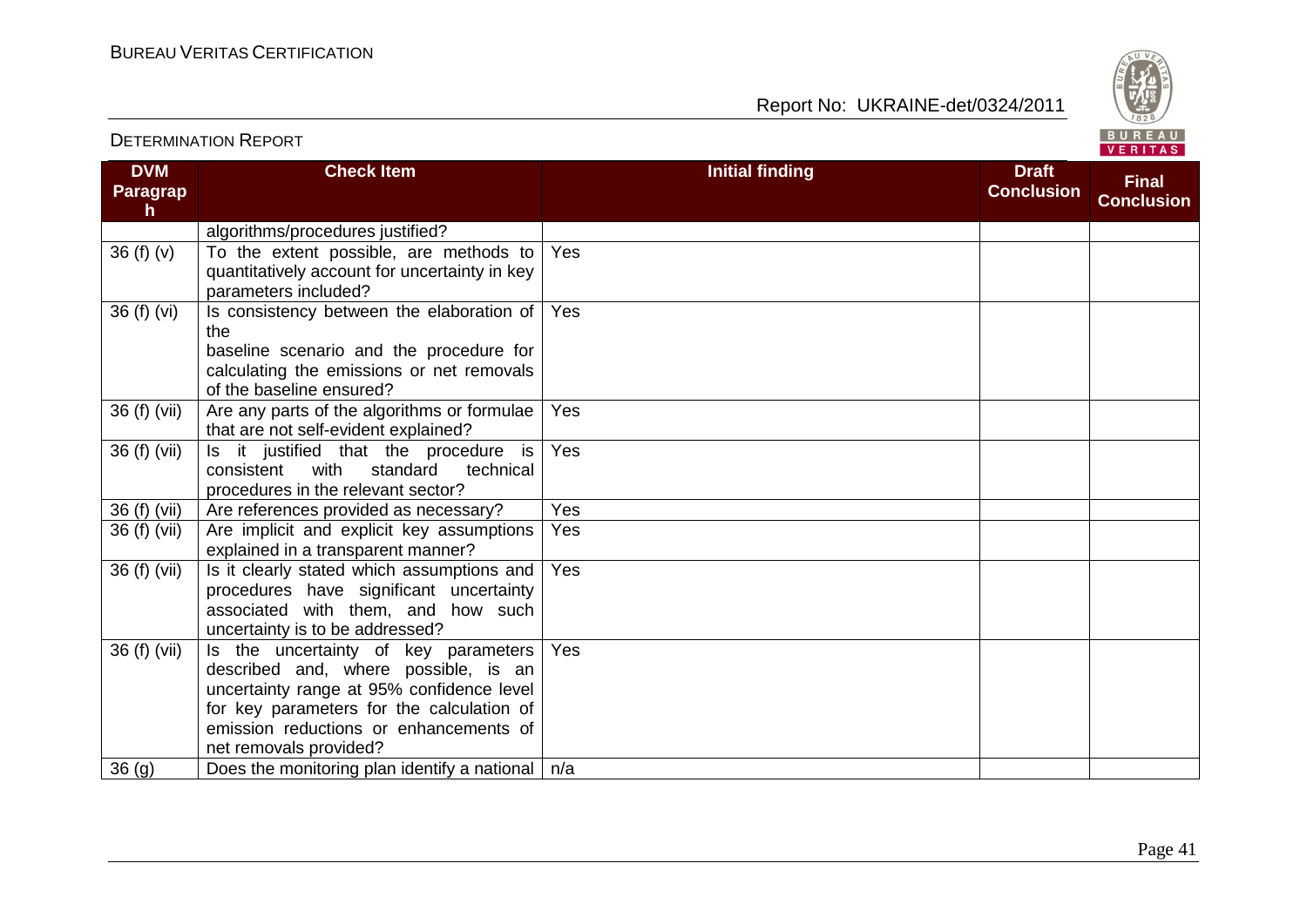| DVM Paragraph | Check Item | Initial finding | Draft Conclusion | Final Conclusion |
|---|---|---|---|---|
| | algorithms/procedures justified? | | | |
| 36 (f) (v) | To the extent possible, are methods to quantitatively account for uncertainty in key parameters included? | Yes | | |
| 36 (f) (vi) | Is consistency between the elaboration of the baseline scenario and the procedure for calculating the emissions or net removals of the baseline ensured? | Yes | | |
| 36 (f) (vii) | Are any parts of the algorithms or formulae that are not self-evident explained? | Yes | | |
| 36 (f) (vii) | Is it justified that the procedure is consistent with standard technical procedures in the relevant sector? | Yes | | |
| 36 (f) (vii) | Are references provided as necessary? | Yes | | |
| 36 (f) (vii) | Are implicit and explicit key assumptions explained in a transparent manner? | Yes | | |
| 36 (f) (vii) | Is it clearly stated which assumptions and procedures have significant uncertainty associated with them, and how such uncertainty is to be addressed? | Yes | | |
| 36 (f) (vii) | Is the uncertainty of key parameters described and, where possible, is an uncertainty range at 95% confidence level for key parameters for the calculation of emission reductions or enhancements of net removals provided? | Yes | | |
| 36 (g) | Does the monitoring plan identify a national | n/a | | |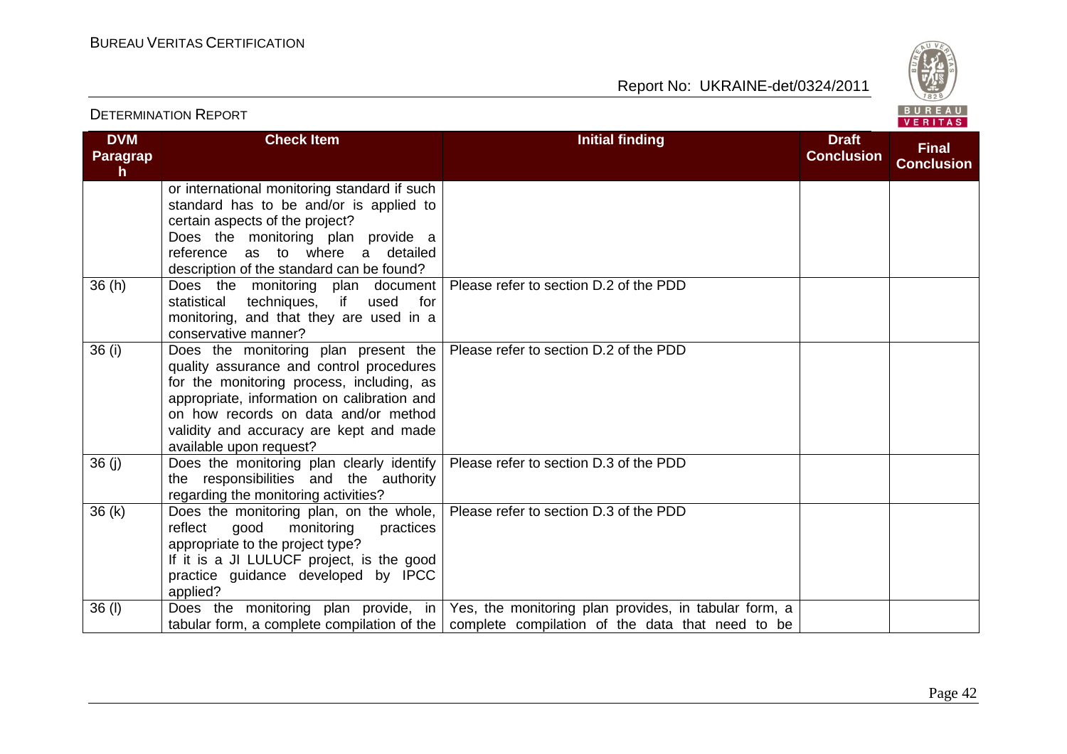| DVM Paragraph | Check Item | Initial finding | Draft Conclusion | Final Conclusion |
|---|---|---|---|---|
| | or international monitoring standard if such standard has to be and/or is applied to certain aspects of the project? Does the monitoring plan provide a reference as to where a detailed description of the standard can be found? | | | |
| 36 (h) | Does the monitoring plan document statistical techniques, if used for monitoring, and that they are used in a conservative manner? | Please refer to section D.2 of the PDD | | |
| 36 (i) | Does the monitoring plan present the quality assurance and control procedures for the monitoring process, including, as appropriate, information on calibration and on how records on data and/or method validity and accuracy are kept and made available upon request? | Please refer to section D.2 of the PDD | | |
| 36 (j) | Does the monitoring plan clearly identify the responsibilities and the authority regarding the monitoring activities? | Please refer to section D.3 of the PDD | | |
| 36 (k) | Does the monitoring plan, on the whole, reflect good monitoring practices appropriate to the project type? If it is a JI LULUCF project, is the good practice guidance developed by IPCC applied? | Please refer to section D.3 of the PDD | | |
| 36 (l) | Does the monitoring plan provide, in tabular form, a complete compilation of the | Yes, the monitoring plan provides, in tabular form, a complete compilation of the data that need to be | | |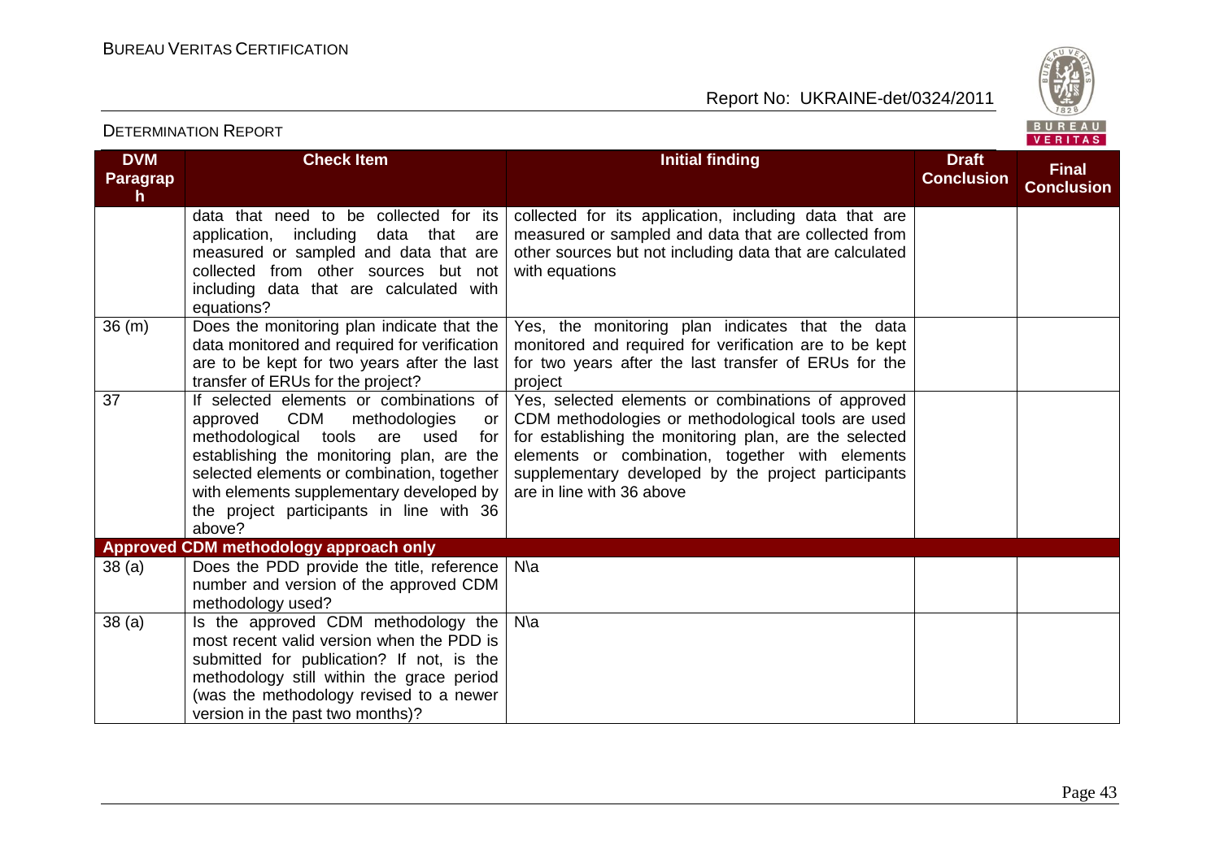| DVM Paragraph | Check Item | Initial finding | Draft Conclusion | Final Conclusion |
|---|---|---|---|---|
| | data that need to be collected for its application, including data that are measured or sampled and data that are collected from other sources but not including data that are calculated with equations? | collected for its application, including data that are measured or sampled and data that are collected from other sources but not including data that are calculated with equations | | |
| 36 (m) | Does the monitoring plan indicate that the data monitored and required for verification are to be kept for two years after the last transfer of ERUs for the project? | Yes, the monitoring plan indicates that the data monitored and required for verification are to be kept for two years after the last transfer of ERUs for the project | | |
| 37 | If selected elements or combinations of approved CDM methodologies or methodological tools are used for establishing the monitoring plan, are the selected elements or combination, together with elements supplementary developed by the project participants in line with 36 above? | Yes, selected elements or combinations of approved CDM methodologies or methodological tools are used for establishing the monitoring plan, are the selected elements or combination, together with elements supplementary developed by the project participants are in line with 36 above | | |
| **Approved CDM methodology approach only** | | | | |
| 38 (a) | Does the PDD provide the title, reference number and version of the approved CDM methodology used? | N\a | | |
| 38 (a) | Is the approved CDM methodology the most recent valid version when the PDD is submitted for publication? If not, is the methodology still within the grace period (was the methodology revised to a newer version in the past two months)? | N\a | | |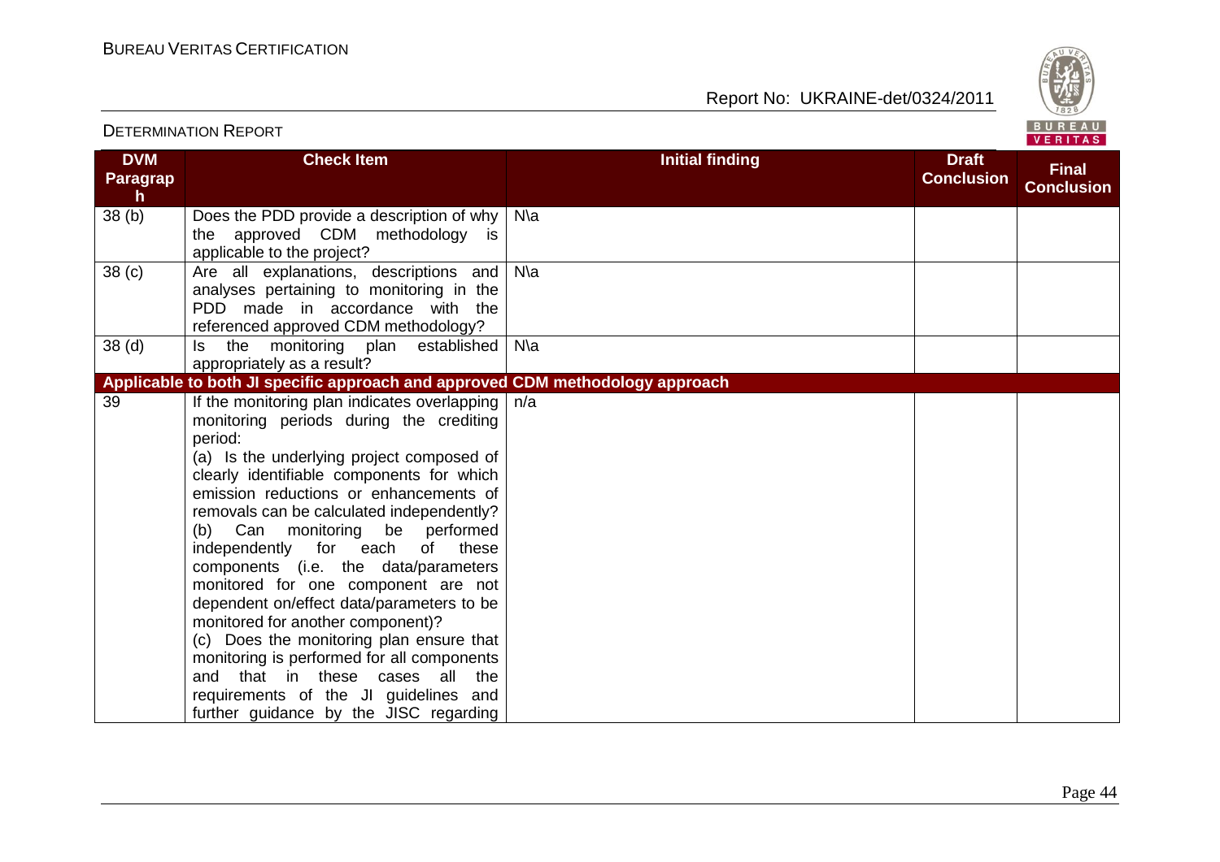| DVM Paragraph | Check Item | Initial finding | Draft Conclusion | Final Conclusion |
|---|---|---|---|---|
| 38 (b) | Does the PDD provide a description of why the approved CDM methodology is applicable to the project? | N\a | | |
| 38 (c) | Are all explanations, descriptions and analyses pertaining to monitoring in the PDD made in accordance with the referenced approved CDM methodology? | N\a | | |
| 38 (d) | Is the monitoring plan established appropriately as a result? | N\a | | |
| **Applicable to both JI specific approach and approved CDM methodology approach** | | | | |
| 39 | If the monitoring plan indicates overlapping monitoring periods during the crediting period:<br>(a) Is the underlying project composed of clearly identifiable components for which emission reductions or enhancements of removals can be calculated independently?<br>(b) Can monitoring be performed independently for each of these components (i.e. the data/parameters monitored for one component are not dependent on/effect data/parameters to be monitored for another component)?<br>(c) Does the monitoring plan ensure that monitoring is performed for all components and that in these cases all the requirements of the JI guidelines and further guidance by the JISC regarding | n/a | | |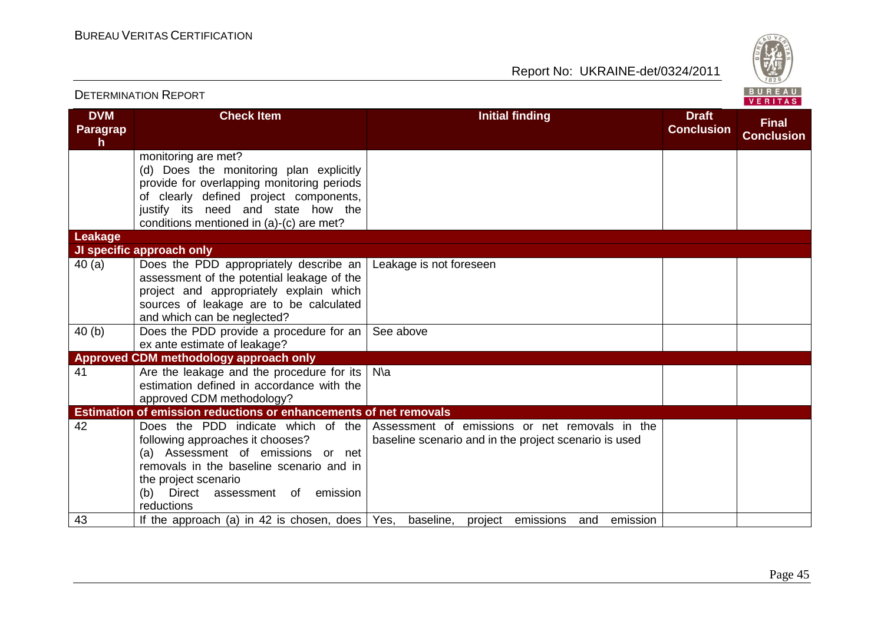| DVM Paragraph | Check Item | Initial finding | Draft Conclusion | Final Conclusion |
|---|---|---|---|---|
| | monitoring are met?<br>(d) Does the monitoring plan explicitly provide for overlapping monitoring periods of clearly defined project components, justify its need and state how the conditions mentioned in (a)-(c) are met? | | | |
| **Leakage** | | | | |
| **JI specific approach only** | | | | |
| 40 (a) | Does the PDD appropriately describe an assessment of the potential leakage of the project and appropriately explain which sources of leakage are to be calculated and which can be neglected? | Leakage is not foreseen | | |
| 40 (b) | Does the PDD provide a procedure for an ex ante estimate of leakage? | See above | | |
| **Approved CDM methodology approach only** | | | | |
| 41 | Are the leakage and the procedure for its estimation defined in accordance with the approved CDM methodology? | N\a | | |
| **Estimation of emission reductions or enhancements of net removals** | | | | |
| 42 | Does the PDD indicate which of the following approaches it chooses?<br>(a) Assessment of emissions or net removals in the baseline scenario and in the project scenario<br>(b) Direct assessment of emission reductions | Assessment of emissions or net removals in the baseline scenario and in the project scenario is used | | |
| 43 | If the approach (a) in 42 is chosen, does | Yes, baseline, project emissions and emission | | |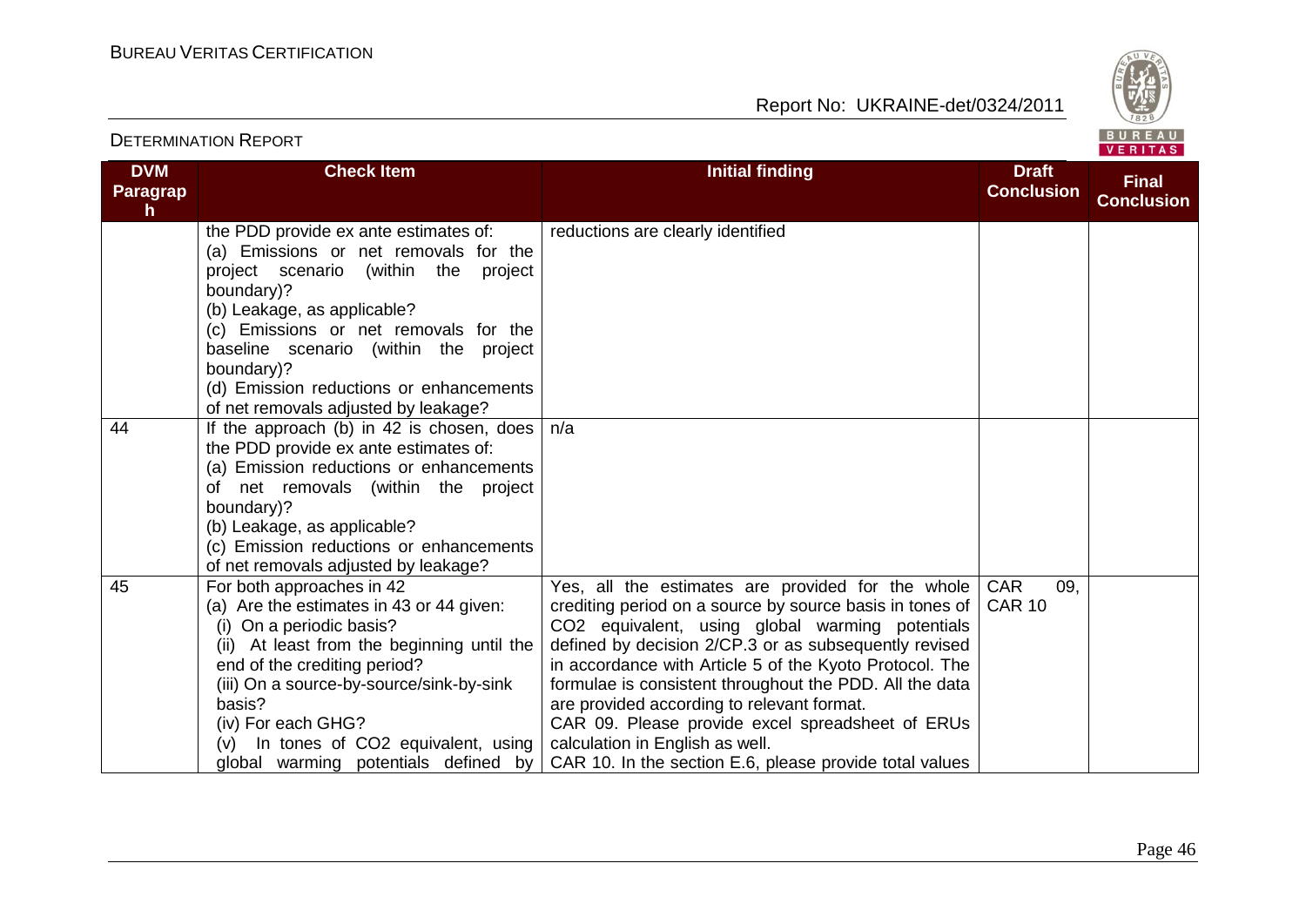| DVM Paragraph | Check Item | Initial finding | Draft Conclusion | Final Conclusion |
|---|---|---|---|---|
| | the PDD provide ex ante estimates of: (a) Emissions or net removals for the project scenario (within the project boundary)? (b) Leakage, as applicable? (c) Emissions or net removals for the baseline scenario (within the project boundary)? (d) Emission reductions or enhancements of net removals adjusted by leakage? | reductions are clearly identified | | |
| 44 | If the approach (b) in 42 is chosen, does the PDD provide ex ante estimates of: (a) Emission reductions or enhancements of net removals (within the project boundary)? (b) Leakage, as applicable? (c) Emission reductions or enhancements of net removals adjusted by leakage? | n/a | | |
| 45 | For both approaches in 42 (a) Are the estimates in 43 or 44 given: (i) On a periodic basis? (ii) At least from the beginning until the end of the crediting period? (iii) On a source-by-source/sink-by-sink basis? (iv) For each GHG? (v) In tones of $CO_2$ equivalent, using global warming potentials defined by | Yes, all the estimates are provided for the whole crediting period on a source by source basis in tones of $CO_2$ equivalent, using global warming potentials defined by decision 2/CP.3 or as subsequently revised in accordance with Article 5 of the Kyoto Protocol. The formulae is consistent throughout the PDD. All the data are provided according to relevant format. CAR 09. Please provide excel spreadsheet of ERUs calculation in English as well. CAR 10. In the section E.6, please provide total values | CAR 09, CAR 10 | |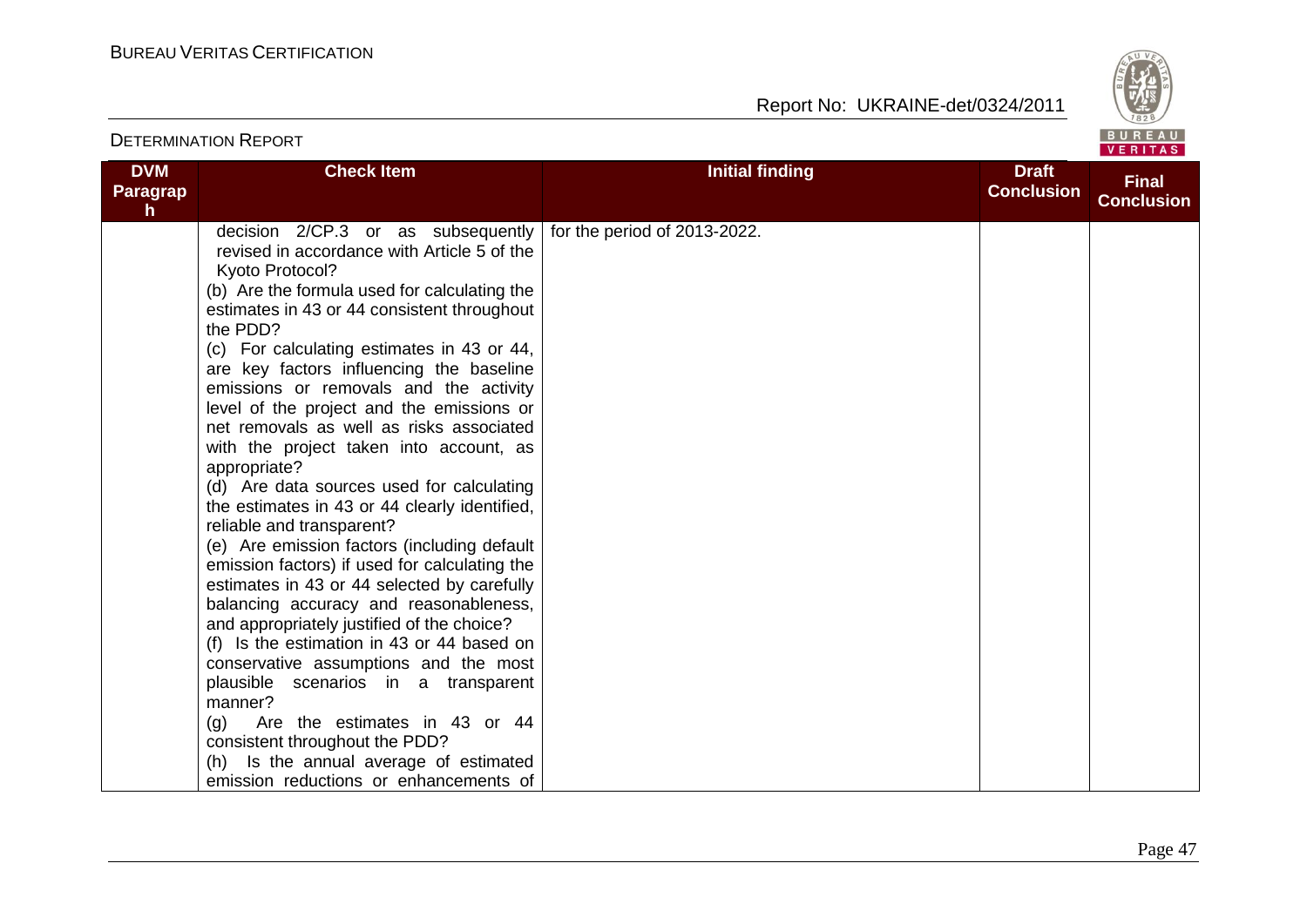| DVM Paragraph | Check Item | Initial finding | Draft Conclusion | Final Conclusion |
|---|---|---|---|---|
| | decision 2/CP.3 or as subsequently revised in accordance with Article 5 of the Kyoto Protocol?<br>(b) Are the formula used for calculating the estimates in 43 or 44 consistent throughout the PDD?<br>(c) For calculating estimates in 43 or 44, are key factors influencing the baseline emissions or removals and the activity level of the project and the emissions or net removals as well as risks associated with the project taken into account, as appropriate?<br>(d) Are data sources used for calculating the estimates in 43 or 44 clearly identified, reliable and transparent?<br>(e) Are emission factors (including default emission factors) if used for calculating the estimates in 43 or 44 selected by carefully balancing accuracy and reasonableness, and appropriately justified of the choice?<br>(f) Is the estimation in 43 or 44 based on conservative assumptions and the most plausible scenarios in a transparent manner?<br>(g) Are the estimates in 43 or 44 consistent throughout the PDD?<br>(h) Is the annual average of estimated emission reductions or enhancements of | for the period of 2013-2022. | | |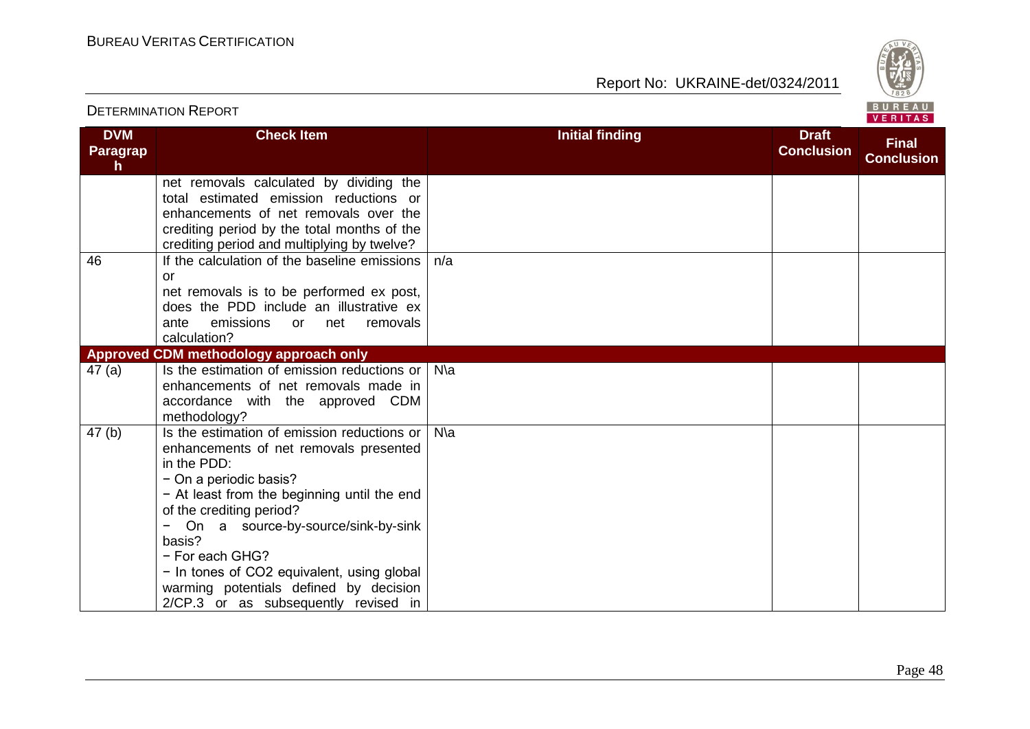| DVM Paragraph | Check Item | Initial finding | Draft Conclusion | Final Conclusion |
|---|---|---|---|---|
| | net removals calculated by dividing the total estimated emission reductions or enhancements of net removals over the crediting period by the total months of the crediting period and multiplying by twelve? | | | |
| 46 | If the calculation of the baseline emissions or net removals is to be performed ex post, does the PDD include an illustrative ex ante emissions or net removals calculation? | n/a | | |
| **Approved CDM methodology approach only** | | | | |
| 47 (a) | Is the estimation of emission reductions or enhancements of net removals made in accordance with the approved CDM methodology? | N\a | | |
| 47 (b) | Is the estimation of emission reductions or enhancements of net removals presented in the PDD:<br>− On a periodic basis?<br>− At least from the beginning until the end of the crediting period?<br>− On a source-by-source/sink-by-sink basis?<br>− For each GHG?<br>− In tones of $CO_2$ equivalent, using global warming potentials defined by decision 2/CP.3 or as subsequently revised in | N\a | | |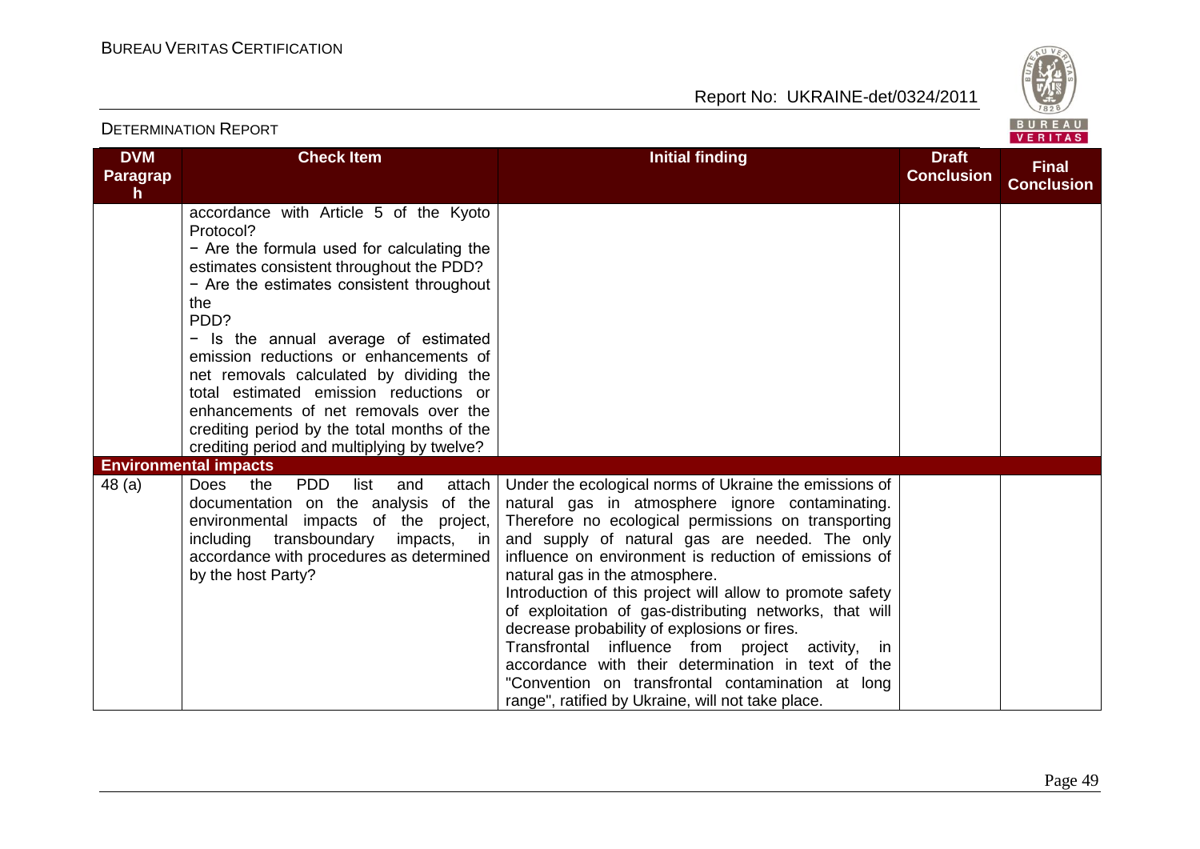| DVM Paragraph | Check Item | Initial finding | Draft Conclusion | Final Conclusion |
|---|---|---|---|---|
| | accordance with Article 5 of the Kyoto Protocol?<br>− Are the formula used for calculating the estimates consistent throughout the PDD?<br>− Are the estimates consistent throughout the PDD?<br>− Is the annual average of estimated emission reductions or enhancements of net removals calculated by dividing the total estimated emission reductions or enhancements of net removals over the crediting period by the total months of the crediting period and multiplying by twelve? | | | |
| **Environmental impacts** | | | | |
| 48 (a) | Does the PDD list and attach documentation on the analysis of the environmental impacts of the project, including transboundary impacts, in accordance with procedures as determined by the host Party? | Under the ecological norms of Ukraine the emissions of natural gas in atmosphere ignore contaminating. Therefore no ecological permissions on transporting and supply of natural gas are needed. The only influence on environment is reduction of emissions of natural gas in the atmosphere.<br>Introduction of this project will allow to promote safety of exploitation of gas-distributing networks, that will decrease probability of explosions or fires.<br>Transfrontal influence from project activity, in accordance with their determination in text of the "Convention on transfrontal contamination at long range", ratified by Ukraine, will not take place. | | |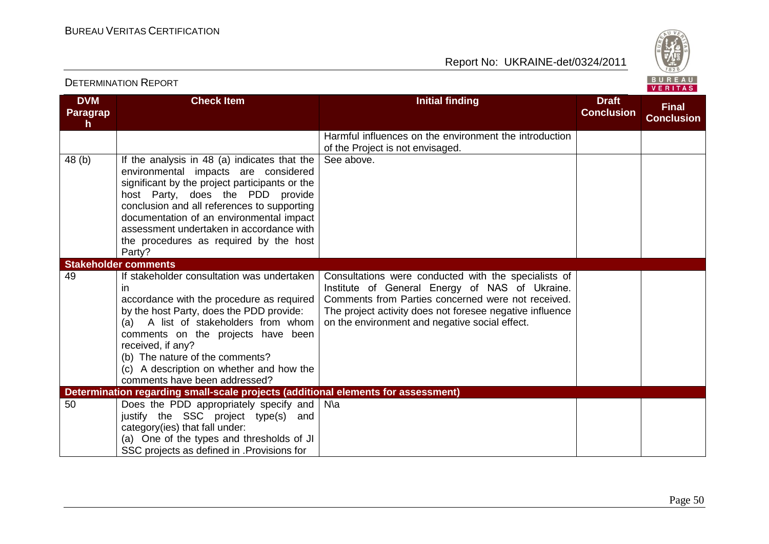| DVM Paragraph | Check Item | Initial finding | Draft Conclusion | Final Conclusion |
|---|---|---|---|---|
| | | Harmful influences on the environment the introduction of the Project is not envisaged. | | |
| 48 (b) | If the analysis in 48 (a) indicates that the environmental impacts are considered significant by the project participants or the host Party, does the PDD provide conclusion and all references to supporting documentation of an environmental impact assessment undertaken in accordance with the procedures as required by the host Party? | See above. | | |
| **Stakeholder comments** | | | | |
| 49 | If stakeholder consultation was undertaken in accordance with the procedure as required by the host Party, does the PDD provide:<br>(a) A list of stakeholders from whom comments on the projects have been received, if any?<br>(b) The nature of the comments?<br>(c) A description on whether and how the comments have been addressed? | Consultations were conducted with the specialists of Institute of General Energy of NAS of Ukraine. Comments from Parties concerned were not received. The project activity does not foresee negative influence on the environment and negative social effect. | | |
| **Determination regarding small-scale projects (additional elements for assessment)** | | | | |
| 50 | Does the PDD appropriately specify and justify the SSC project type(s) and category(ies) that fall under:<br>(a) One of the types and thresholds of JI SSC projects as defined in .Provisions for | N\a | | |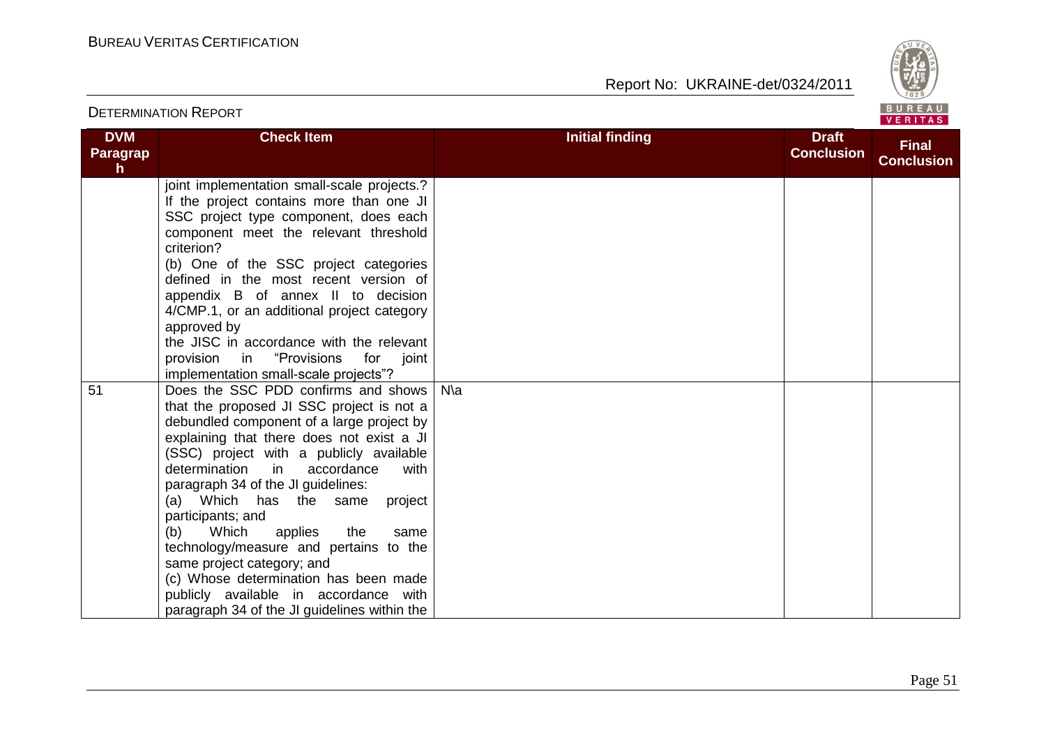| DVM Paragraph | Check Item | Initial finding | Draft Conclusion | Final Conclusion |
|---|---|---|---|---|
| | joint implementation small-scale projects.? If the project contains more than one JI SSC project type component, does each component meet the relevant threshold criterion?<br>(b) One of the SSC project categories defined in the most recent version of appendix B of annex II to decision 4/CMP.1, or an additional project category approved by the JISC in accordance with the relevant provision in "Provisions for joint implementation small-scale projects"? | | | |
| 51 | Does the SSC PDD confirms and shows that the proposed JI SSC project is not a debundled component of a large project by explaining that there does not exist a JI (SSC) project with a publicly available determination in accordance with paragraph 34 of the JI guidelines:<br>(a) Which has the same project participants; and<br>(b) Which applies the same technology/measure and pertains to the same project category; and<br>(c) Whose determination has been made publicly available in accordance with paragraph 34 of the JI guidelines within the | N\a | | |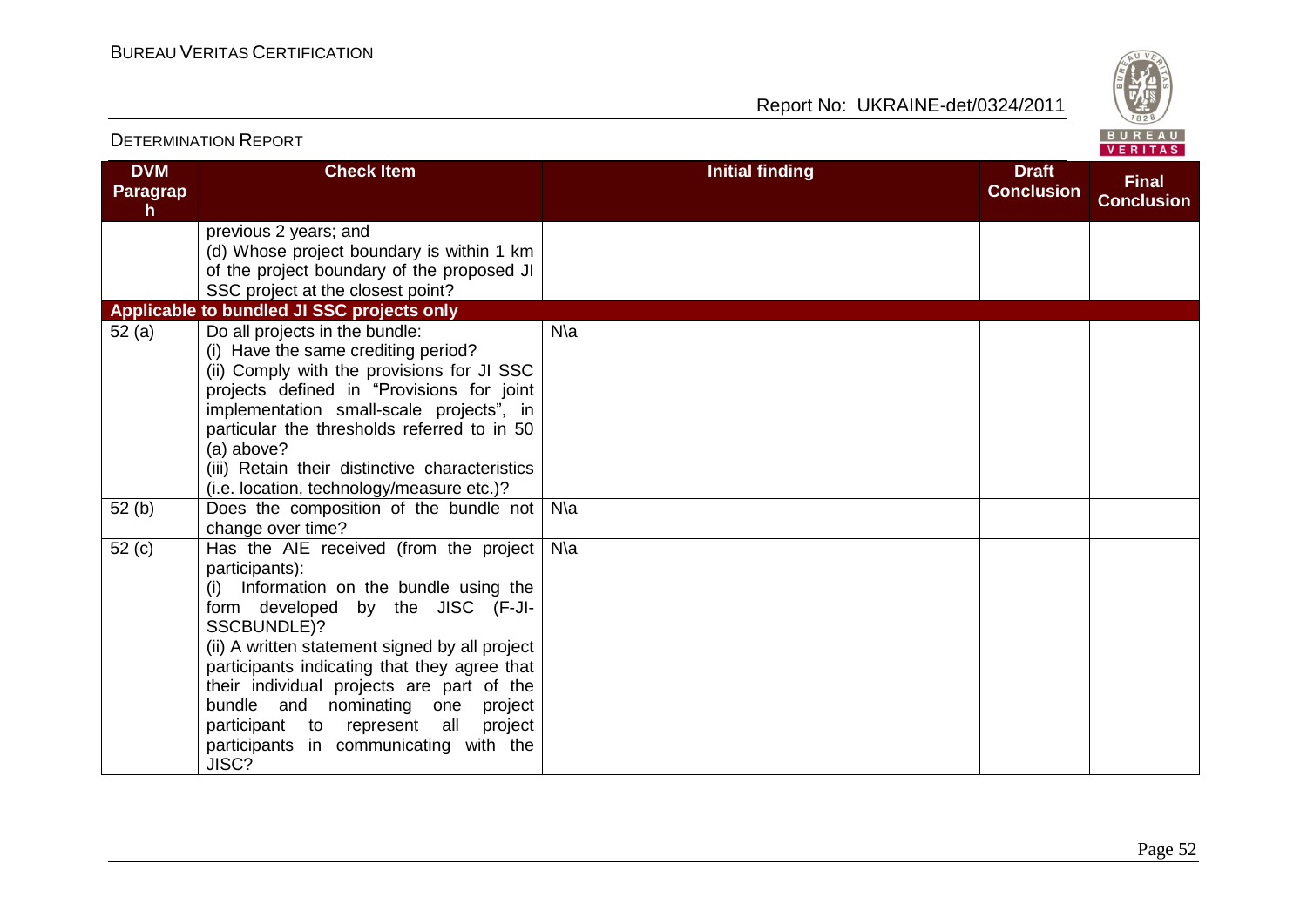| DVM Paragraph | Check Item | Initial finding | Draft Conclusion | Final Conclusion |
|---|---|---|---|---|
| | previous 2 years; and (d) Whose project boundary is within 1 km of the project boundary of the proposed JI SSC project at the closest point? | | | |
| **Applicable to bundled JI SSC projects only** | | | | |
| 52 (a) | Do all projects in the bundle: (i) Have the same crediting period? (ii) Comply with the provisions for JI SSC projects defined in "Provisions for joint implementation small-scale projects", in particular the thresholds referred to in 50 (a) above? (iii) Retain their distinctive characteristics (i.e. location, technology/measure etc.)? | N\a | | |
| 52 (b) | Does the composition of the bundle not change over time? | N\a | | |
| 52 (c) | Has the AIE received (from the project participants): (i) Information on the bundle using the form developed by the JISC (F-JI-SSCBUNDLE)? (ii) A written statement signed by all project participants indicating that they agree that their individual projects are part of the bundle and nominating one project participant to represent all project participants in communicating with the JISC? | N\a | | |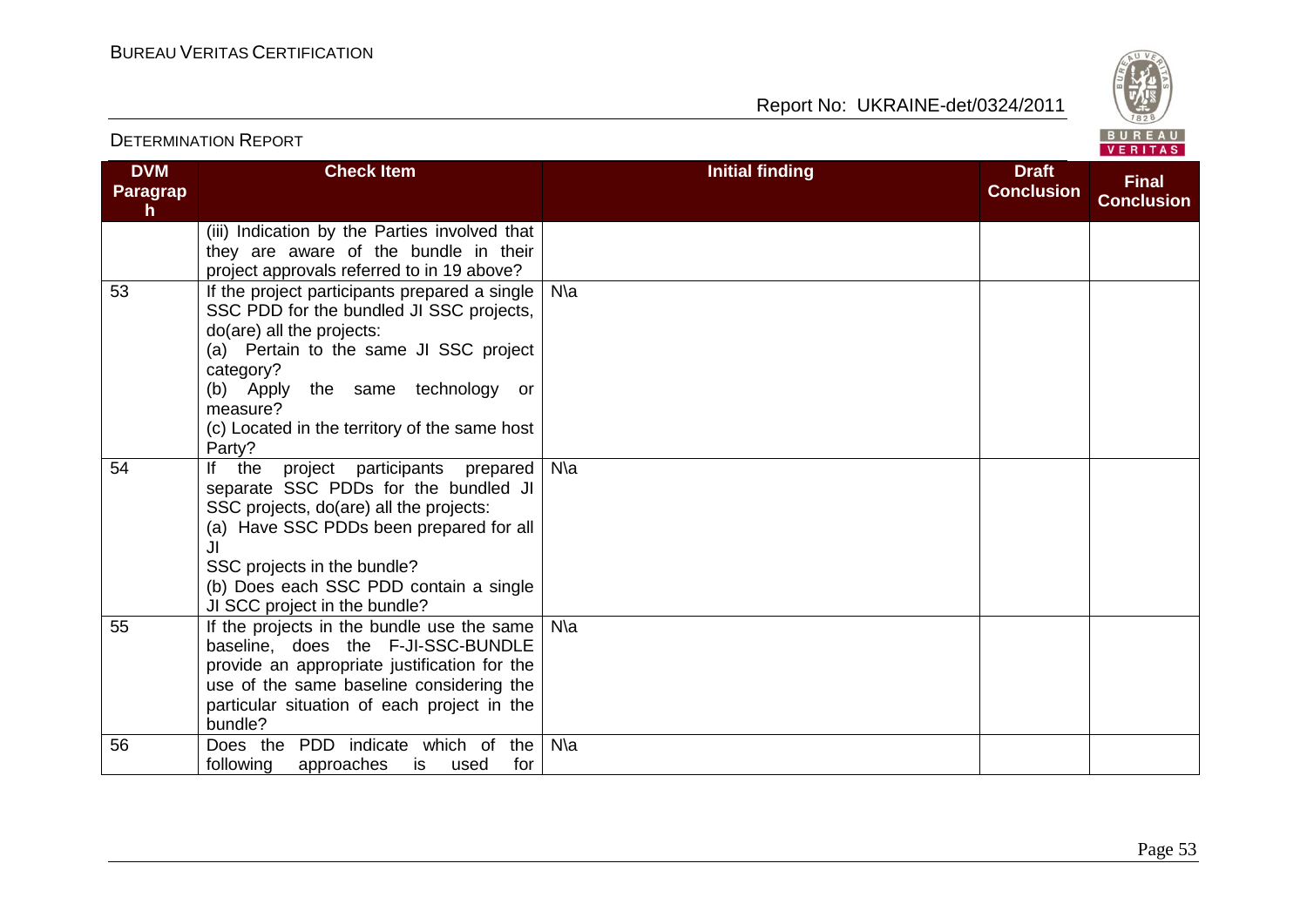| DVM Paragraph | Check Item | Initial finding | Draft Conclusion | Final Conclusion |
|---|---|---|---|---|
| | (iii) Indication by the Parties involved that they are aware of the bundle in their project approvals referred to in 19 above? | | | |
| 53 | If the project participants prepared a single SSC PDD for the bundled JI SSC projects, do(are) all the projects:<br>(a) Pertain to the same JI SSC project category?<br>(b) Apply the same technology or measure?<br>(c) Located in the territory of the same host Party? | N\a | | |
| 54 | If the project participants prepared separate SSC PDDs for the bundled JI SSC projects, do(are) all the projects:<br>(a) Have SSC PDDs been prepared for all JI SSC projects in the bundle?<br>(b) Does each SSC PDD contain a single JI SCC project in the bundle? | N\a | | |
| 55 | If the projects in the bundle use the same baseline, does the F-JI-SSC-BUNDLE provide an appropriate justification for the use of the same baseline considering the particular situation of each project in the bundle? | N\a | | |
| 56 | Does the PDD indicate which of the following approaches is used for | N\a | | |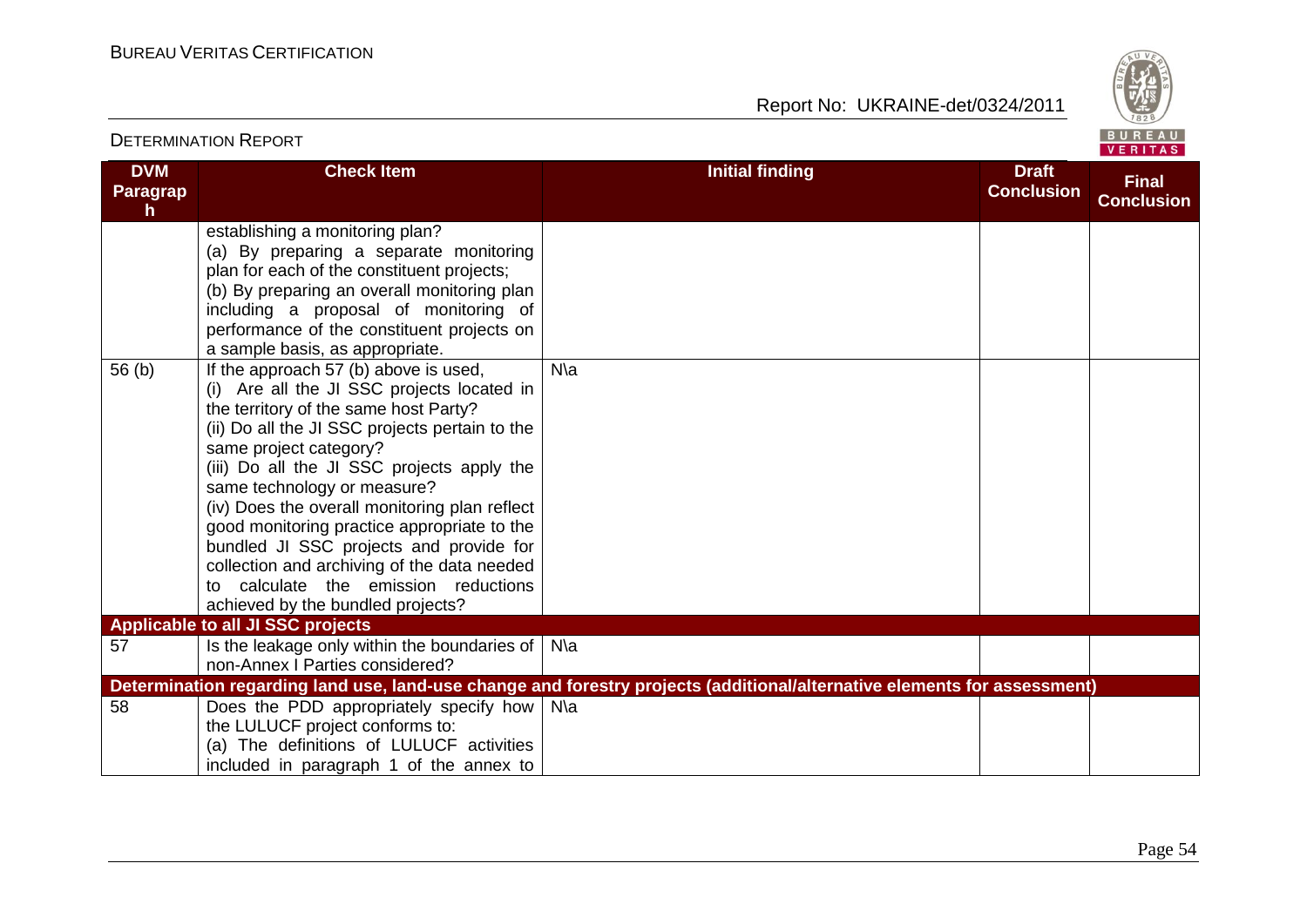| DVM Paragraph | Check Item | Initial finding | Draft Conclusion | Final Conclusion |
|---|---|---|---|---|
| | establishing a monitoring plan?<br>(a) By preparing a separate monitoring plan for each of the constituent projects;<br>(b) By preparing an overall monitoring plan including a proposal of monitoring of performance of the constituent projects on a sample basis, as appropriate. | | | |
| 56 (b) | If the approach 57 (b) above is used,<br>(i) Are all the JI SSC projects located in the territory of the same host Party?<br>(ii) Do all the JI SSC projects pertain to the same project category?<br>(iii) Do all the JI SSC projects apply the same technology or measure?<br>(iv) Does the overall monitoring plan reflect good monitoring practice appropriate to the bundled JI SSC projects and provide for collection and archiving of the data needed to calculate the emission reductions achieved by the bundled projects? | N\a | | |
| **Applicable to all JI SSC projects** | | | | |
| 57 | Is the leakage only within the boundaries of non-Annex I Parties considered? | N\a | | |
| **Determination regarding land use, land-use change and forestry projects (additional/alternative elements for assessment)** | | | | |
| 58 | Does the PDD appropriately specify how the LULUCF project conforms to:<br>(a) The definitions of LULUCF activities included in paragraph 1 of the annex to | N\a | | |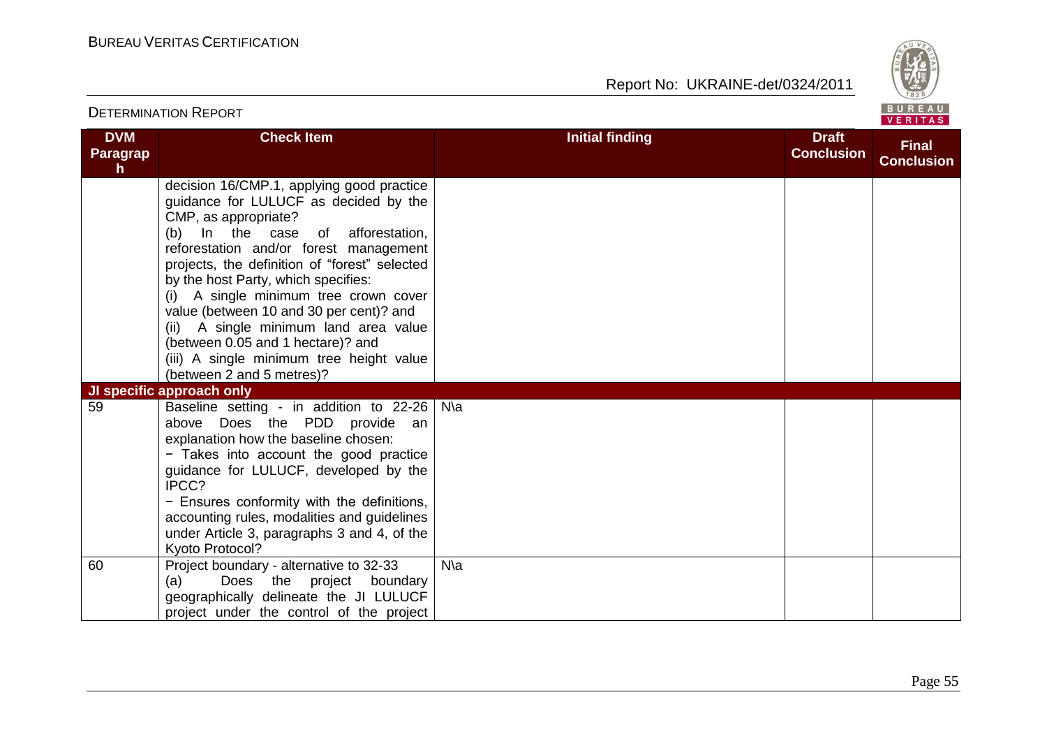| DVM Paragraph | Check Item | Initial finding | Draft Conclusion | Final Conclusion |
|---|---|---|---|---|
| | decision 16/CMP.1, applying good practice guidance for LULUCF as decided by the CMP, as appropriate?<br>(b) In the case of afforestation, reforestation and/or forest management projects, the definition of "forest" selected by the host Party, which specifies:<br>(i) A single minimum tree crown cover value (between 10 and 30 per cent)? and<br>(ii) A single minimum land area value (between 0.05 and 1 hectare)? and<br>(iii) A single minimum tree height value (between 2 and 5 metres)? | | | |
| **JI specific approach only** | | | | |
| 59 | Baseline setting - in addition to 22-26 above Does the PDD provide an explanation how the baseline chosen:<br>− Takes into account the good practice guidance for LULUCF, developed by the IPCC?<br>− Ensures conformity with the definitions, accounting rules, modalities and guidelines under Article 3, paragraphs 3 and 4, of the Kyoto Protocol? | N\a | | |
| 60 | Project boundary - alternative to 32-33<br>(a) Does the project boundary geographically delineate the JI LULUCF project under the control of the project | N\a | | |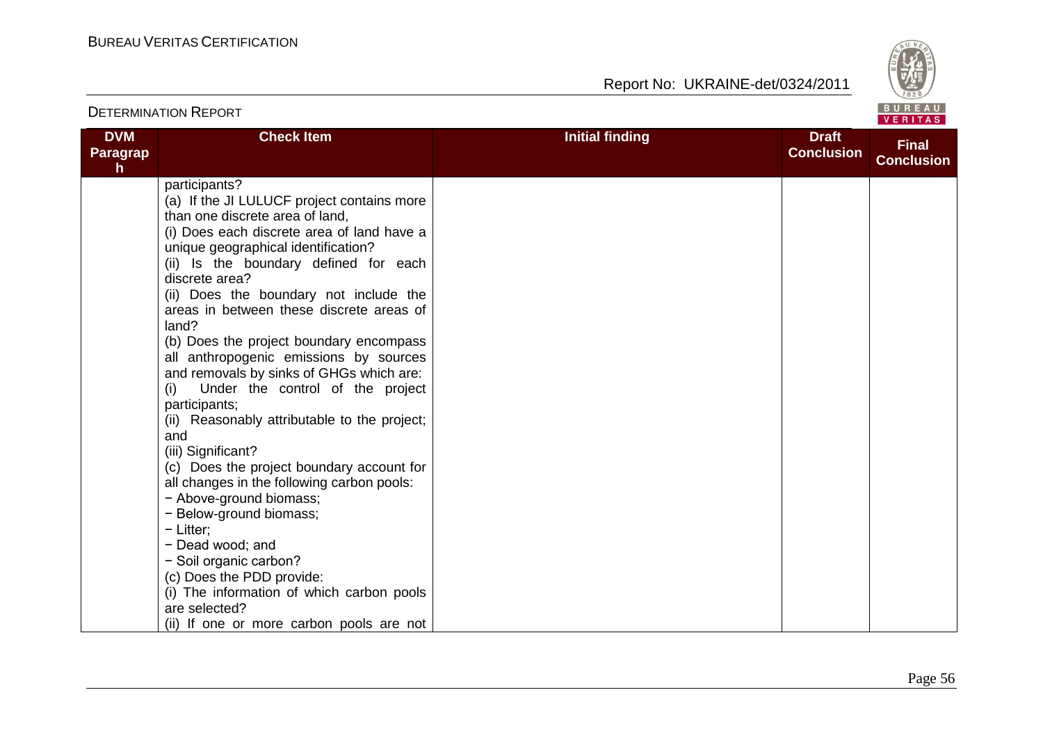| DVM Paragraph | Check Item | Initial finding | Draft Conclusion | Final Conclusion |
|---|---|---|---|---|
| | participants?<br>(a) If the JI LULUCF project contains more than one discrete area of land,<br>(i) Does each discrete area of land have a unique geographical identification?<br>(ii) Is the boundary defined for each discrete area?<br>(ii) Does the boundary not include the areas in between these discrete areas of land?<br>(b) Does the project boundary encompass all anthropogenic emissions by sources and removals by sinks of GHGs which are:<br>(i) Under the control of the project participants;<br>(ii) Reasonably attributable to the project; and<br>(iii) Significant?<br>(c) Does the project boundary account for all changes in the following carbon pools:<br>− Above-ground biomass;<br>− Below-ground biomass;<br>− Litter;<br>− Dead wood; and<br>− Soil organic carbon?<br>(c) Does the PDD provide:<br>(i) The information of which carbon pools are selected?<br>(ii) If one or more carbon pools are not | | | |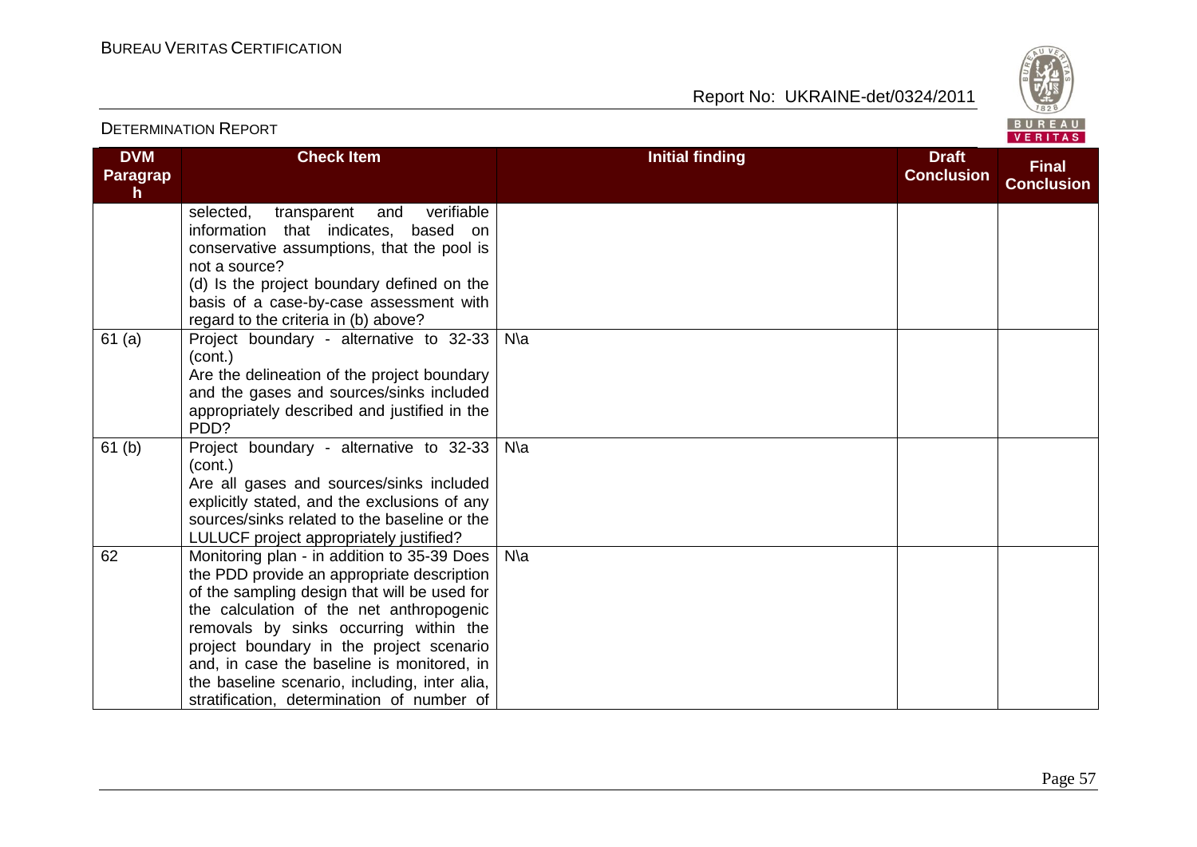| DVM Paragraph | Check Item | Initial finding | Draft Conclusion | Final Conclusion |
|---|---|---|---|---|
| | selected, transparent and verifiable information that indicates, based on conservative assumptions, that the pool is not a source?<br>(d) Is the project boundary defined on the basis of a case-by-case assessment with regard to the criteria in (b) above? | | | |
| 61 (a) | Project boundary - alternative to 32-33 (cont.)<br>Are the delineation of the project boundary and the gases and sources/sinks included appropriately described and justified in the PDD? | N\a | | |
| 61 (b) | Project boundary - alternative to 32-33 (cont.)<br>Are all gases and sources/sinks included explicitly stated, and the exclusions of any sources/sinks related to the baseline or the LULUCF project appropriately justified? | N\a | | |
| 62 | Monitoring plan - in addition to 35-39 Does the PDD provide an appropriate description of the sampling design that will be used for the calculation of the net anthropogenic removals by sinks occurring within the project boundary in the project scenario and, in case the baseline is monitored, in the baseline scenario, including, inter alia, stratification, determination of number of | N\a | | |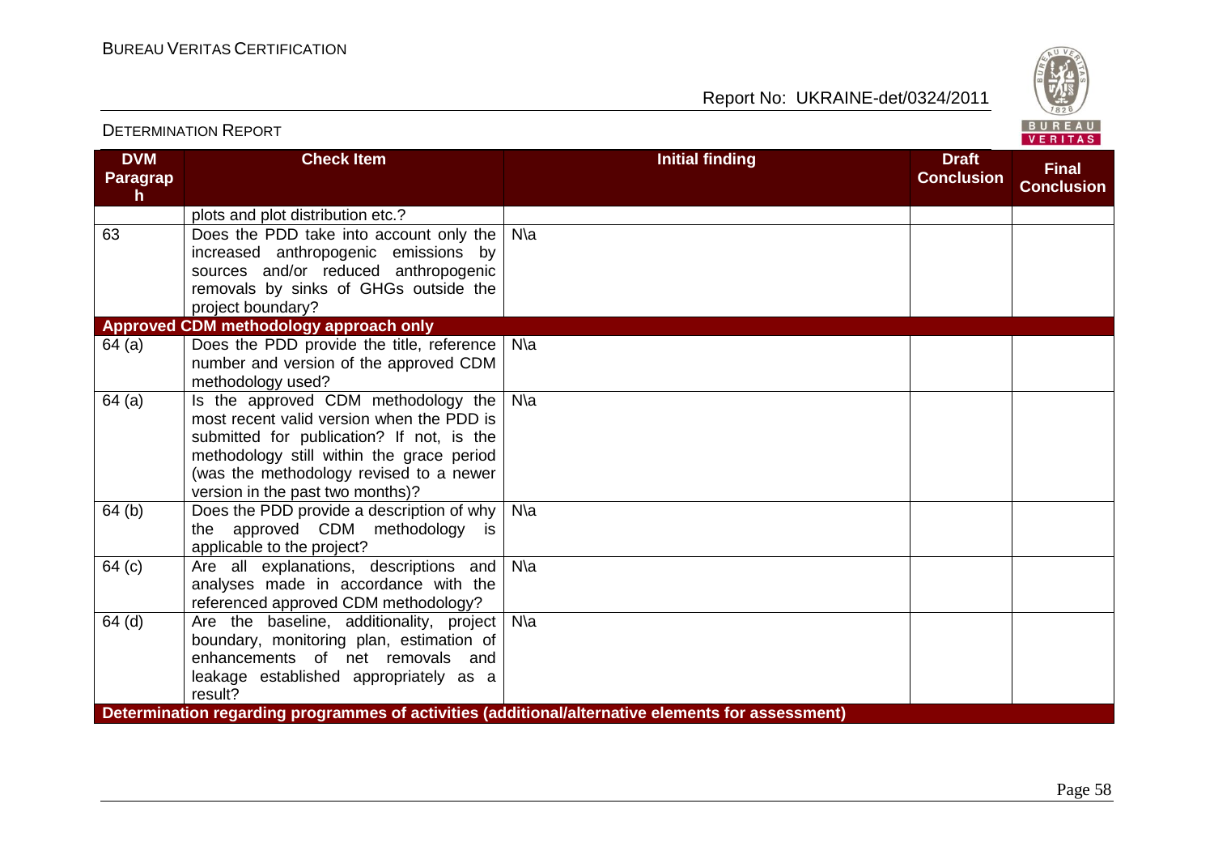| DVM Paragraph | Check Item | Initial finding | Draft Conclusion | Final Conclusion |
|---|---|---|---|---|
| | plots and plot distribution etc.? | | | |
| 63 | Does the PDD take into account only the increased anthropogenic emissions by sources and/or reduced anthropogenic removals by sinks of GHGs outside the project boundary? | N\a | | |
| **Approved CDM methodology approach only** | | | | |
| 64 (a) | Does the PDD provide the title, reference number and version of the approved CDM methodology used? | N\a | | |
| 64 (a) | Is the approved CDM methodology the most recent valid version when the PDD is submitted for publication? If not, is the methodology still within the grace period (was the methodology revised to a newer version in the past two months)? | N\a | | |
| 64 (b) | Does the PDD provide a description of why the approved CDM methodology is applicable to the project? | N\a | | |
| 64 (c) | Are all explanations, descriptions and analyses made in accordance with the referenced approved CDM methodology? | N\a | | |
| 64 (d) | Are the baseline, additionality, project boundary, monitoring plan, estimation of enhancements of net removals and leakage established appropriately as a result? | N\a | | |
| **Determination regarding programmes of activities (additional/alternative elements for assessment)** | | | | |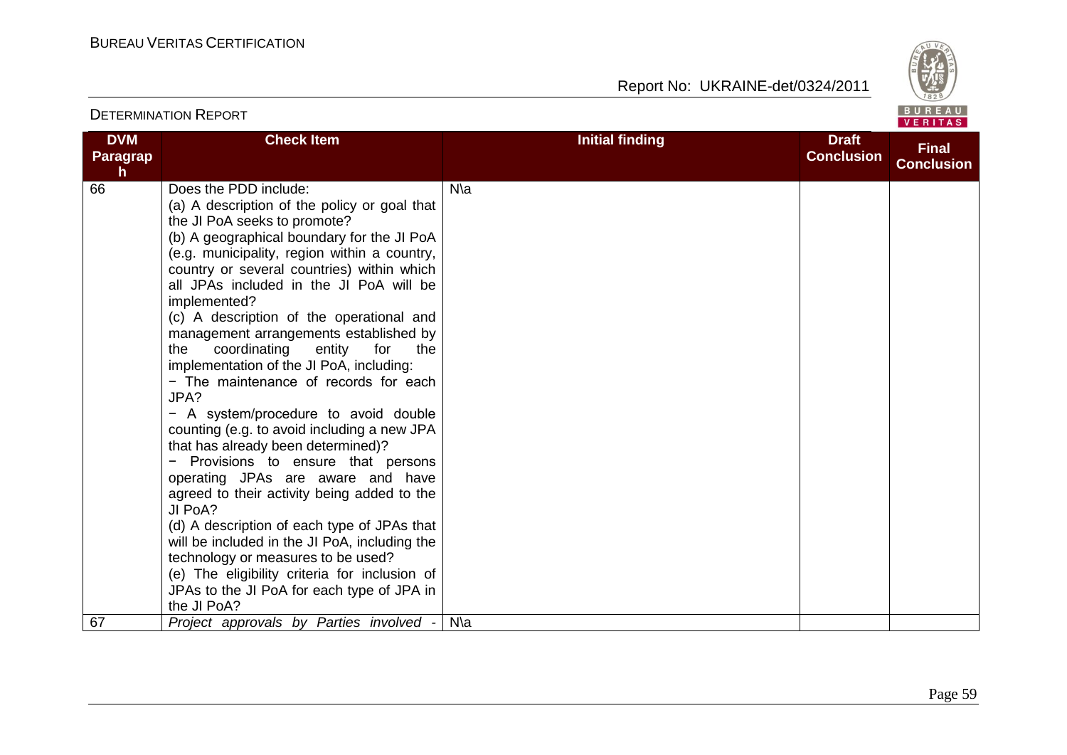| DVM Paragraph | Check Item | Initial finding | Draft Conclusion | Final Conclusion |
|---|---|---|---|---|
| 66 | Does the PDD include:<br>(a) A description of the policy or goal that the JI PoA seeks to promote?<br>(b) A geographical boundary for the JI PoA (e.g. municipality, region within a country, country or several countries) within which all JPAs included in the JI PoA will be implemented?<br>(c) A description of the operational and management arrangements established by the coordinating entity for the implementation of the JI PoA, including:<br>− The maintenance of records for each JPA?<br>− A system/procedure to avoid double counting (e.g. to avoid including a new JPA that has already been determined)?<br>− Provisions to ensure that persons operating JPAs are aware and have agreed to their activity being added to the JI PoA?<br>(d) A description of each type of JPAs that will be included in the JI PoA, including the technology or measures to be used?<br>(e) The eligibility criteria for inclusion of JPAs to the JI PoA for each type of JPA in the JI PoA? | N\a | | |
| 67 | *Project approvals by Parties involved -* | N\a | | |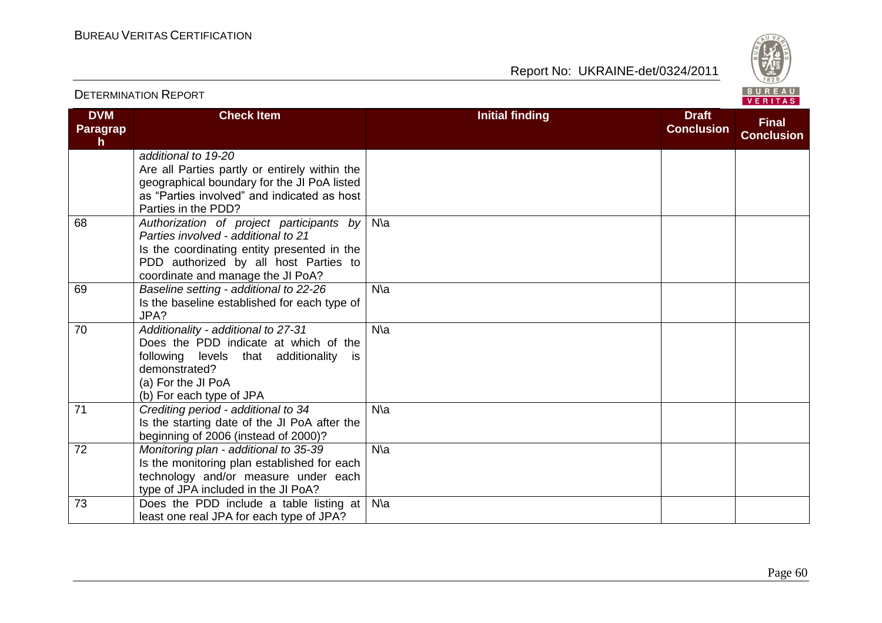| DVM Paragraph | Check Item | Initial finding | Draft Conclusion | Final Conclusion |
|---|---|---|---|---|
| | *additional to 19-20*<br>Are all Parties partly or entirely within the geographical boundary for the JI PoA listed as "Parties involved" and indicated as host Parties in the PDD? | | | |
| 68 | *Authorization of project participants by Parties involved - additional to 21*<br>Is the coordinating entity presented in the PDD authorized by all host Parties to coordinate and manage the JI PoA? | N\a | | |
| 69 | *Baseline setting - additional to 22-26*<br>Is the baseline established for each type of JPA? | N\a | | |
| 70 | *Additionality - additional to 27-31*<br>Does the PDD indicate at which of the following levels that additionality is demonstrated?<br>(a) For the JI PoA<br>(b) For each type of JPA | N\a | | |
| 71 | *Crediting period - additional to 34*<br>Is the starting date of the JI PoA after the beginning of 2006 (instead of 2000)? | N\a | | |
| 72 | *Monitoring plan - additional to 35-39*<br>Is the monitoring plan established for each technology and/or measure under each type of JPA included in the JI PoA? | N\a | | |
| 73 | Does the PDD include a table listing at least one real JPA for each type of JPA? | N\a | | |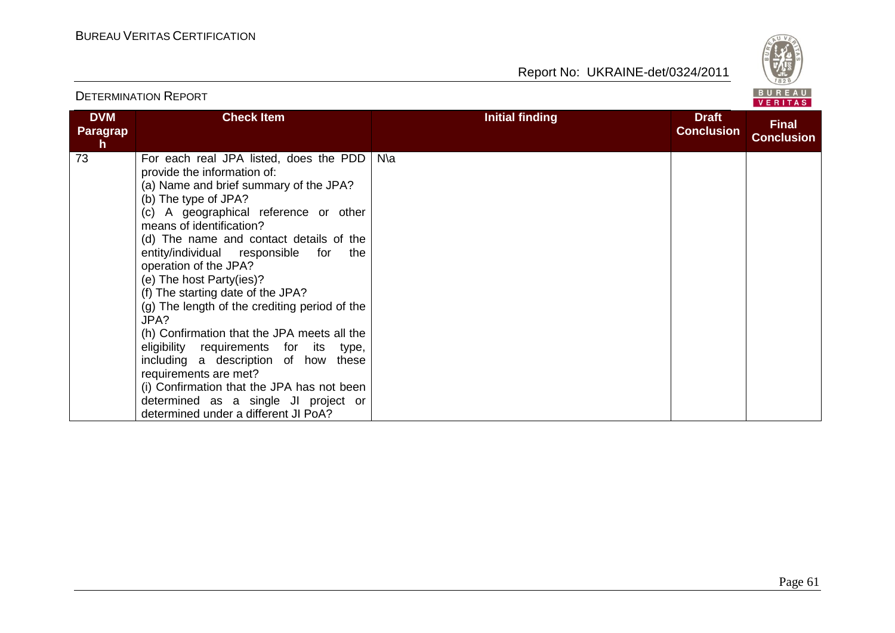| DVM Paragraph | Check Item | Initial finding | Draft Conclusion | Final Conclusion |
|---|---|---|---|---|
| 73 | For each real JPA listed, does the PDD provide the information of:<br>(a) Name and brief summary of the JPA?<br>(b) The type of JPA?<br>(c) A geographical reference or other means of identification?<br>(d) The name and contact details of the entity/individual responsible for the operation of the JPA?<br>(e) The host Party(ies)?<br>(f) The starting date of the JPA?<br>(g) The length of the crediting period of the JPA?<br>(h) Confirmation that the JPA meets all the eligibility requirements for its type, including a description of how these requirements are met?<br>(i) Confirmation that the JPA has not been determined as a single JI project or determined under a different JI PoA? | N\a | | |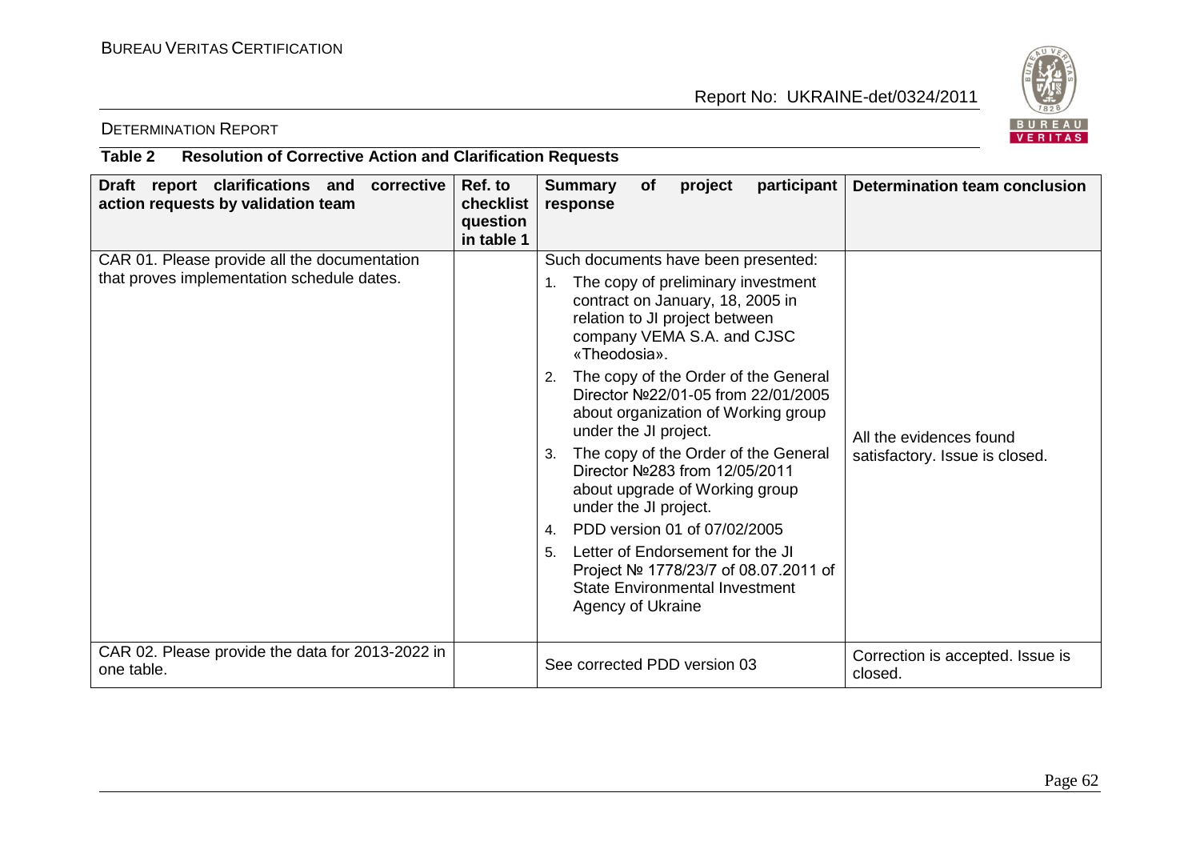DETERMINATION REPORT

**Table 2 Resolution of Corrective Action and Clarification Requests**

| Draft report clarifications and corrective action requests by validation team | Ref. to checklist question in table 1 | Summary of project participant response | Determination team conclusion |
|---|---|---|---|
| CAR 01. Please provide all the documentation that proves implementation schedule dates. | | Such documents have been presented:<br>1. The copy of preliminary investment contract on January, 18, 2005 in relation to JI project between company VEMA S.A. and CJSC «Theodosia».<br>2. The copy of the Order of the General Director №22/01-05 from 22/01/2005 about organization of Working group under the JI project.<br>3. The copy of the Order of the General Director №283 from 12/05/2011 about upgrade of Working group under the JI project.<br>4. PDD version 01 of 07/02/2005<br>5. Letter of Endorsement for the JI Project № 1778/23/7 of 08.07.2011 of State Environmental Investment Agency of Ukraine | All the evidences found satisfactory. Issue is closed. |
| CAR 02. Please provide the data for 2013-2022 in one table. | | See corrected PDD version 03 | Correction is accepted. Issue is closed. |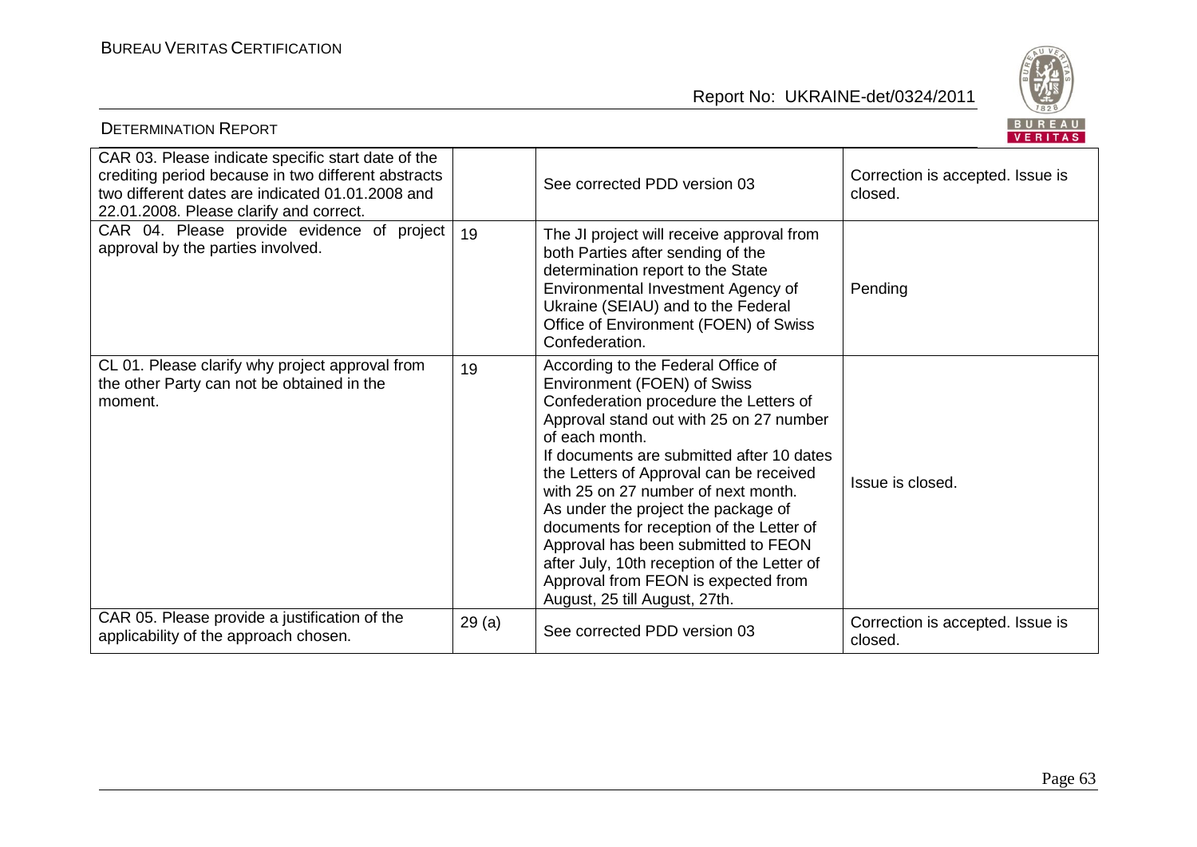| | | | |
|---|---|---|---|
| CAR 03. Please indicate specific start date of the crediting period because in two different abstracts two different dates are indicated 01.01.2008 and 22.01.2008. Please clarify and correct. | | See corrected PDD version 03 | Correction is accepted. Issue is closed. |
| CAR 04. Please provide evidence of project approval by the parties involved. | 19 | The JI project will receive approval from both Parties after sending of the determination report to the State Environmental Investment Agency of Ukraine (SEIAU) and to the Federal Office of Environment (FOEN) of Swiss Confederation. | Pending |
| CL 01. Please clarify why project approval from the other Party can not be obtained in the moment. | 19 | According to the Federal Office of Environment (FOEN) of Swiss Confederation procedure the Letters of Approval stand out with 25 on 27 number of each month.<br>If documents are submitted after 10 dates the Letters of Approval can be received with 25 on 27 number of next month.<br>As under the project the package of documents for reception of the Letter of Approval has been submitted to FEON after July, 10th reception of the Letter of Approval from FEON is expected from August, 25 till August, 27th. | Issue is closed. |
| CAR 05. Please provide a justification of the applicability of the approach chosen. | 29 (a) | See corrected PDD version 03 | Correction is accepted. Issue is closed. |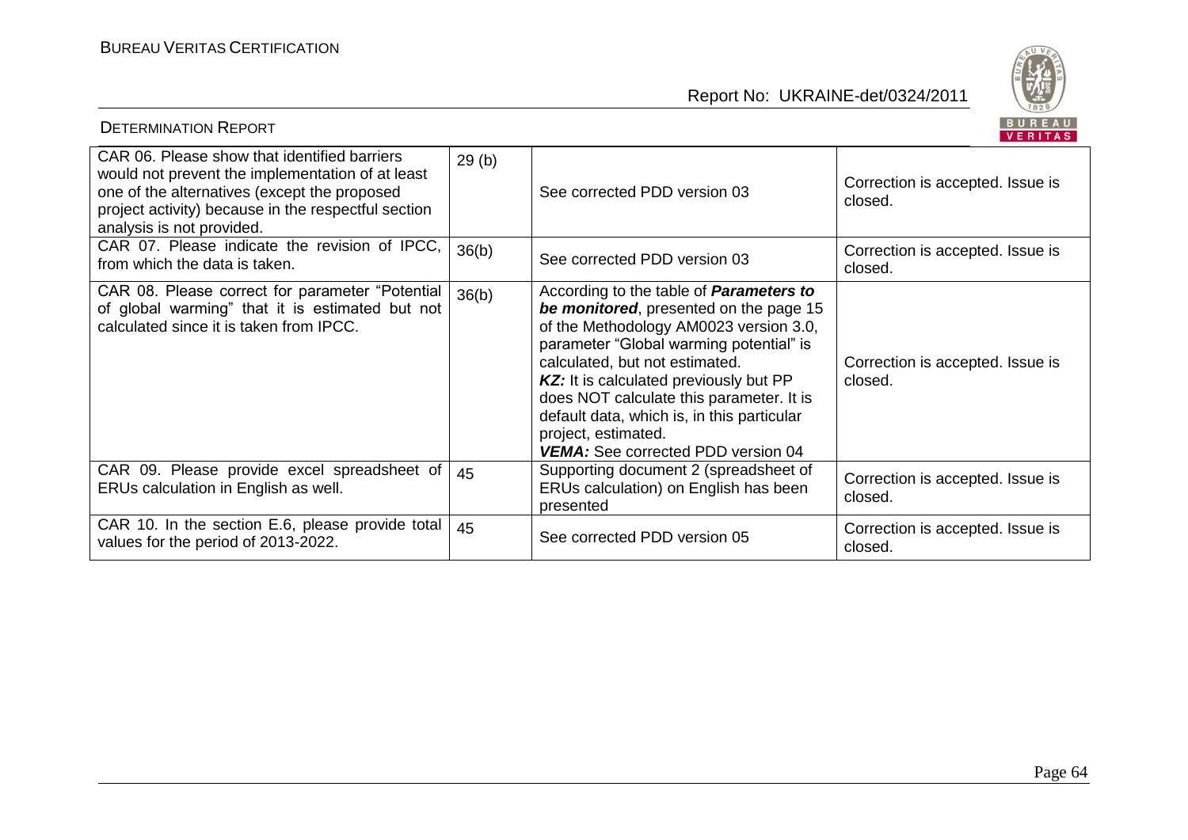| | | | |
|---|---|---|---|
| CAR 06. Please show that identified barriers would not prevent the implementation of at least one of the alternatives (except the proposed project activity) because in the respective section analysis is not provided. | 29 (b) | See corrected PDD version 03 | Correction is accepted. Issue is closed. |
| CAR 07. Please indicate the revision of IPCC, from which the data is taken. | 36(b) | See corrected PDD version 03 | Correction is accepted. Issue is closed. |
| CAR 08. Please correct for parameter "Potential of global warming" that it is estimated but not calculated since it is taken from IPCC. | 36(b) | According to the table of ***Parameters to be monitored***, presented on the page 15 of the Methodology AM0023 version 3.0, parameter "Global warming potential" is calculated, but not estimated.<br>***KZ:*** It is calculated previously but PP does NOT calculate this parameter. It is default data, which is, in this particular project, estimated.<br>***VEMA:*** See corrected PDD version 04 | Correction is accepted. Issue is closed. |
| CAR 09. Please provide excel spreadsheet of ERUs calculation in English as well. | 45 | Supporting document 2 (spreadsheet of ERUs calculation) on English has been presented | Correction is accepted. Issue is closed. |
| CAR 10. In the section E.6, please provide total values for the period of 2013-2022. | 45 | See corrected PDD version 05 | Correction is accepted. Issue is closed. |